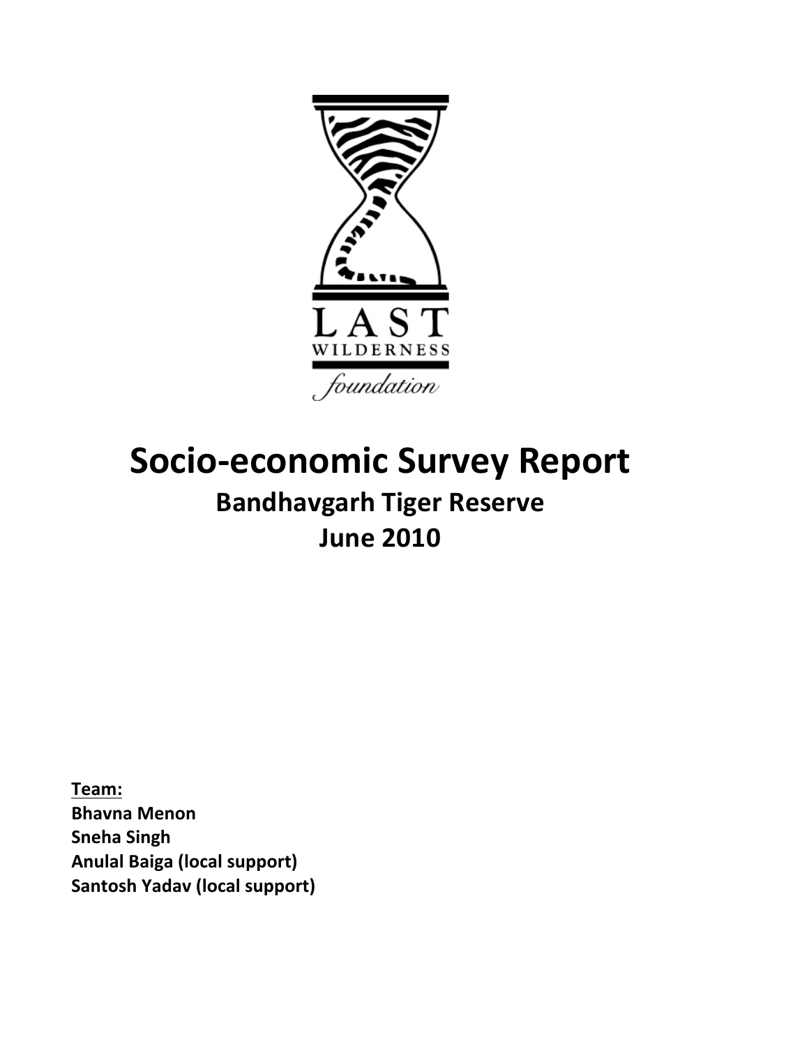LAST WILDERNESS foundation

# Socio-economic Survey Report

## Bandhavgarh Tiger Reserve

## June 2010

**Team:**

**Bhavna Menon**
**Sneha Singh**
**Anulal Baiga (local support)**
**Santosh Yadav (local support)**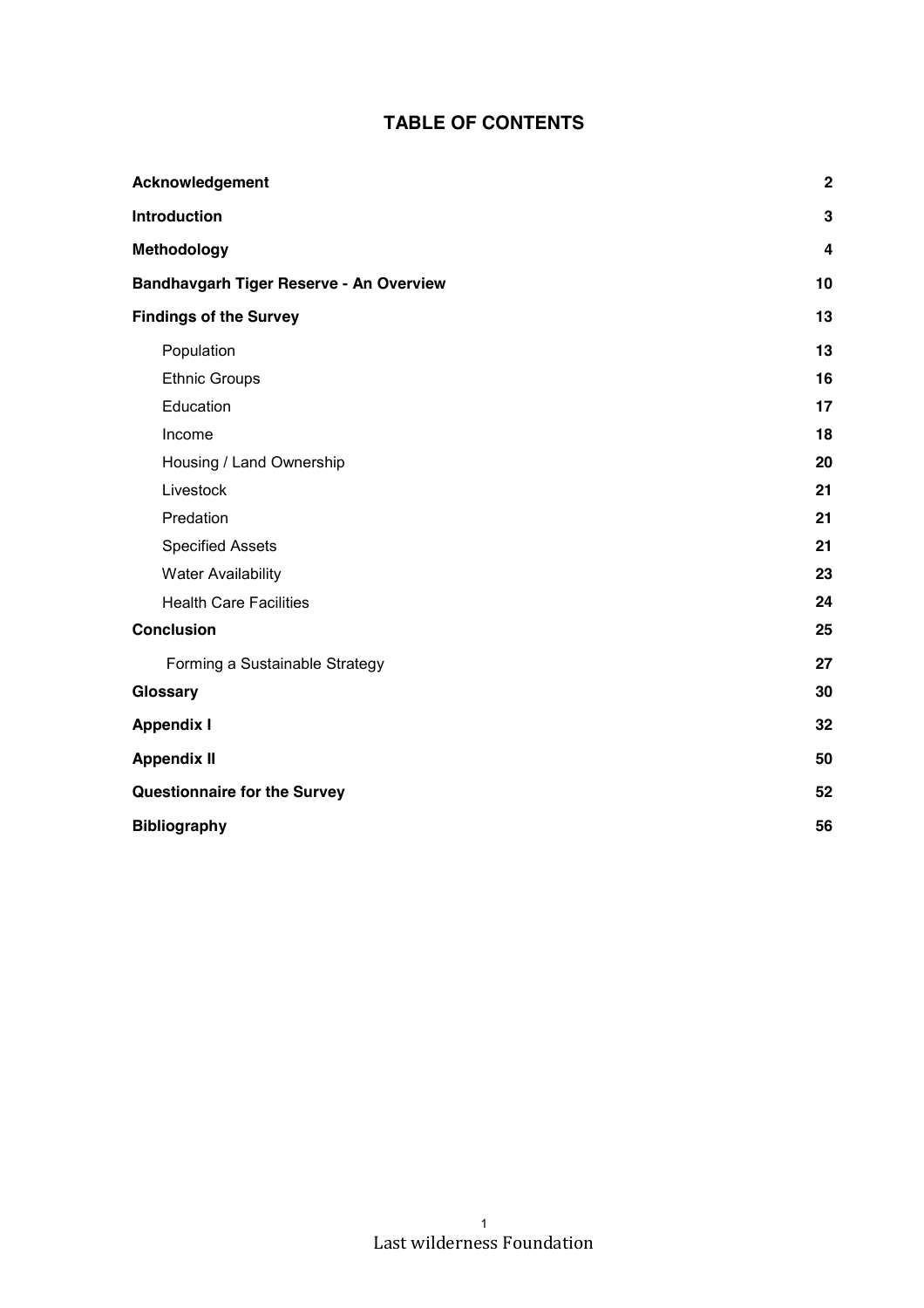# TABLE OF CONTENTS

| | |
|---|---|
| **Acknowledgement** | **2** |
| **Introduction** | **3** |
| **Methodology** | **4** |
| **Bandhavgarh Tiger Reserve - An Overview** | **10** |
| **Findings of the Survey** | **13** |
| Population | **13** |
| Ethnic Groups | **16** |
| Education | **17** |
| Income | **18** |
| Housing / Land Ownership | **20** |
| Livestock | **21** |
| Predation | **21** |
| Specified Assets | **21** |
| Water Availability | **23** |
| Health Care Facilities | **24** |
| **Conclusion** | **25** |
| Forming a Sustainable Strategy | **27** |
| **Glossary** | **30** |
| **Appendix I** | **32** |
| **Appendix II** | **50** |
| **Questionnaire for the Survey** | **52** |
| **Bibliography** | **56** |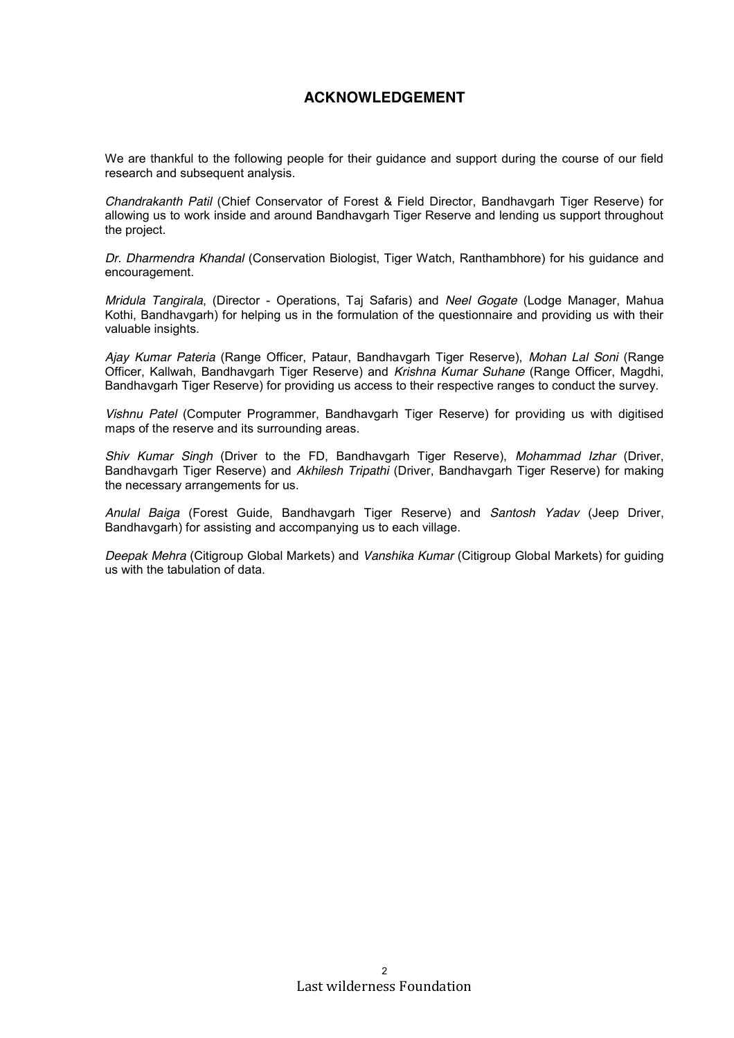## ACKNOWLEDGEMENT

We are thankful to the following people for their guidance and support during the course of our field research and subsequent analysis.

*Chandrakanth Patil* (Chief Conservator of Forest & Field Director, Bandhavgarh Tiger Reserve) for allowing us to work inside and around Bandhavgarh Tiger Reserve and lending us support throughout the project.

*Dr. Dharmendra Khandal* (Conservation Biologist, Tiger Watch, Ranthambhore) for his guidance and encouragement.

*Mridula Tangirala*, (Director - Operations, Taj Safaris) and *Neel Gogate* (Lodge Manager, Mahua Kothi, Bandhavgarh) for helping us in the formulation of the questionnaire and providing us with their valuable insights.

*Ajay Kumar Pateria* (Range Officer, Pataur, Bandhavgarh Tiger Reserve), *Mohan Lal Soni* (Range Officer, Kallwah, Bandhavgarh Tiger Reserve) and *Krishna Kumar Suhane* (Range Officer, Magdhi, Bandhavgarh Tiger Reserve) for providing us access to their respective ranges to conduct the survey.

*Vishnu Patel* (Computer Programmer, Bandhavgarh Tiger Reserve) for providing us with digitised maps of the reserve and its surrounding areas.

*Shiv Kumar Singh* (Driver to the FD, Bandhavgarh Tiger Reserve), *Mohammad Izhar* (Driver, Bandhavgarh Tiger Reserve) and *Akhilesh Tripathi* (Driver, Bandhavgarh Tiger Reserve) for making the necessary arrangements for us.

*Anulal Baiga* (Forest Guide, Bandhavgarh Tiger Reserve) and *Santosh Yadav* (Jeep Driver, Bandhavgarh) for assisting and accompanying us to each village.

*Deepak Mehra* (Citigroup Global Markets) and *Vanshika Kumar* (Citigroup Global Markets) for guiding us with the tabulation of data.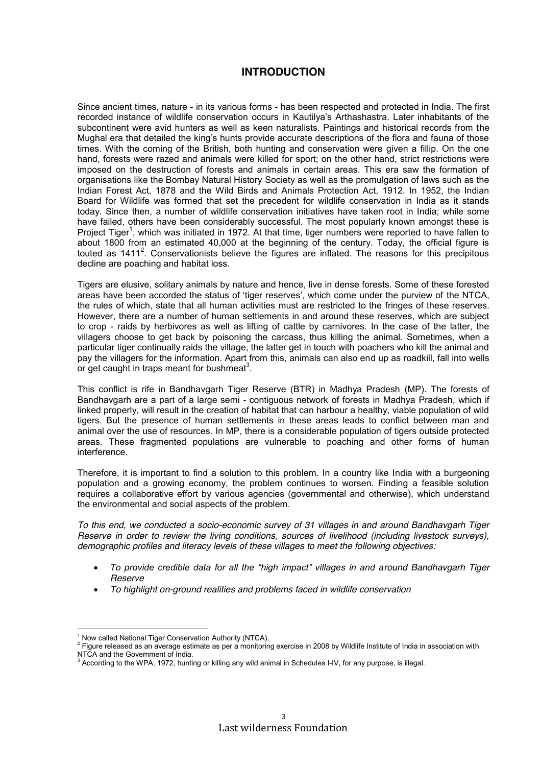# INTRODUCTION

Since ancient times, nature - in its various forms - has been respected and protected in India. The first recorded instance of wildlife conservation occurs in Kautilya's Arthashastra. Later inhabitants of the subcontinent were avid hunters as well as keen naturalists. Paintings and historical records from the Mughal era that detailed the king's hunts provide accurate descriptions of the flora and fauna of those times. With the coming of the British, both hunting and conservation were given a fillip. On the one hand, forests were razed and animals were killed for sport; on the other hand, strict restrictions were imposed on the destruction of forests and animals in certain areas. This era saw the formation of organisations like the Bombay Natural History Society as well as the promulgation of laws such as the Indian Forest Act, 1878 and the Wild Birds and Animals Protection Act, 1912. In 1952, the Indian Board for Wildlife was formed that set the precedent for wildlife conservation in India as it stands today. Since then, a number of wildlife conservation initiatives have taken root in India; while some have failed, others have been considerably successful. The most popularly known amongst these is Project Tiger[1], which was initiated in 1972. At that time, tiger numbers were reported to have fallen to about 1800 from an estimated 40,000 at the beginning of the century. Today, the official figure is touted as 1411[2]. Conservationists believe the figures are inflated. The reasons for this precipitous decline are poaching and habitat loss.

Tigers are elusive, solitary animals by nature and hence, live in dense forests. Some of these forested areas have been accorded the status of 'tiger reserves', which come under the purview of the NTCA, the rules of which, state that all human activities must are restricted to the fringes of these reserves. However, there are a number of human settlements in and around these reserves, which are subject to crop - raids by herbivores as well as lifting of cattle by carnivores. In the case of the latter, the villagers choose to get back by poisoning the carcass, thus killing the animal. Sometimes, when a particular tiger continually raids the village, the latter get in touch with poachers who kill the animal and pay the villagers for the information. Apart from this, animals can also end up as roadkill, fall into wells or get caught in traps meant for bushmeat[3].

This conflict is rife in Bandhavgarh Tiger Reserve (BTR) in Madhya Pradesh (MP). The forests of Bandhavgarh are a part of a large semi - contiguous network of forests in Madhya Pradesh, which if linked properly, will result in the creation of habitat that can harbour a healthy, viable population of wild tigers. But the presence of human settlements in these areas leads to conflict between man and animal over the use of resources. In MP, there is a considerable population of tigers outside protected areas. These fragmented populations are vulnerable to poaching and other forms of human interference.

Therefore, it is important to find a solution to this problem. In a country like India with a burgeoning population and a growing economy, the problem continues to worsen. Finding a feasible solution requires a collaborative effort by various agencies (governmental and otherwise), which understand the environmental and social aspects of the problem.

*To this end, we conducted a socio-economic survey of 31 villages in and around Bandhavgarh Tiger Reserve in order to review the living conditions, sources of livelihood (including livestock surveys), demographic profiles and literacy levels of these villages to meet the following objectives:*

- *To provide credible data for all the "high impact" villages in and around Bandhavgarh Tiger Reserve*
- *To highlight on-ground realities and problems faced in wildlife conservation*

---

[1] Now called National Tiger Conservation Authority (NTCA).

[2] Figure released as an average estimate as per a monitoring exercise in 2008 by Wildlife Institute of India in association with NTCA and the Government of India.

[3] According to the WPA, 1972, hunting or killing any wild animal in Schedules I-IV, for any purpose, is illegal.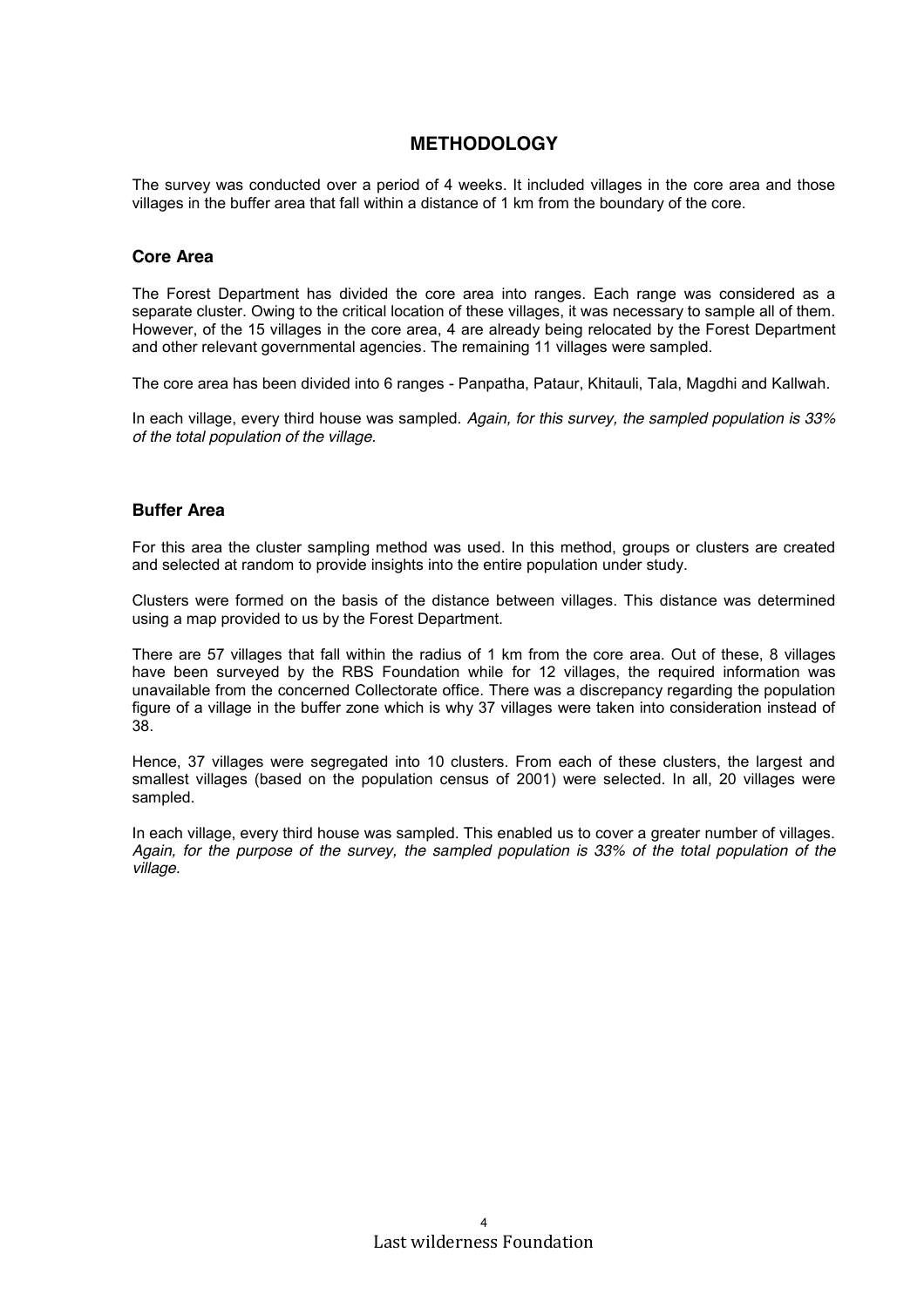# METHODOLOGY

The survey was conducted over a period of 4 weeks. It included villages in the core area and those villages in the buffer area that fall within a distance of 1 km from the boundary of the core.

## Core Area

The Forest Department has divided the core area into ranges. Each range was considered as a separate cluster. Owing to the critical location of these villages, it was necessary to sample all of them. However, of the 15 villages in the core area, 4 are already being relocated by the Forest Department and other relevant governmental agencies. The remaining 11 villages were sampled.

The core area has been divided into 6 ranges - Panpatha, Pataur, Khitauli, Tala, Magdhi and Kallwah.

In each village, every third house was sampled. *Again, for this survey, the sampled population is 33% of the total population of the village.*

## Buffer Area

For this area the cluster sampling method was used. In this method, groups or clusters are created and selected at random to provide insights into the entire population under study.

Clusters were formed on the basis of the distance between villages. This distance was determined using a map provided to us by the Forest Department.

There are 57 villages that fall within the radius of 1 km from the core area. Out of these, 8 villages have been surveyed by the RBS Foundation while for 12 villages, the required information was unavailable from the concerned Collectorate office. There was a discrepancy regarding the population figure of a village in the buffer zone which is why 37 villages were taken into consideration instead of 38.

Hence, 37 villages were segregated into 10 clusters. From each of these clusters, the largest and smallest villages (based on the population census of 2001) were selected. In all, 20 villages were sampled.

In each village, every third house was sampled. This enabled us to cover a greater number of villages. *Again, for the purpose of the survey, the sampled population is 33% of the total population of the village.*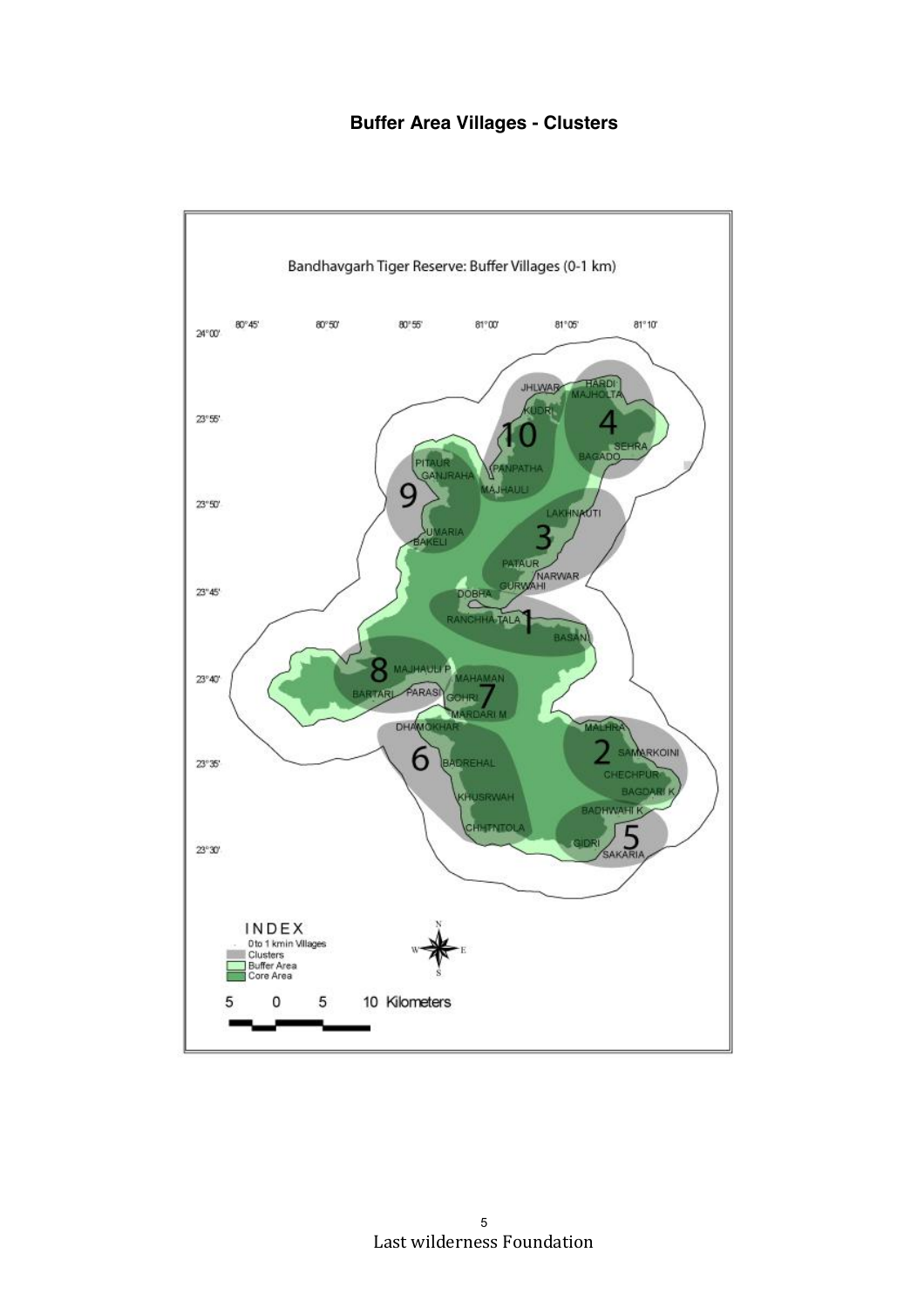**Buffer Area Villages - Clusters**

Bandhavgarh Tiger Reserve: Buffer Villages (0-1 km)

80°45' 80°50' 80°55' 81°00' 81°05' 81°10'

24°00' 23°55' 23°50' 23°45' 23°40' 23°35' 23°30'

JHLWAR HARDI MAJHOLTA KUDRI 10 4 SEHRA BAGADO PITAUR GANJRAHA PANPATHA MAJHAULI 9 LAKHNAUTI UMARIA BAKELI 3 PATAUR NARWAR GURWAHI DOBHA RANCHHA-TALA 1 BASANI 8 MAJHAULI P MAHAMAN BARTARI PARASI GOHRI 7 MARDARI M DHAMOKHAR MALHRA 6 2 SAMARKOINI BADREHAL CHECHPUR BAGDARI K KHUSRWAH BADHWAHI K CHHTNTOLA 5 GIDRI SAKARIA

INDEX
- 0 to 1 kmin Villages
- Clusters
- Buffer Area
- Core Area

5 0 5 10 Kilometers

Last wilderness Foundation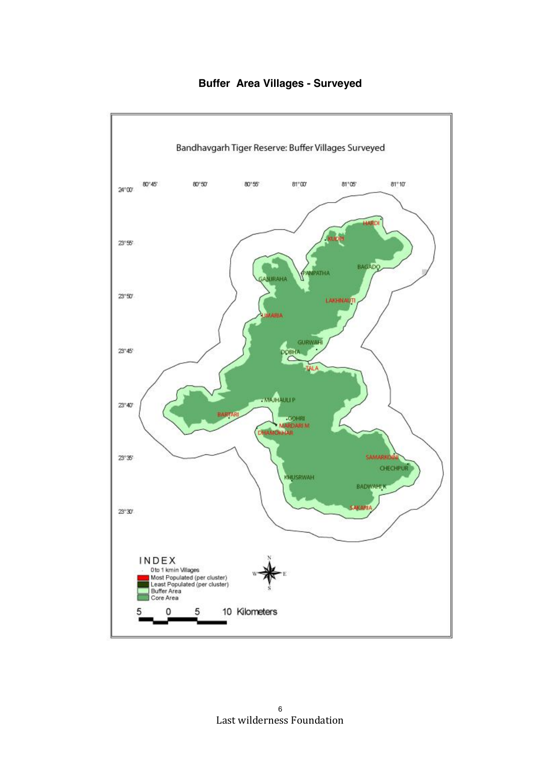## Buffer Area Villages - Surveyed

Bandhavgarh Tiger Reserve: Buffer Villages Surveyed

80°45' 80°50' 80°55' 81°00' 81°05' 81°10'

24°00' 23°55' 23°50' 23°45' 23°40' 23°35' 23°30'

HARDI, KUDRI, PANPATHA, BAGADO, GANJRAHA, LAKHNAUTI, UMARIA, GURWAHI, DOBHA, TALA, MAJHAULI P, BARTARI, GOHRI, MARDARI M, DHAMOKHAR, SAMARKOINI, CHECHPUR, KHUSRWAH, BADWAHI K, SAKARIA

INDEX

- 0 to 1 kmin Villages
- Most Populated (per cluster)
- Least Populated (per cluster)
- Buffer Area
- Core Area

5 0 5 10 Kilometers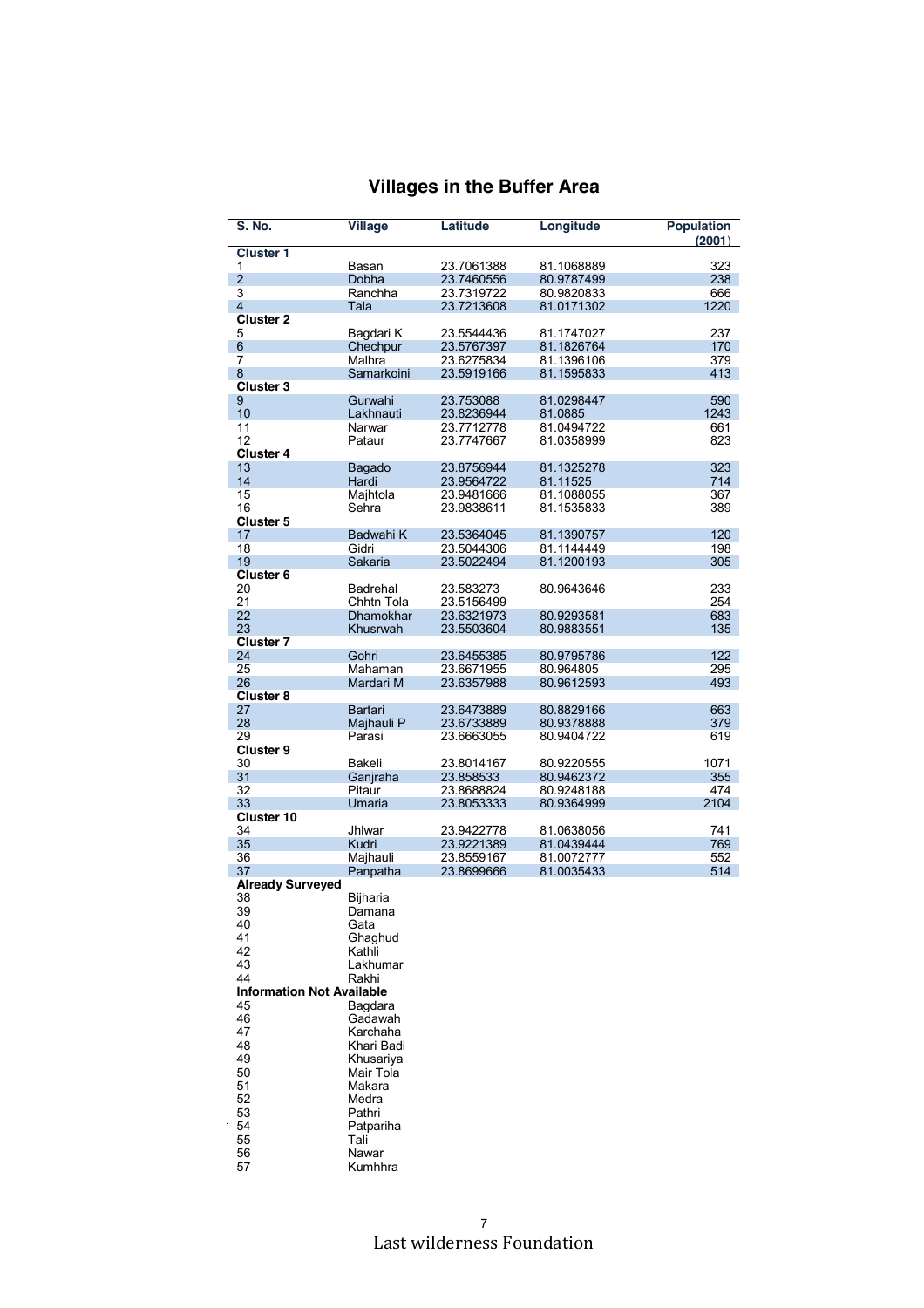## Villages in the Buffer Area

| S. No. | Village | Latitude | Longitude | Population (2001) |
|---|---|---|---|---|
| **Cluster 1** | | | | |
| 1 | Basan | 23.7061388 | 81.1068889 | 323 |
| 2 | Dobha | 23.7460556 | 80.9787499 | 238 |
| 3 | Ranchha | 23.7319722 | 80.9820833 | 666 |
| 4 | Tala | 23.7213608 | 81.0171302 | 1220 |
| **Cluster 2** | | | | |
| 5 | Bagdari K | 23.5544436 | 81.1747027 | 237 |
| 6 | Chechpur | 23.5767397 | 81.1826764 | 170 |
| 7 | Malhra | 23.6275834 | 81.1396106 | 379 |
| 8 | Samarkoini | 23.5919166 | 81.1595833 | 413 |
| **Cluster 3** | | | | |
| 9 | Gurwahi | 23.753088 | 81.0298447 | 590 |
| 10 | Lakhnauti | 23.8236944 | 81.0885 | 1243 |
| 11 | Narwar | 23.7712778 | 81.0494722 | 661 |
| 12 | Pataur | 23.7747667 | 81.0358999 | 823 |
| **Cluster 4** | | | | |
| 13 | Bagado | 23.8756944 | 81.1325278 | 323 |
| 14 | Hardi | 23.9564722 | 81.11525 | 714 |
| 15 | Majhtola | 23.9481666 | 81.1088055 | 367 |
| 16 | Sehra | 23.9838611 | 81.1535833 | 389 |
| **Cluster 5** | | | | |
| 17 | Badwahi K | 23.5364045 | 81.1390757 | 120 |
| 18 | Gidri | 23.5044306 | 81.1144449 | 198 |
| 19 | Sakaria | 23.5022494 | 81.1200193 | 305 |
| **Cluster 6** | | | | |
| 20 | Badrehal | 23.583273 | 80.9643646 | 233 |
| 21 | Chhtn Tola | 23.5156499 | | 254 |
| 22 | Dhamokhar | 23.6321973 | 80.9293581 | 683 |
| 23 | Khusrwah | 23.5503604 | 80.9883551 | 135 |
| **Cluster 7** | | | | |
| 24 | Gohri | 23.6455385 | 80.9795786 | 122 |
| 25 | Mahaman | 23.6671955 | 80.964805 | 295 |
| 26 | Mardari M | 23.6357988 | 80.9612593 | 493 |
| **Cluster 8** | | | | |
| 27 | Bartari | 23.6473889 | 80.8829166 | 663 |
| 28 | Majhauli P | 23.6733889 | 80.9378888 | 379 |
| 29 | Parasi | 23.6663055 | 80.9404722 | 619 |
| **Cluster 9** | | | | |
| 30 | Bakeli | 23.8014167 | 80.9220555 | 1071 |
| 31 | Ganjraha | 23.858533 | 80.9462372 | 355 |
| 32 | Pitaur | 23.8688824 | 80.9248188 | 474 |
| 33 | Umaria | 23.8053333 | 80.9364999 | 2104 |
| **Cluster 10** | | | | |
| 34 | Jhlwar | 23.9422778 | 81.0638056 | 741 |
| 35 | Kudri | 23.9221389 | 81.0439444 | 769 |
| 36 | Majhauli | 23.8559167 | 81.0072777 | 552 |
| 37 | Panpatha | 23.8699666 | 81.0035433 | 514 |
| **Already Surveyed** | | | | |
| 38 | Bijharia | | | |
| 39 | Damana | | | |
| 40 | Gata | | | |
| 41 | Ghaghud | | | |
| 42 | Kathli | | | |
| 43 | Lakhumar | | | |
| 44 | Rakhi | | | |
| **Information Not Available** | | | | |
| 45 | Bagdara | | | |
| 46 | Gadawah | | | |
| 47 | Karchaha | | | |
| 48 | Khari Badi | | | |
| 49 | Khusariya | | | |
| 50 | Mair Tola | | | |
| 51 | Makara | | | |
| 52 | Medra | | | |
| 53 | Pathri | | | |
| 54 | Patpariha | | | |
| 55 | Tali | | | |
| 56 | Nawar | | | |
| 57 | Kumhhra | | | |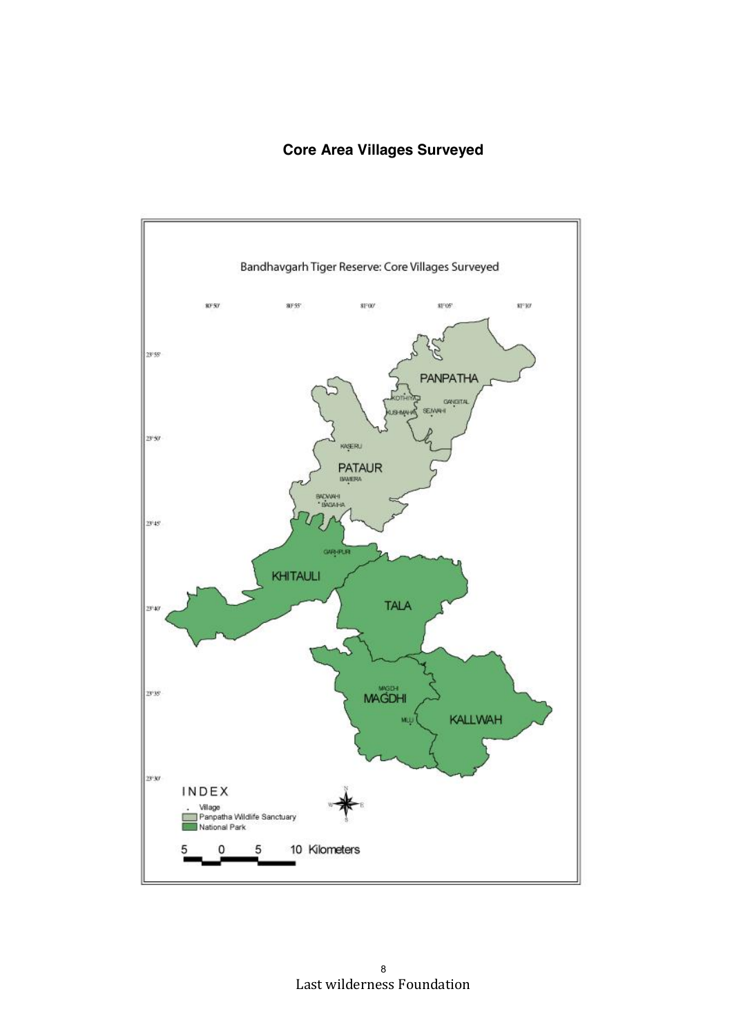**Core Area Villages Surveyed**

Bandhavgarh Tiger Reserve: Core Villages Surveyed

80°50' 80°55' 81°00' 81°05' 81°10'

23°55' 23°50' 23°45' 23°40' 23°35' 23°30'

PANPATHA

KOTHIYA

GANGITAL

KUSHMAHA

SEJWAHI

KASERU

PATAUR

BAMERA

BADWAHI

BAGAIHA

GARHPURI

KHITAULI

TALA

MAGDHI

MAGDHI

MILU

KALLWAH

INDEX

Village

Panpatha Wildlife Sanctuary

National Park

5 0 5 10 Kilometers

Last wilderness Foundation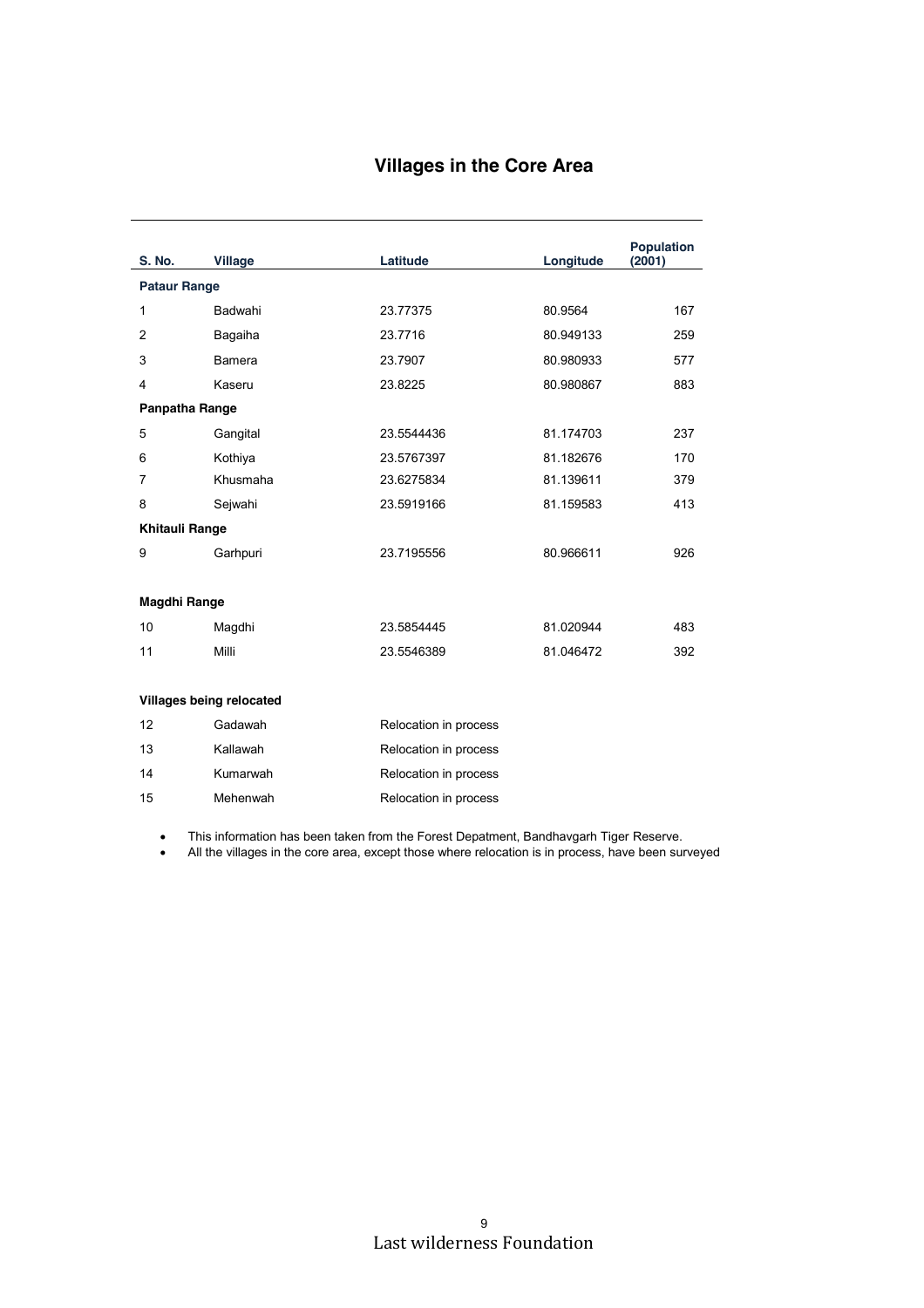# Villages in the Core Area

| S. No. | Village | Latitude | Longitude | Population (2001) |
|---|---|---|---|---|
| **Pataur Range** | | | | |
| 1 | Badwahi | 23.77375 | 80.9564 | 167 |
| 2 | Bagaiha | 23.7716 | 80.949133 | 259 |
| 3 | Bamera | 23.7907 | 80.980933 | 577 |
| 4 | Kaseru | 23.8225 | 80.980867 | 883 |
| **Panpatha Range** | | | | |
| 5 | Gangital | 23.5544436 | 81.174703 | 237 |
| 6 | Kothiya | 23.5767397 | 81.182676 | 170 |
| 7 | Khusmaha | 23.6275834 | 81.139611 | 379 |
| 8 | Sejwahi | 23.5919166 | 81.159583 | 413 |
| **Khitauli Range** | | | | |
| 9 | Garhpuri | 23.7195556 | 80.966611 | 926 |
| **Magdhi Range** | | | | |
| 10 | Magdhi | 23.5854445 | 81.020944 | 483 |
| 11 | Milli | 23.5546389 | 81.046472 | 392 |
| **Villages being relocated** | | | | |
| 12 | Gadawah | Relocation in process | | |
| 13 | Kallawah | Relocation in process | | |
| 14 | Kumarwah | Relocation in process | | |
| 15 | Mehenwah | Relocation in process | | |

- This information has been taken from the Forest Depatment, Bandhavgarh Tiger Reserve.
- All the villages in the core area, except those where relocation is in process, have been surveyed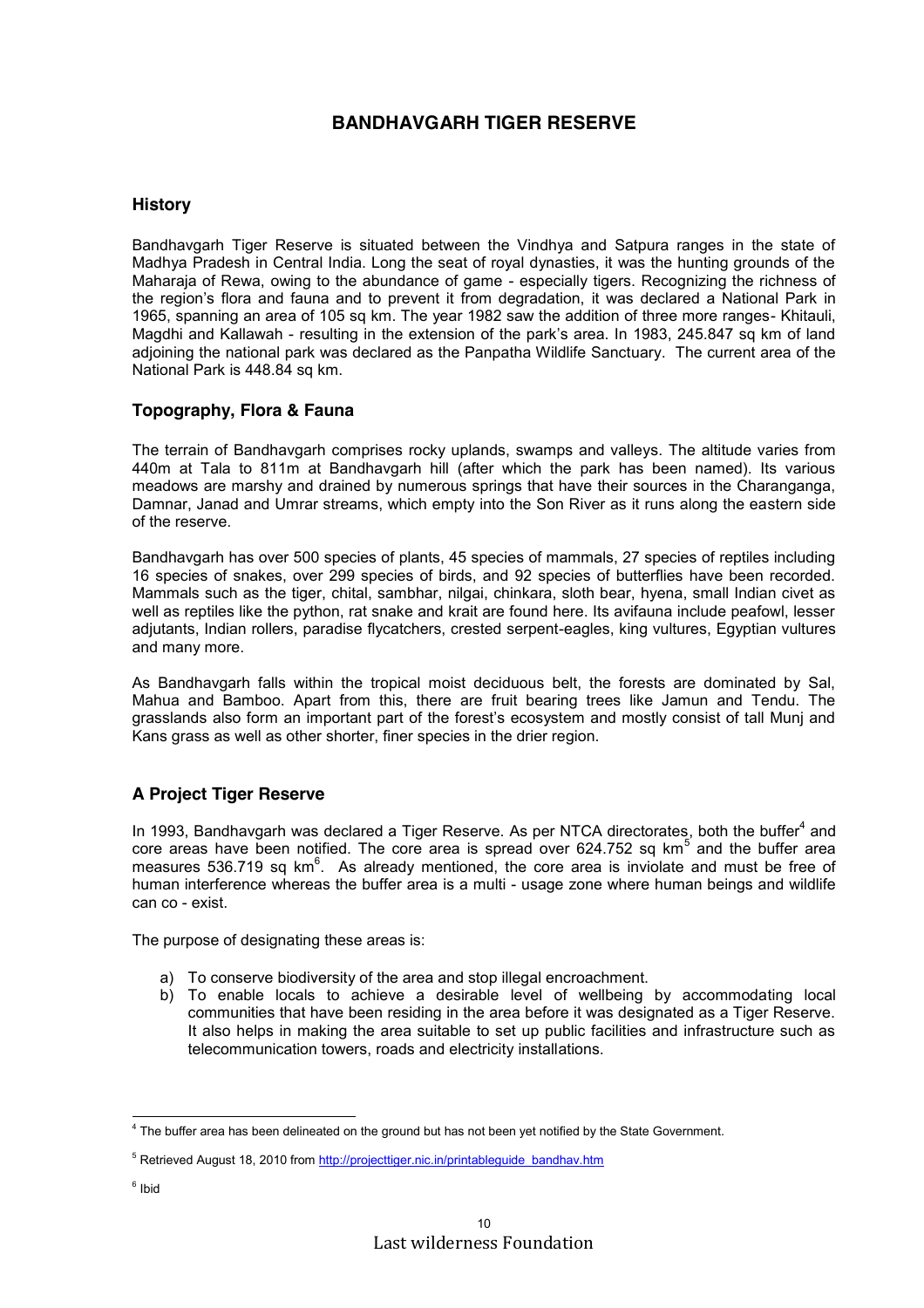# BANDHAVGARH TIGER RESERVE

## History

Bandhavgarh Tiger Reserve is situated between the Vindhya and Satpura ranges in the state of Madhya Pradesh in Central India. Long the seat of royal dynasties, it was the hunting grounds of the Maharaja of Rewa, owing to the abundance of game - especially tigers. Recognizing the richness of the region's flora and fauna and to prevent it from degradation, it was declared a National Park in 1965, spanning an area of 105 sq km. The year 1982 saw the addition of three more ranges- Khitauli, Magdhi and Kallawah - resulting in the extension of the park's area. In 1983, 245.847 sq km of land adjoining the national park was declared as the Panpatha Wildlife Sanctuary. The current area of the National Park is 448.84 sq km.

## Topography, Flora & Fauna

The terrain of Bandhavgarh comprises rocky uplands, swamps and valleys. The altitude varies from 440m at Tala to 811m at Bandhavgarh hill (after which the park has been named). Its various meadows are marshy and drained by numerous springs that have their sources in the Charanganga, Damnar, Janad and Umrar streams, which empty into the Son River as it runs along the eastern side of the reserve.

Bandhavgarh has over 500 species of plants, 45 species of mammals, 27 species of reptiles including 16 species of snakes, over 299 species of birds, and 92 species of butterflies have been recorded. Mammals such as the tiger, chital, sambhar, nilgai, chinkara, sloth bear, hyena, small Indian civet as well as reptiles like the python, rat snake and krait are found here. Its avifauna include peafowl, lesser adjutants, Indian rollers, paradise flycatchers, crested serpent-eagles, king vultures, Egyptian vultures and many more.

As Bandhavgarh falls within the tropical moist deciduous belt, the forests are dominated by Sal, Mahua and Bamboo. Apart from this, there are fruit bearing trees like Jamun and Tendu. The grasslands also form an important part of the forest's ecosystem and mostly consist of tall Munj and Kans grass as well as other shorter, finer species in the drier region.

## A Project Tiger Reserve

In 1993, Bandhavgarh was declared a Tiger Reserve. As per NTCA directorates, both the buffer[4] and core areas have been notified. The core area is spread over 624.752 sq km[5] and the buffer area measures 536.719 sq km[6]. As already mentioned, the core area is inviolate and must be free of human interference whereas the buffer area is a multi - usage zone where human beings and wildlife can co - exist.

The purpose of designating these areas is:

a) To conserve biodiversity of the area and stop illegal encroachment.
b) To enable locals to achieve a desirable level of wellbeing by accommodating local communities that have been residing in the area before it was designated as a Tiger Reserve. It also helps in making the area suitable to set up public facilities and infrastructure such as telecommunication towers, roads and electricity installations.

---

[4] The buffer area has been delineated on the ground but has not been yet notified by the State Government.

[5] Retrieved August 18, 2010 from http://projecttiger.nic.in/printableguide_bandhav.htm

[6] Ibid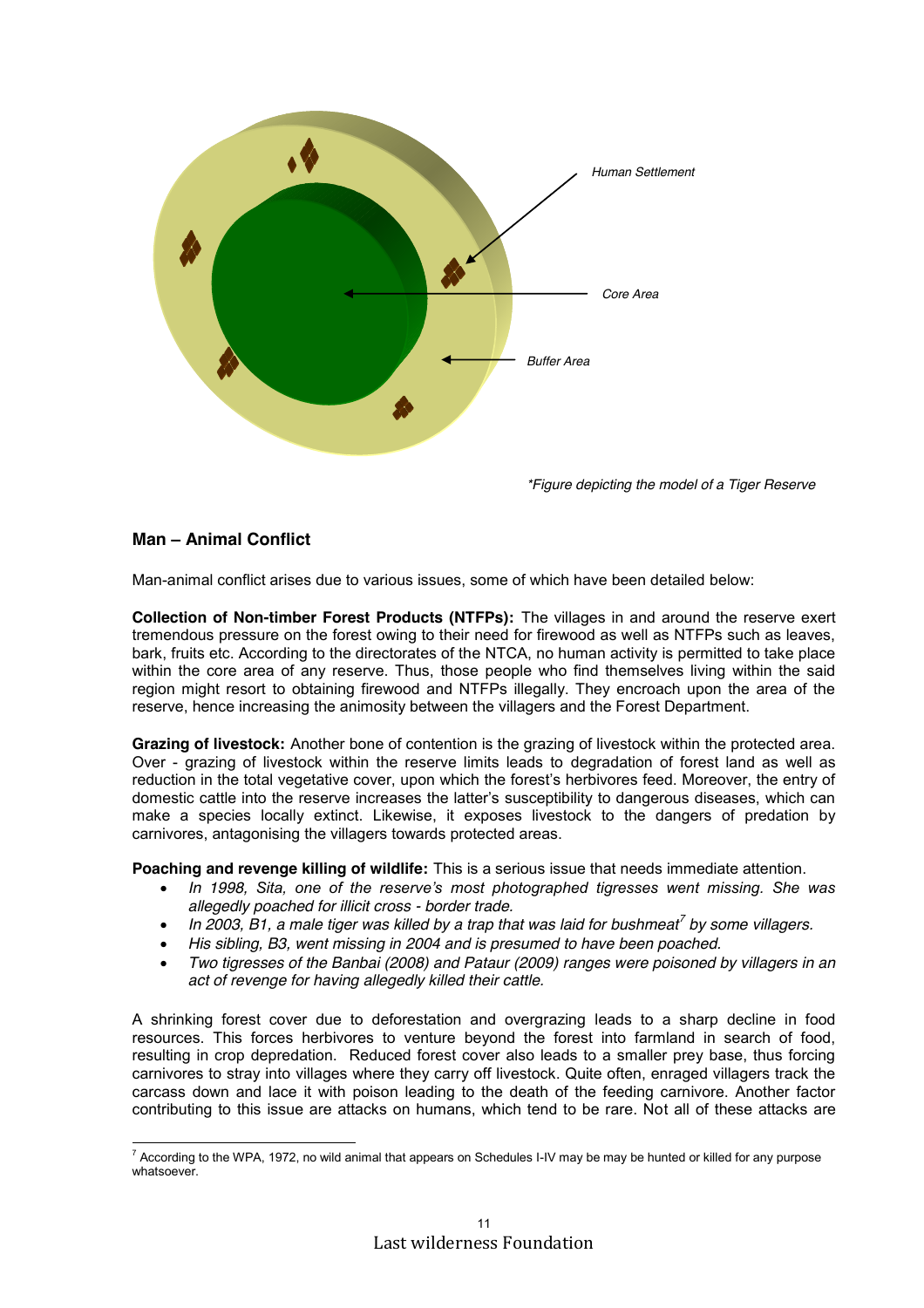*Figure depicting the model of a Tiger Reserve

## Man – Animal Conflict

Man-animal conflict arises due to various issues, some of which have been detailed below:

**Collection of Non-timber Forest Products (NTFPs):** The villages in and around the reserve exert tremendous pressure on the forest owing to their need for firewood as well as NTFPs such as leaves, bark, fruits etc. According to the directorates of the NTCA, no human activity is permitted to take place within the core area of any reserve. Thus, those people who find themselves living within the said region might resort to obtaining firewood and NTFPs illegally. They encroach upon the area of the reserve, hence increasing the animosity between the villagers and the Forest Department.

**Grazing of livestock:** Another bone of contention is the grazing of livestock within the protected area. Over - grazing of livestock within the reserve limits leads to degradation of forest land as well as reduction in the total vegetative cover, upon which the forest's herbivores feed. Moreover, the entry of domestic cattle into the reserve increases the latter's susceptibility to dangerous diseases, which can make a species locally extinct. Likewise, it exposes livestock to the dangers of predation by carnivores, antagonising the villagers towards protected areas.

**Poaching and revenge killing of wildlife:** This is a serious issue that needs immediate attention.

- *In 1998, Sita, one of the reserve's most photographed tigresses went missing. She was allegedly poached for illicit cross - border trade.*
- *In 2003, B1, a male tiger was killed by a trap that was laid for bushmeat[7] by some villagers.*
- *His sibling, B3, went missing in 2004 and is presumed to have been poached.*
- *Two tigresses of the Banbai (2008) and Pataur (2009) ranges were poisoned by villagers in an act of revenge for having allegedly killed their cattle.*

A shrinking forest cover due to deforestation and overgrazing leads to a sharp decline in food resources. This forces herbivores to venture beyond the forest into farmland in search of food, resulting in crop depredation. Reduced forest cover also leads to a smaller prey base, thus forcing carnivores to stray into villages where they carry off livestock. Quite often, enraged villagers track the carcass down and lace it with poison leading to the death of the feeding carnivore. Another factor contributing to this issue are attacks on humans, which tend to be rare. Not all of these attacks are

[7] According to the WPA, 1972, no wild animal that appears on Schedules I-IV may be may be hunted or killed for any purpose whatsoever.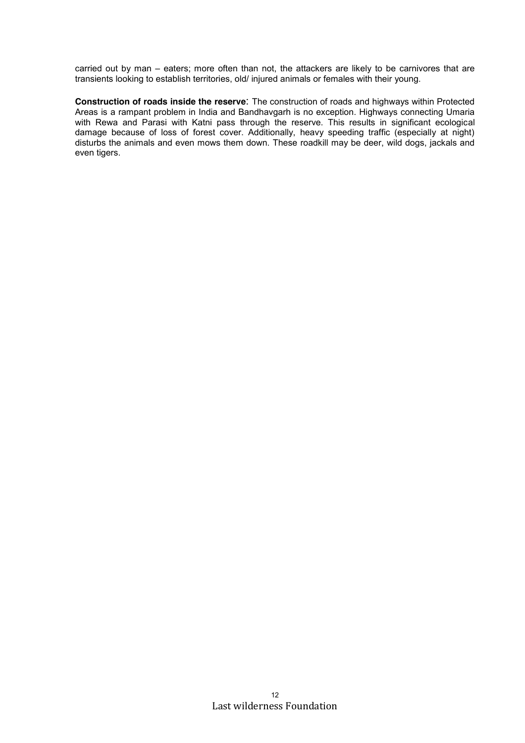carried out by man – eaters; more often than not, the attackers are likely to be carnivores that are transients looking to establish territories, old/ injured animals or females with their young.

**Construction of roads inside the reserve**: The construction of roads and highways within Protected Areas is a rampant problem in India and Bandhavgarh is no exception. Highways connecting Umaria with Rewa and Parasi with Katni pass through the reserve. This results in significant ecological damage because of loss of forest cover. Additionally, heavy speeding traffic (especially at night) disturbs the animals and even mows them down. These roadkill may be deer, wild dogs, jackals and even tigers.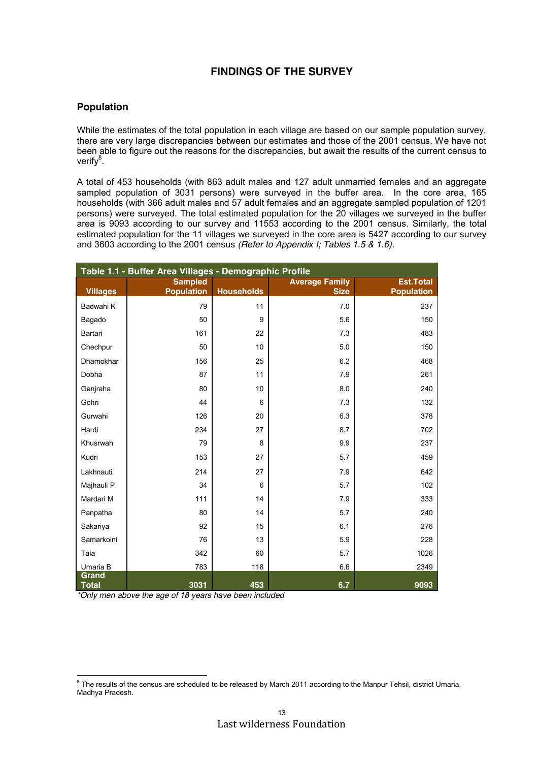## FINDINGS OF THE SURVEY

### Population

While the estimates of the total population in each village are based on our sample population survey, there are very large discrepancies between our estimates and those of the 2001 census. We have not been able to figure out the reasons for the discrepancies, but await the results of the current census to verify[8].

A total of 453 households (with 863 adult males and 127 adult unmarried females and an aggregate sampled population of 3031 persons) were surveyed in the buffer area. In the core area, 165 households (with 366 adult males and 57 adult females and an aggregate sampled population of 1201 persons) were surveyed. The total estimated population for the 20 villages we surveyed in the buffer area is 9093 according to our survey and 11553 according to the 2001 census. Similarly, the total estimated population for the 11 villages we surveyed in the core area is 5427 according to our survey and 3603 according to the 2001 census *(Refer to Appendix I; Tables 1.5 & 1.6)*.

**Table 1.1 - Buffer Area Villages - Demographic Profile**

| Villages | Sampled Population | Households | Average Family Size | Est.Total Population |
|---|---|---|---|---|
| Badwahi K | 79 | 11 | 7.0 | 237 |
| Bagado | 50 | 9 | 5.6 | 150 |
| Bartari | 161 | 22 | 7.3 | 483 |
| Chechpur | 50 | 10 | 5.0 | 150 |
| Dhamokhar | 156 | 25 | 6.2 | 468 |
| Dobha | 87 | 11 | 7.9 | 261 |
| Ganjraha | 80 | 10 | 8.0 | 240 |
| Gohri | 44 | 6 | 7.3 | 132 |
| Gurwahi | 126 | 20 | 6.3 | 378 |
| Hardi | 234 | 27 | 8.7 | 702 |
| Khusrwah | 79 | 8 | 9.9 | 237 |
| Kudri | 153 | 27 | 5.7 | 459 |
| Lakhnauti | 214 | 27 | 7.9 | 642 |
| Majhauli P | 34 | 6 | 5.7 | 102 |
| Mardari M | 111 | 14 | 7.9 | 333 |
| Panpatha | 80 | 14 | 5.7 | 240 |
| Sakariya | 92 | 15 | 6.1 | 276 |
| Samarkoini | 76 | 13 | 5.9 | 228 |
| Tala | 342 | 60 | 5.7 | 1026 |
| Umaria B | 783 | 118 | 6.6 | 2349 |
| **Grand Total** | **3031** | **453** | **6.7** | **9093** |

*\*Only men above the age of 18 years have been included*

[8] The results of the census are scheduled to be released by March 2011 according to the Manpur Tehsil, district Umaria, Madhya Pradesh.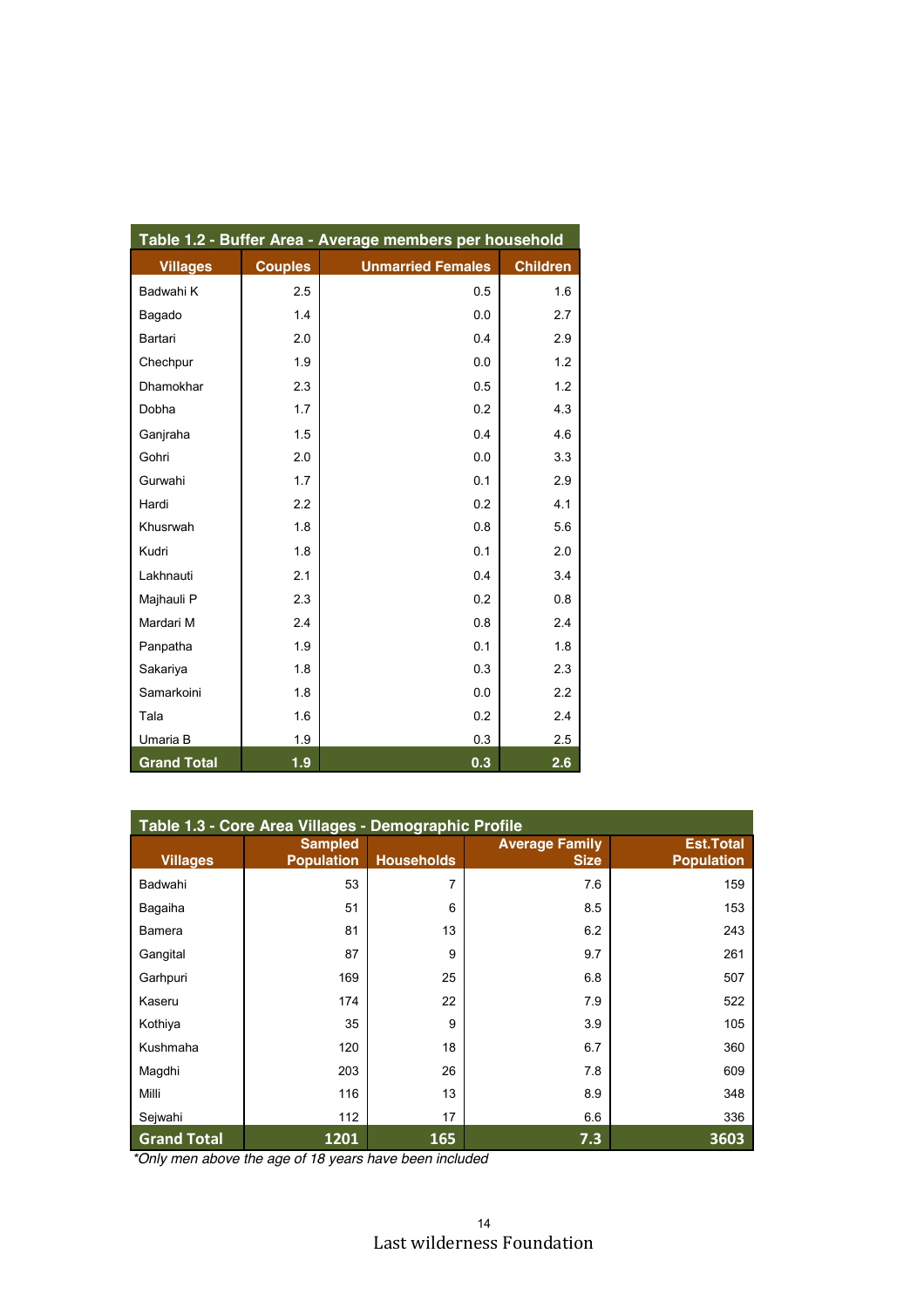| Table 1.2 - Buffer Area - Average members per household | | | |
|---|---|---|---|
| **Villages** | **Couples** | **Unmarried Females** | **Children** |
| Badwahi K | 2.5 | 0.5 | 1.6 |
| Bagado | 1.4 | 0.0 | 2.7 |
| Bartari | 2.0 | 0.4 | 2.9 |
| Chechpur | 1.9 | 0.0 | 1.2 |
| Dhamokhar | 2.3 | 0.5 | 1.2 |
| Dobha | 1.7 | 0.2 | 4.3 |
| Ganjraha | 1.5 | 0.4 | 4.6 |
| Gohri | 2.0 | 0.0 | 3.3 |
| Gurwahi | 1.7 | 0.1 | 2.9 |
| Hardi | 2.2 | 0.2 | 4.1 |
| Khusrwah | 1.8 | 0.8 | 5.6 |
| Kudri | 1.8 | 0.1 | 2.0 |
| Lakhnauti | 2.1 | 0.4 | 3.4 |
| Majhauli P | 2.3 | 0.2 | 0.8 |
| Mardari M | 2.4 | 0.8 | 2.4 |
| Panpatha | 1.9 | 0.1 | 1.8 |
| Sakariya | 1.8 | 0.3 | 2.3 |
| Samarkoini | 1.8 | 0.0 | 2.2 |
| Tala | 1.6 | 0.2 | 2.4 |
| Umaria B | 1.9 | 0.3 | 2.5 |
| **Grand Total** | **1.9** | **0.3** | **2.6** |

| Table 1.3 - Core Area Villages - Demographic Profile | | | | |
|---|---|---|---|---|
| **Villages** | **Sampled Population** | **Households** | **Average Family Size** | **Est.Total Population** |
| Badwahi | 53 | 7 | 7.6 | 159 |
| Bagaiha | 51 | 6 | 8.5 | 153 |
| Bamera | 81 | 13 | 6.2 | 243 |
| Gangital | 87 | 9 | 9.7 | 261 |
| Garhpuri | 169 | 25 | 6.8 | 507 |
| Kaseru | 174 | 22 | 7.9 | 522 |
| Kothiya | 35 | 9 | 3.9 | 105 |
| Kushmaha | 120 | 18 | 6.7 | 360 |
| Magdhi | 203 | 26 | 7.8 | 609 |
| Milli | 116 | 13 | 8.9 | 348 |
| Sejwahi | 112 | 17 | 6.6 | 336 |
| **Grand Total** | **1201** | **165** | **7.3** | **3603** |

*Only men above the age of 18 years have been included

Last wilderness Foundation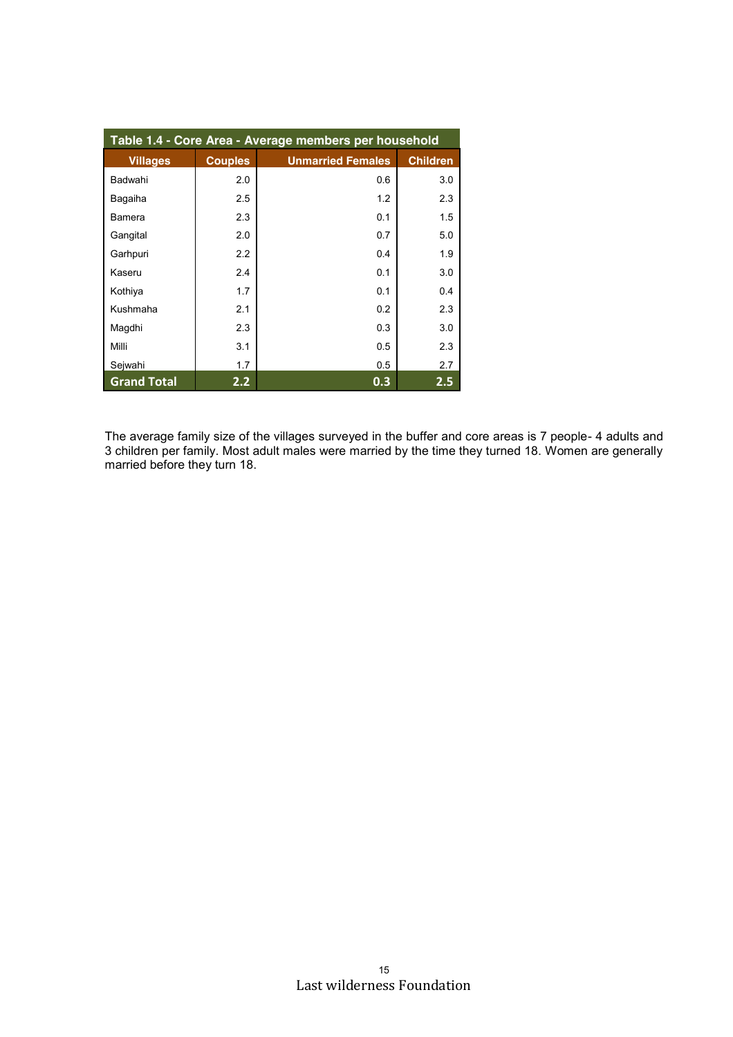| Table 1.4 - Core Area - Average members per household | | | |
|---|---|---|---|
| **Villages** | **Couples** | **Unmarried Females** | **Children** |
| Badwahi | 2.0 | 0.6 | 3.0 |
| Bagaiha | 2.5 | 1.2 | 2.3 |
| Bamera | 2.3 | 0.1 | 1.5 |
| Gangital | 2.0 | 0.7 | 5.0 |
| Garhpuri | 2.2 | 0.4 | 1.9 |
| Kaseru | 2.4 | 0.1 | 3.0 |
| Kothiya | 1.7 | 0.1 | 0.4 |
| Kushmaha | 2.1 | 0.2 | 2.3 |
| Magdhi | 2.3 | 0.3 | 3.0 |
| Milli | 3.1 | 0.5 | 2.3 |
| Sejwahi | 1.7 | 0.5 | 2.7 |
| **Grand Total** | **2.2** | **0.3** | **2.5** |

The average family size of the villages surveyed in the buffer and core areas is 7 people- 4 adults and 3 children per family. Most adult males were married by the time they turned 18. Women are generally married before they turn 18.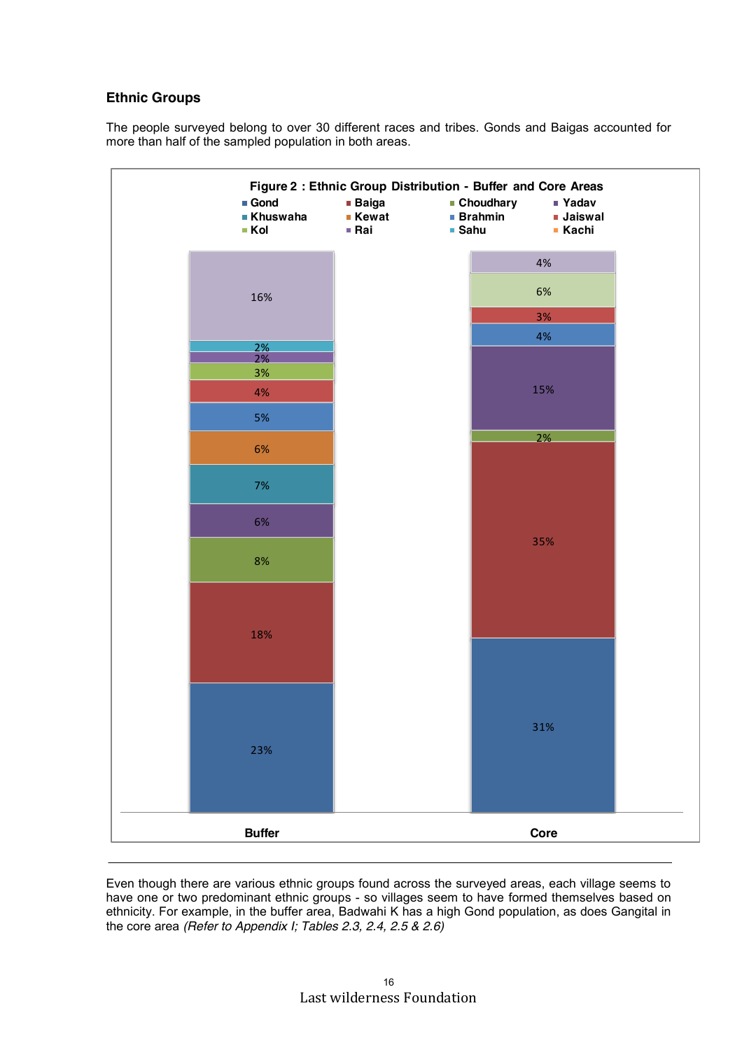## Ethnic Groups

The people surveyed belong to over 30 different races and tribes. Gonds and Baigas accounted for more than half of the sampled population in both areas.

**Figure 2 : Ethnic Group Distribution - Buffer and Core Areas**

| Ethnic Group | Buffer | Core |
|---|---|---|
| Gond | 23% | 31% |
| Baiga | 18% | 35% |
| Choudhary | 8% | 2% |
| Yadav | 6% | 15% |
| Khuswaha | 7% | |
| Kewat | 6% | |
| Brahmin | 5% | 4% |
| Jaiswal | 4% | 3% |
| Kol | 3% | 6% |
| Rai | 2% | |
| Sahu | 2% | |
| Other | 16% | 4% |

Even though there are various ethnic groups found across the surveyed areas, each village seems to have one or two predominant ethnic groups - so villages seem to have formed themselves based on ethnicity. For example, in the buffer area, Badwahi K has a high Gond population, as does Gangital in the core area *(Refer to Appendix I; Tables 2.3, 2.4, 2.5 & 2.6)*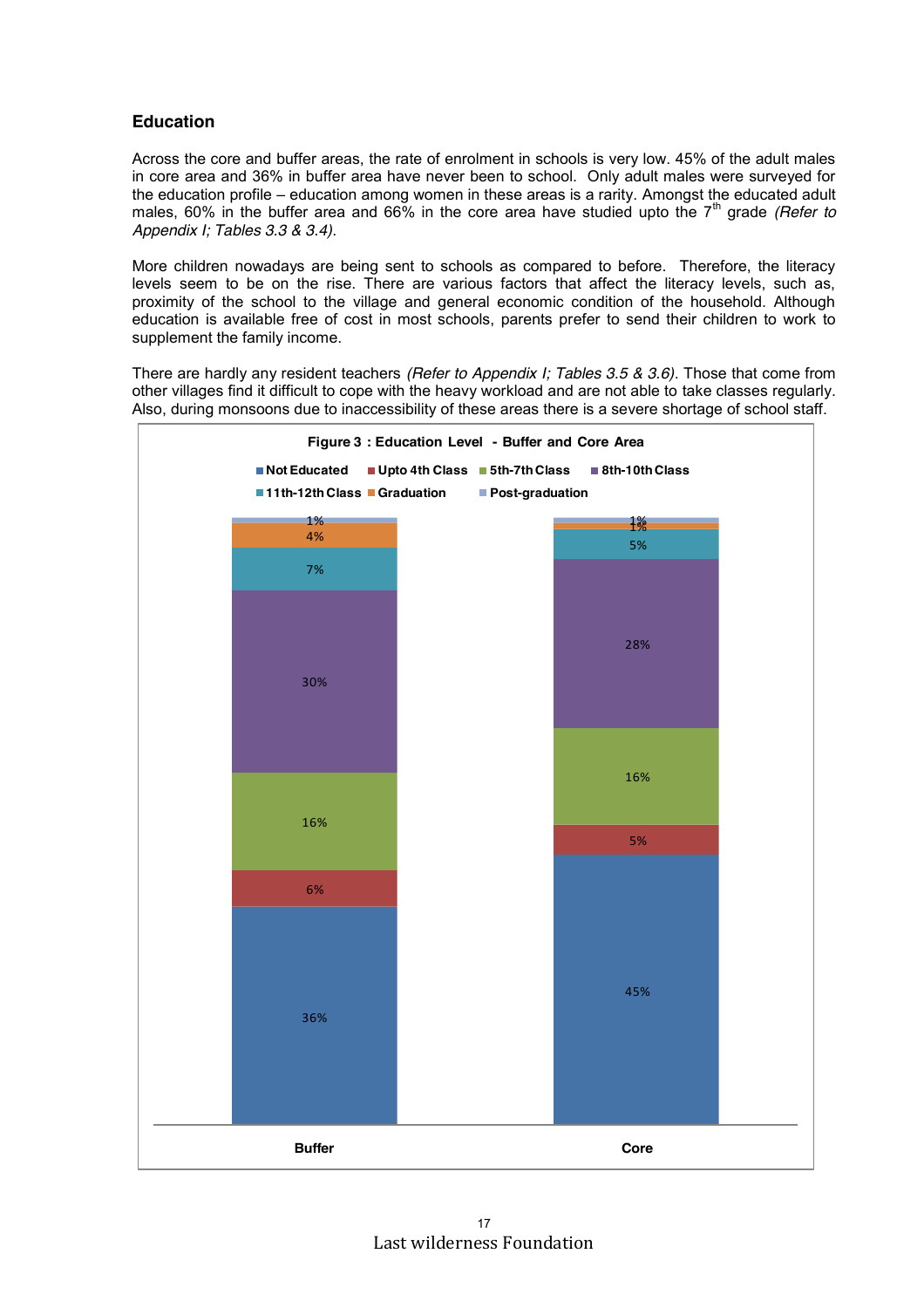## Education

Across the core and buffer areas, the rate of enrolment in schools is very low. 45% of the adult males in core area and 36% in buffer area have never been to school. Only adult males were surveyed for the education profile – education among women in these areas is a rarity. Amongst the educated adult males, 60% in the buffer area and 66% in the core area have studied upto the 7th grade *(Refer to Appendix I; Tables 3.3 & 3.4)*.

More children nowadays are being sent to schools as compared to before. Therefore, the literacy levels seem to be on the rise. There are various factors that affect the literacy levels, such as, proximity of the school to the village and general economic condition of the household. Although education is available free of cost in most schools, parents prefer to send their children to work to supplement the family income.

There are hardly any resident teachers *(Refer to Appendix I; Tables 3.5 & 3.6)*. Those that come from other villages find it difficult to cope with the heavy workload and are not able to take classes regularly. Also, during monsoons due to inaccessibility of these areas there is a severe shortage of school staff.

**Figure 3 : Education Level - Buffer and Core Area**

| Education Level | Buffer | Core |
|---|---|---|
| Not Educated | 36% | 45% |
| Upto 4th Class | 6% | 5% |
| 5th-7th Class | 16% | 16% |
| 8th-10th Class | 30% | 28% |
| 11th-12th Class | 7% | 5% |
| Graduation | 4% | 1% |
| Post-graduation | 1% | 1% |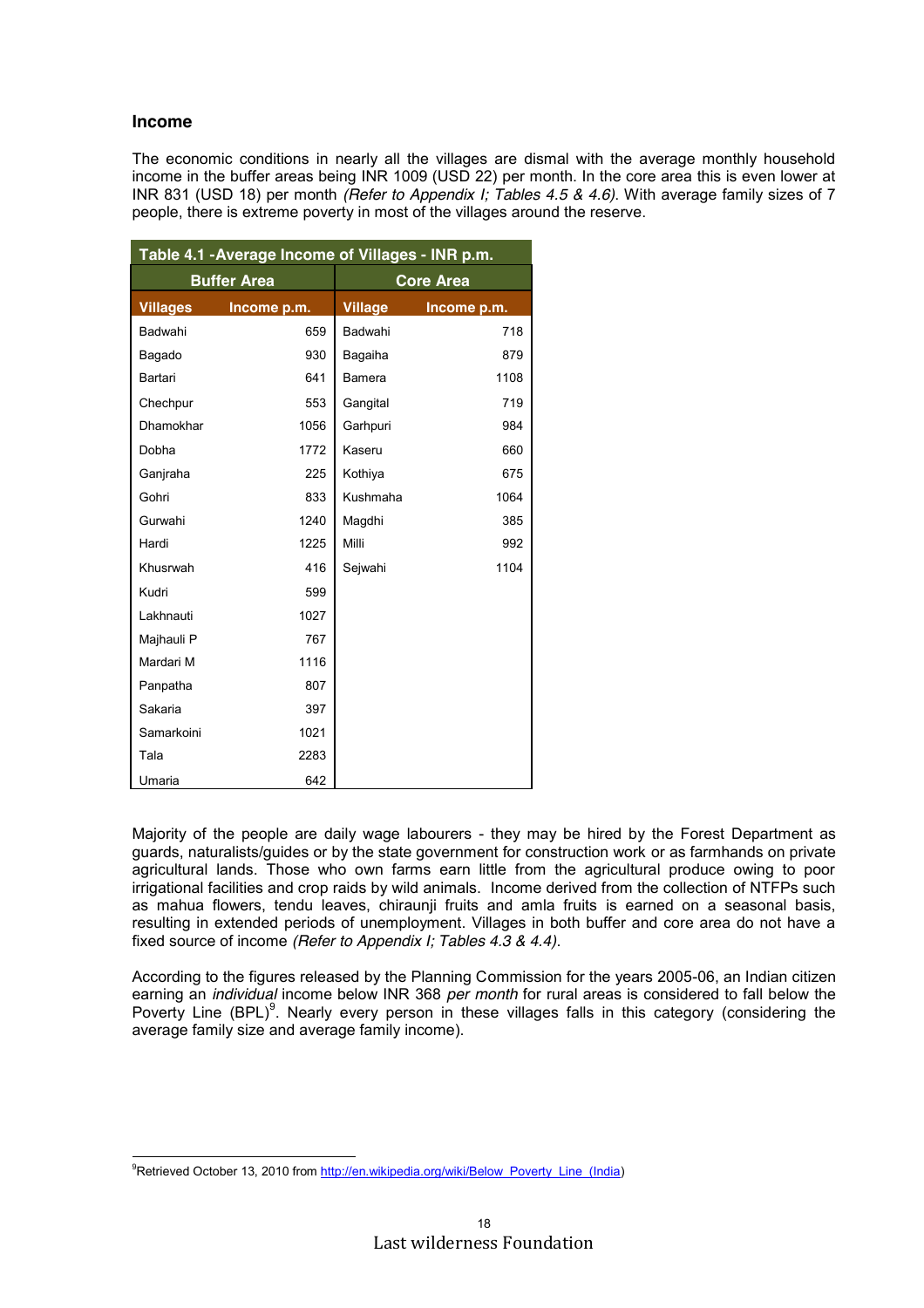## Income

The economic conditions in nearly all the villages are dismal with the average monthly household income in the buffer areas being INR 1009 (USD 22) per month. In the core area this is even lower at INR 831 (USD 18) per month *(Refer to Appendix I; Tables 4.5 & 4.6)*. With average family sizes of 7 people, there is extreme poverty in most of the villages around the reserve.

| Table 4.1 -Average Income of Villages - INR p.m. | | | |
|---|---|---|---|
| **Buffer Area** | | **Core Area** | |
| **Villages** | **Income p.m.** | **Village** | **Income p.m.** |
| Badwahi | 659 | Badwahi | 718 |
| Bagado | 930 | Bagaiha | 879 |
| Bartari | 641 | Bamera | 1108 |
| Chechpur | 553 | Gangital | 719 |
| Dhamokhar | 1056 | Garhpuri | 984 |
| Dobha | 1772 | Kaseru | 660 |
| Ganjraha | 225 | Kothiya | 675 |
| Gohri | 833 | Kushmaha | 1064 |
| Gurwahi | 1240 | Magdhi | 385 |
| Hardi | 1225 | Milli | 992 |
| Khusrwah | 416 | Sejwahi | 1104 |
| Kudri | 599 | | |
| Lakhnauti | 1027 | | |
| Majhauli P | 767 | | |
| Mardari M | 1116 | | |
| Panpatha | 807 | | |
| Sakaria | 397 | | |
| Samarkoini | 1021 | | |
| Tala | 2283 | | |
| Umaria | 642 | | |

Majority of the people are daily wage labourers - they may be hired by the Forest Department as guards, naturalists/guides or by the state government for construction work or as farmhands on private agricultural lands. Those who own farms earn little from the agricultural produce owing to poor irrigational facilities and crop raids by wild animals. Income derived from the collection of NTFPs such as mahua flowers, tendu leaves, chiraunji fruits and amla fruits is earned on a seasonal basis, resulting in extended periods of unemployment. Villages in both buffer and core area do not have a fixed source of income *(Refer to Appendix I; Tables 4.3 & 4.4)*.

According to the figures released by the Planning Commission for the years 2005-06, an Indian citizen earning an *individual* income below INR 368 *per month* for rural areas is considered to fall below the Poverty Line (BPL)[9]. Nearly every person in these villages falls in this category (considering the average family size and average family income).

[9]Retrieved October 13, 2010 from http://en.wikipedia.org/wiki/Below_Poverty_Line_(India)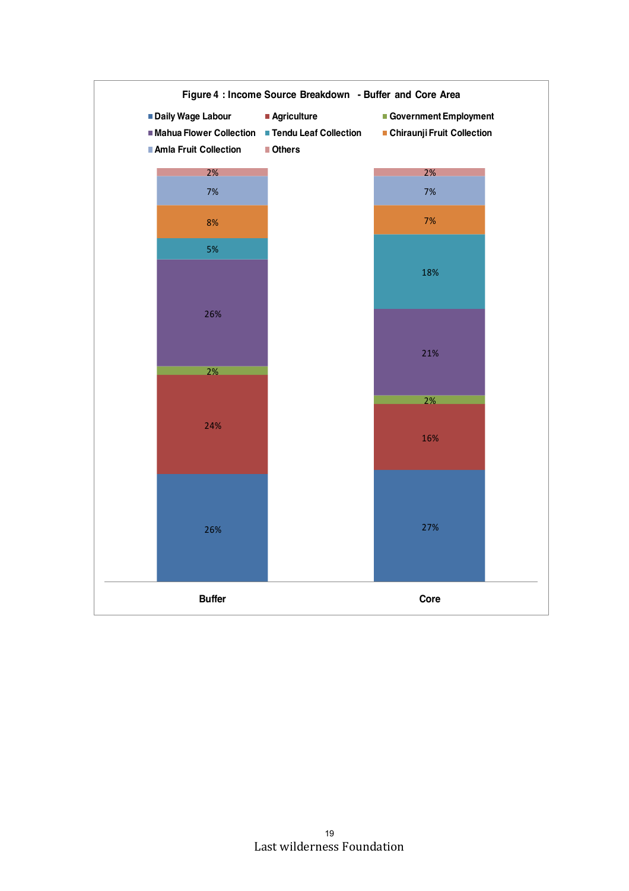**Figure 4 : Income Source Breakdown - Buffer and Core Area**

| Income Source | Buffer | Core |
|---|---|---|
| Daily Wage Labour | 26% | 27% |
| Agriculture | 24% | 16% |
| Government Employment | 2% | 2% |
| Mahua Flower Collection | 26% | 21% |
| Tendu Leaf Collection | 5% | 18% |
| Chiraunji Fruit Collection | 8% | 7% |
| Amla Fruit Collection | 7% | 7% |
| Others | 2% | 2% |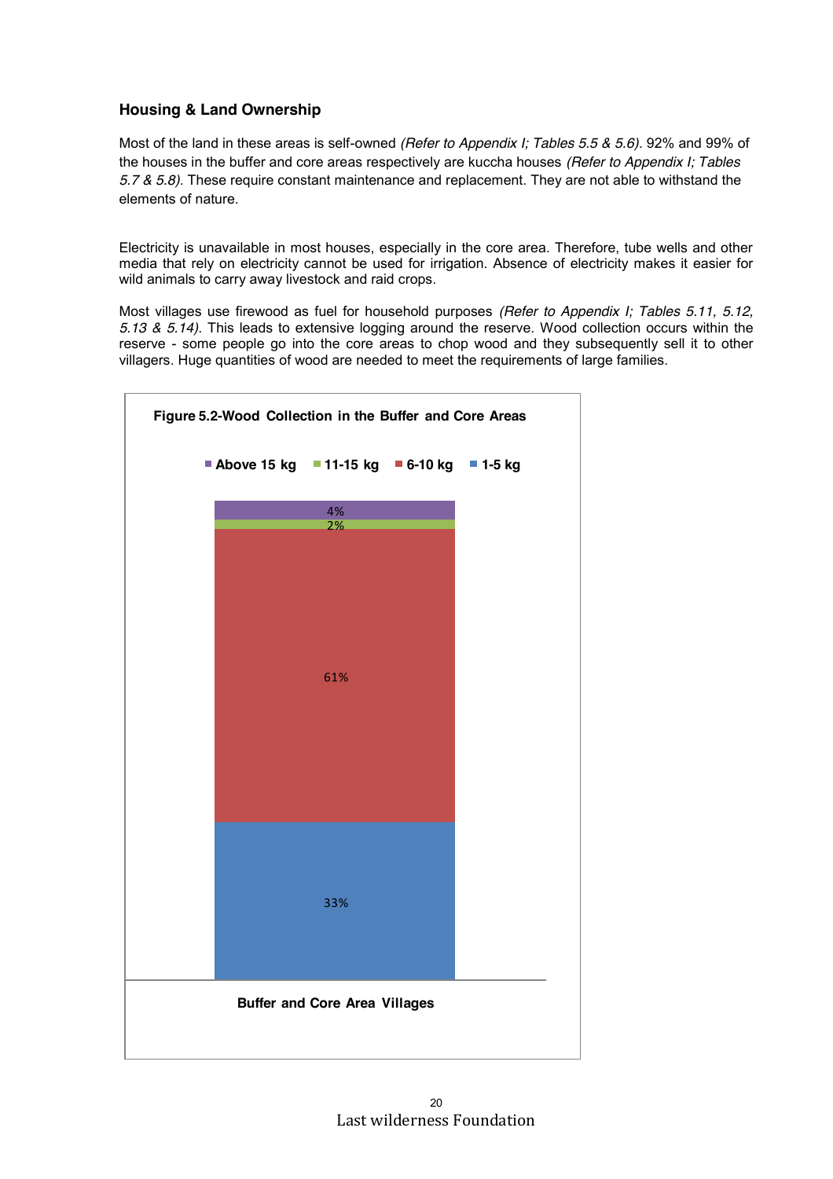### Housing & Land Ownership

Most of the land in these areas is self-owned *(Refer to Appendix I; Tables 5.5 & 5.6)*. 92% and 99% of the houses in the buffer and core areas respectively are kuccha houses *(Refer to Appendix I; Tables 5.7 & 5.8)*. These require constant maintenance and replacement. They are not able to withstand the elements of nature.

Electricity is unavailable in most houses, especially in the core area. Therefore, tube wells and other media that rely on electricity cannot be used for irrigation. Absence of electricity makes it easier for wild animals to carry away livestock and raid crops.

Most villages use firewood as fuel for household purposes *(Refer to Appendix I; Tables 5.11, 5.12, 5.13 & 5.14)*. This leads to extensive logging around the reserve. Wood collection occurs within the reserve - some people go into the core areas to chop wood and they subsequently sell it to other villagers. Huge quantities of wood are needed to meet the requirements of large families.

**Figure 5.2-Wood Collection in the Buffer and Core Areas**

| Buffer and Core Area Villages | Share |
|---|---|
| Above 15 kg | 4% |
| 11-15 kg | 2% |
| 6-10 kg | 61% |
| 1-5 kg | 33% |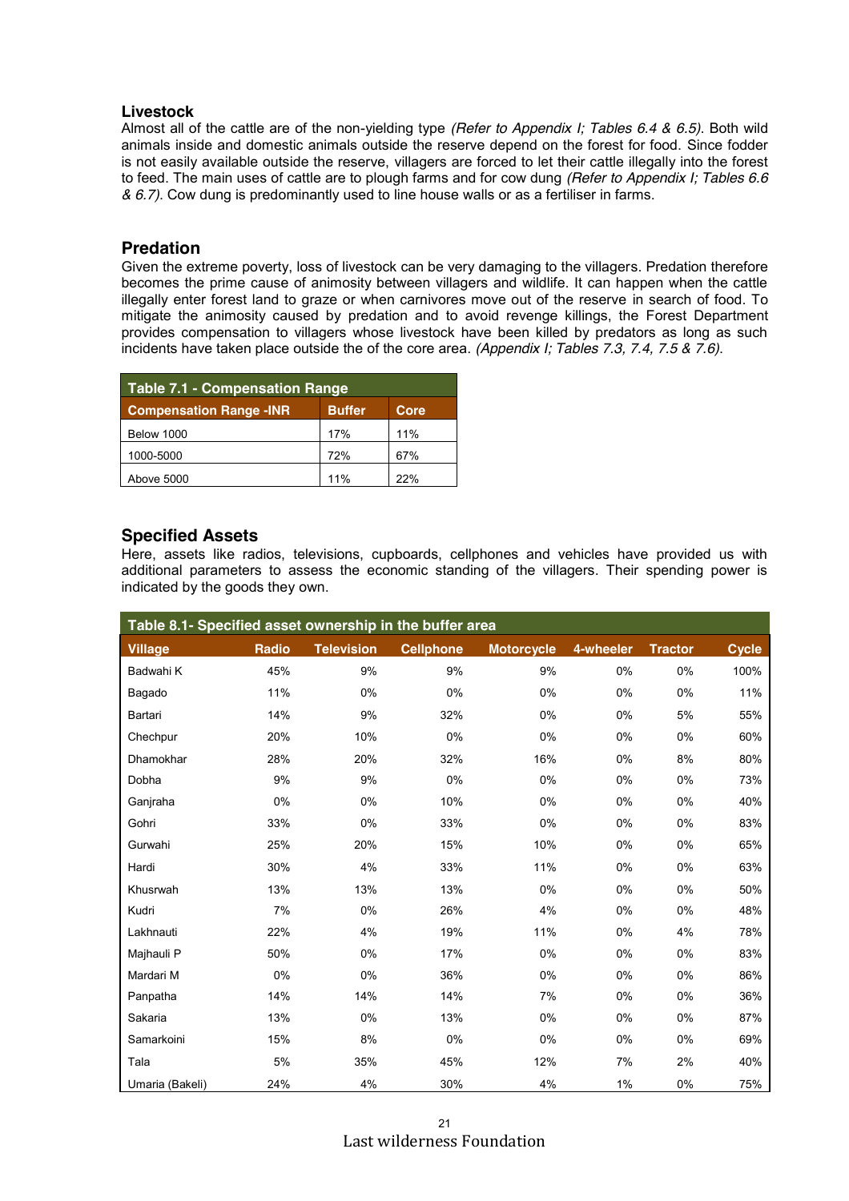## Livestock

Almost all of the cattle are of the non-yielding type *(Refer to Appendix I; Tables 6.4 & 6.5)*. Both wild animals inside and domestic animals outside the reserve depend on the forest for food. Since fodder is not easily available outside the reserve, villagers are forced to let their cattle illegally into the forest to feed. The main uses of cattle are to plough farms and for cow dung *(Refer to Appendix I; Tables 6.6 & 6.7)*. Cow dung is predominantly used to line house walls or as a fertiliser in farms.

## Predation

Given the extreme poverty, loss of livestock can be very damaging to the villagers. Predation therefore becomes the prime cause of animosity between villagers and wildlife. It can happen when the cattle illegally enter forest land to graze or when carnivores move out of the reserve in search of food. To mitigate the animosity caused by predation and to avoid revenge killings, the Forest Department provides compensation to villagers whose livestock have been killed by predators as long as such incidents have taken place outside the of the core area. *(Appendix I; Tables 7.3, 7.4, 7.5 & 7.6)*.

**Table 7.1 - Compensation Range**

| Compensation Range -INR | Buffer | Core |
|---|---|---|
| Below 1000 | 17% | 11% |
| 1000-5000 | 72% | 67% |
| Above 5000 | 11% | 22% |

## Specified Assets

Here, assets like radios, televisions, cupboards, cellphones and vehicles have provided us with additional parameters to assess the economic standing of the villagers. Their spending power is indicated by the goods they own.

**Table 8.1- Specified asset ownership in the buffer area**

| Village | Radio | Television | Cellphone | Motorcycle | 4-wheeler | Tractor | Cycle |
|---|---|---|---|---|---|---|---|
| Badwahi K | 45% | 9% | 9% | 9% | 0% | 0% | 100% |
| Bagado | 11% | 0% | 0% | 0% | 0% | 0% | 11% |
| Bartari | 14% | 9% | 32% | 0% | 0% | 5% | 55% |
| Chechpur | 20% | 10% | 0% | 0% | 0% | 0% | 60% |
| Dhamokhar | 28% | 20% | 32% | 16% | 0% | 8% | 80% |
| Dobha | 9% | 9% | 0% | 0% | 0% | 0% | 73% |
| Ganjraha | 0% | 0% | 10% | 0% | 0% | 0% | 40% |
| Gohri | 33% | 0% | 33% | 0% | 0% | 0% | 83% |
| Gurwahi | 25% | 20% | 15% | 10% | 0% | 0% | 65% |
| Hardi | 30% | 4% | 33% | 11% | 0% | 0% | 63% |
| Khusrwah | 13% | 13% | 13% | 0% | 0% | 0% | 50% |
| Kudri | 7% | 0% | 26% | 4% | 0% | 0% | 48% |
| Lakhnauti | 22% | 4% | 19% | 11% | 0% | 4% | 78% |
| Majhauli P | 50% | 0% | 17% | 0% | 0% | 0% | 83% |
| Mardari M | 0% | 0% | 36% | 0% | 0% | 0% | 86% |
| Panpatha | 14% | 14% | 14% | 7% | 0% | 0% | 36% |
| Sakaria | 13% | 0% | 13% | 0% | 0% | 0% | 87% |
| Samarkoini | 15% | 8% | 0% | 0% | 0% | 0% | 69% |
| Tala | 5% | 35% | 45% | 12% | 7% | 2% | 40% |
| Umaria (Bakeli) | 24% | 4% | 30% | 4% | 1% | 0% | 75% |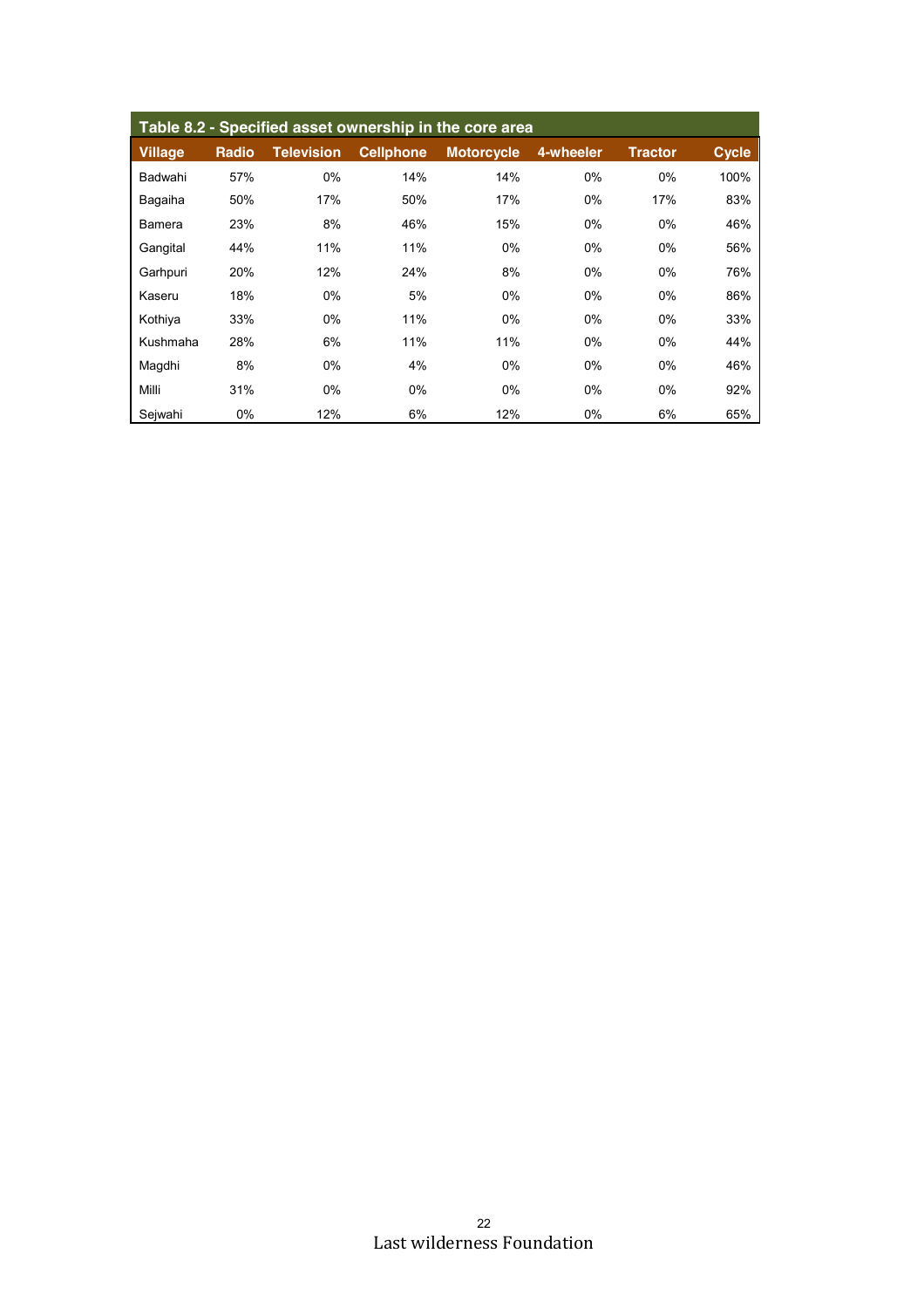**Table 8.2 - Specified asset ownership in the core area**

| Village | Radio | Television | Cellphone | Motorcycle | 4-wheeler | Tractor | Cycle |
|---|---|---|---|---|---|---|---|
| Badwahi | 57% | 0% | 14% | 14% | 0% | 0% | 100% |
| Bagaiha | 50% | 17% | 50% | 17% | 0% | 17% | 83% |
| Bamera | 23% | 8% | 46% | 15% | 0% | 0% | 46% |
| Gangital | 44% | 11% | 11% | 0% | 0% | 0% | 56% |
| Garhpuri | 20% | 12% | 24% | 8% | 0% | 0% | 76% |
| Kaseru | 18% | 0% | 5% | 0% | 0% | 0% | 86% |
| Kothiya | 33% | 0% | 11% | 0% | 0% | 0% | 33% |
| Kushmaha | 28% | 6% | 11% | 11% | 0% | 0% | 44% |
| Magdhi | 8% | 0% | 4% | 0% | 0% | 0% | 46% |
| Milli | 31% | 0% | 0% | 0% | 0% | 0% | 92% |
| Sejwahi | 0% | 12% | 6% | 12% | 0% | 6% | 65% |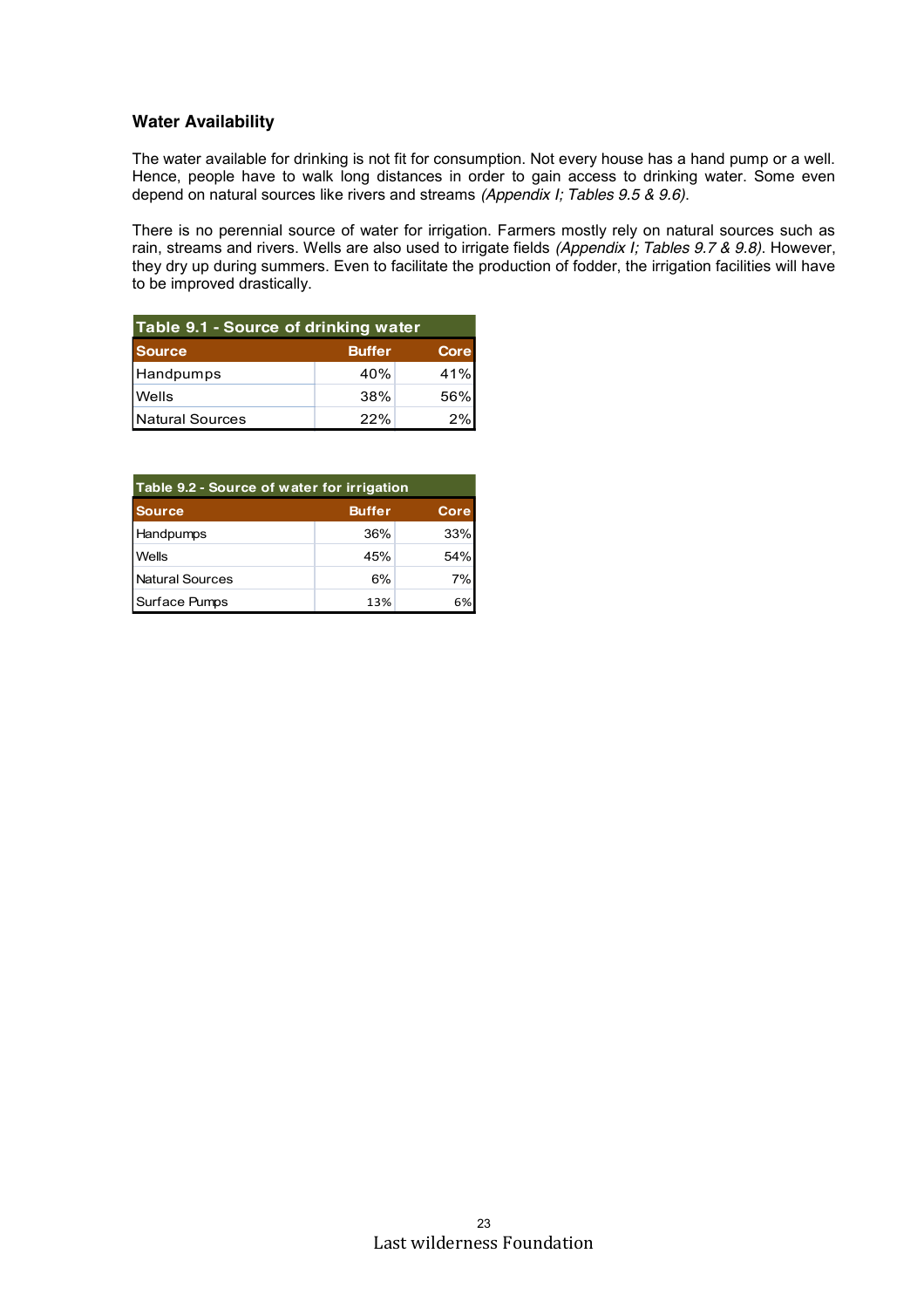### Water Availability

The water available for drinking is not fit for consumption. Not every house has a hand pump or a well. Hence, people have to walk long distances in order to gain access to drinking water. Some even depend on natural sources like rivers and streams *(Appendix I; Tables 9.5 & 9.6)*.

There is no perennial source of water for irrigation. Farmers mostly rely on natural sources such as rain, streams and rivers. Wells are also used to irrigate fields *(Appendix I; Tables 9.7 & 9.8)*. However, they dry up during summers. Even to facilitate the production of fodder, the irrigation facilities will have to be improved drastically.

**Table 9.1 - Source of drinking water**

| Source | Buffer | Core |
|---|---|---|
| Handpumps | 40% | 41% |
| Wells | 38% | 56% |
| Natural Sources | 22% | 2% |

**Table 9.2 - Source of water for irrigation**

| Source | Buffer | Core |
|---|---|---|
| Handpumps | 36% | 33% |
| Wells | 45% | 54% |
| Natural Sources | 6% | 7% |
| Surface Pumps | 13% | 6% |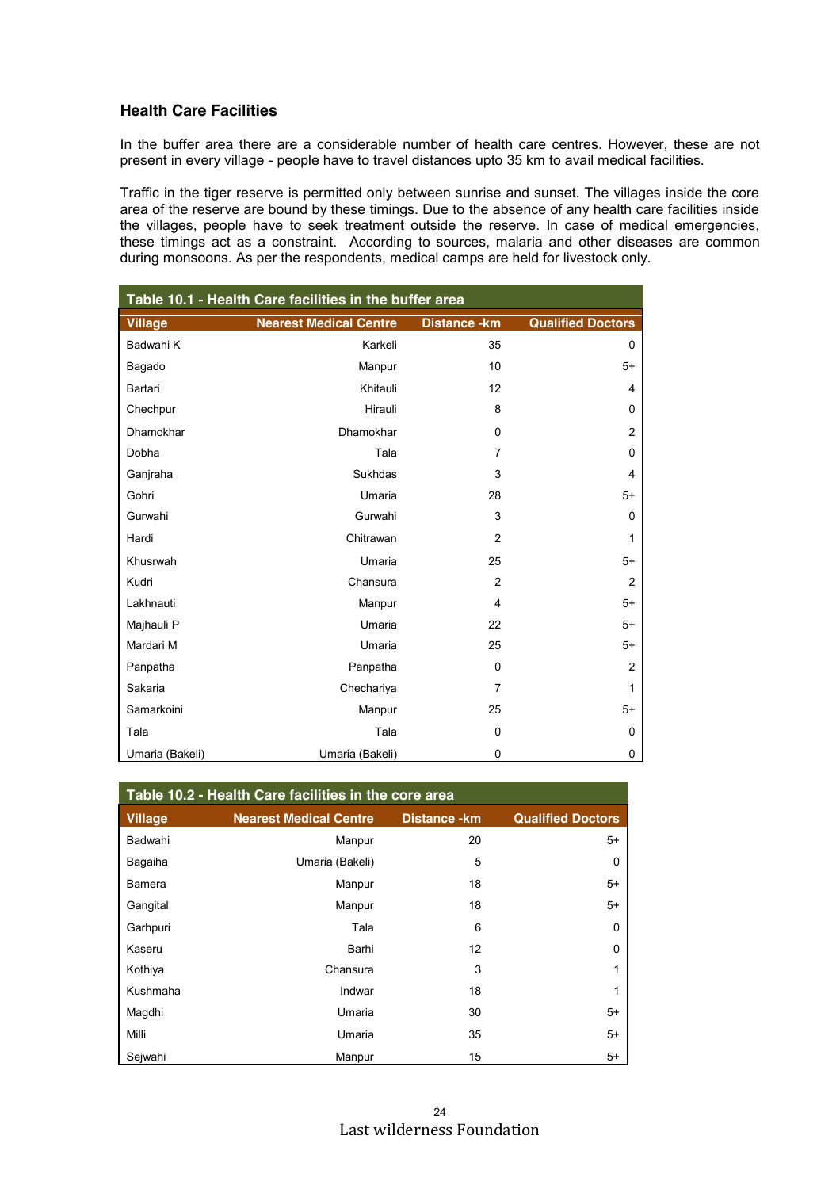### Health Care Facilities

In the buffer area there are a considerable number of health care centres. However, these are not present in every village - people have to travel distances upto 35 km to avail medical facilities.

Traffic in the tiger reserve is permitted only between sunrise and sunset. The villages inside the core area of the reserve are bound by these timings. Due to the absence of any health care facilities inside the villages, people have to seek treatment outside the reserve. In case of medical emergencies, these timings act as a constraint. According to sources, malaria and other diseases are common during monsoons. As per the respondents, medical camps are held for livestock only.

**Table 10.1 - Health Care facilities in the buffer area**

| Village | Nearest Medical Centre | Distance -km | Qualified Doctors |
|---|---|---|---|
| Badwahi K | Karkeli | 35 | 0 |
| Bagado | Manpur | 10 | 5+ |
| Bartari | Khitauli | 12 | 4 |
| Chechpur | Hirauli | 8 | 0 |
| Dhamokhar | Dhamokhar | 0 | 2 |
| Dobha | Tala | 7 | 0 |
| Ganjraha | Sukhdas | 3 | 4 |
| Gohri | Umaria | 28 | 5+ |
| Gurwahi | Gurwahi | 3 | 0 |
| Hardi | Chitrawan | 2 | 1 |
| Khusrwah | Umaria | 25 | 5+ |
| Kudri | Chansura | 2 | 2 |
| Lakhnauti | Manpur | 4 | 5+ |
| Majhauli P | Umaria | 22 | 5+ |
| Mardari M | Umaria | 25 | 5+ |
| Panpatha | Panpatha | 0 | 2 |
| Sakaria | Chechariya | 7 | 1 |
| Samarkoini | Manpur | 25 | 5+ |
| Tala | Tala | 0 | 0 |
| Umaria (Bakeli) | Umaria (Bakeli) | 0 | 0 |

**Table 10.2 - Health Care facilities in the core area**

| Village | Nearest Medical Centre | Distance -km | Qualified Doctors |
|---|---|---|---|
| Badwahi | Manpur | 20 | 5+ |
| Bagaiha | Umaria (Bakeli) | 5 | 0 |
| Bamera | Manpur | 18 | 5+ |
| Gangital | Manpur | 18 | 5+ |
| Garhpuri | Tala | 6 | 0 |
| Kaseru | Barhi | 12 | 0 |
| Kothiya | Chansura | 3 | 1 |
| Kushmaha | Indwar | 18 | 1 |
| Magdhi | Umaria | 30 | 5+ |
| Milli | Umaria | 35 | 5+ |
| Sejwahi | Manpur | 15 | 5+ |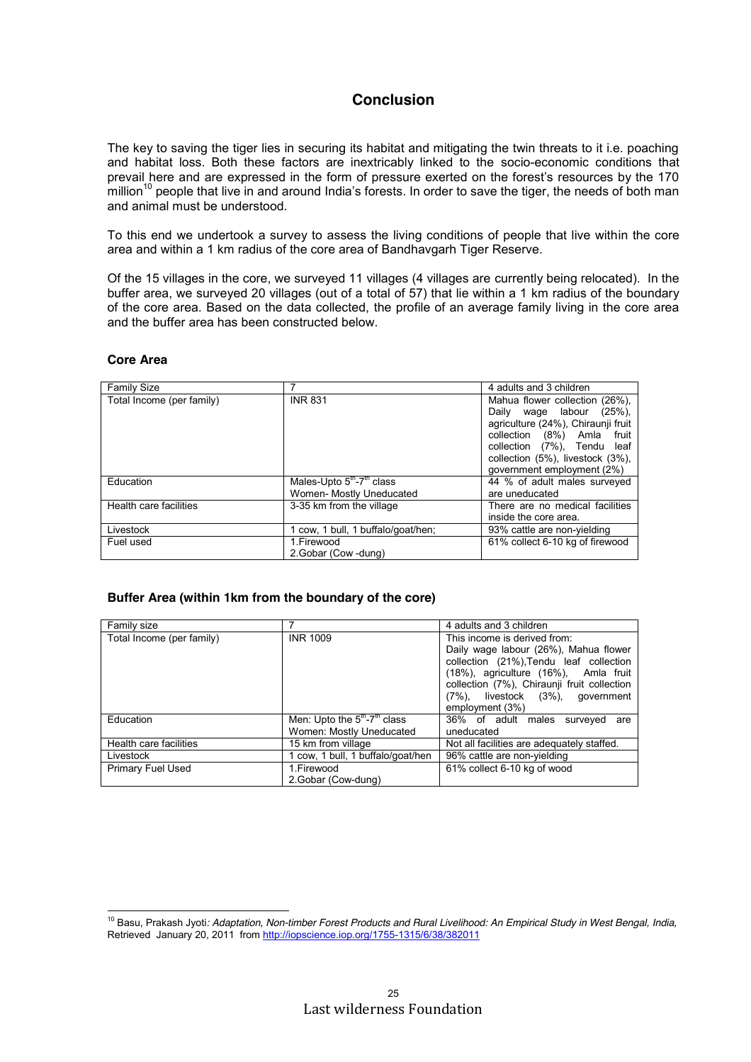## Conclusion

The key to saving the tiger lies in securing its habitat and mitigating the twin threats to it i.e. poaching and habitat loss. Both these factors are inextricably linked to the socio-economic conditions that prevail here and are expressed in the form of pressure exerted on the forest's resources by the 170 million[10] people that live in and around India's forests. In order to save the tiger, the needs of both man and animal must be understood.

To this end we undertook a survey to assess the living conditions of people that live within the core area and within a 1 km radius of the core area of Bandhavgarh Tiger Reserve.

Of the 15 villages in the core, we surveyed 11 villages (4 villages are currently being relocated). In the buffer area, we surveyed 20 villages (out of a total of 57) that lie within a 1 km radius of the boundary of the core area. Based on the data collected, the profile of an average family living in the core area and the buffer area has been constructed below.

### Core Area

| Family Size | 7 | 4 adults and 3 children |
|---|---|---|
| Total Income (per family) | INR 831 | Mahua flower collection (26%), Daily wage labour (25%), agriculture (24%), Chiraunji fruit collection (8%) Amla fruit collection (7%), Tendu leaf collection (5%), livestock (3%), government employment (2%) |
| Education | Males-Upto 5th-7th class<br>Women- Mostly Uneducated | 44 % of adult males surveyed are uneducated |
| Health care facilities | 3-35 km from the village | There are no medical facilities inside the core area. |
| Livestock | 1 cow, 1 bull, 1 buffalo/goat/hen; | 93% cattle are non-yielding |
| Fuel used | 1.Firewood<br>2.Gobar (Cow -dung) | 61% collect 6-10 kg of firewood |

### Buffer Area (within 1km from the boundary of the core)

| Family size | 7 | 4 adults and 3 children |
|---|---|---|
| Total Income (per family) | INR 1009 | This income is derived from: Daily wage labour (26%), Mahua flower collection (21%),Tendu leaf collection (18%), agriculture (16%), Amla fruit collection (7%), Chiraunji fruit collection (7%), livestock (3%), government employment (3%) |
| Education | Men: Upto the 5th-7th class<br>Women: Mostly Uneducated | 36% of adult males surveyed are uneducated |
| Health care facilities | 15 km from village | Not all facilities are adequately staffed. |
| Livestock | 1 cow, 1 bull, 1 buffalo/goat/hen | 96% cattle are non-yielding |
| Primary Fuel Used | 1.Firewood<br>2.Gobar (Cow-dung) | 61% collect 6-10 kg of wood |

[10] Basu, Prakash Jyoti*: Adaptation, Non-timber Forest Products and Rural Livelihood: An Empirical Study in West Bengal, India,* Retrieved January 20, 2011 from http://iopscience.iop.org/1755-1315/6/38/382011

Last wilderness Foundation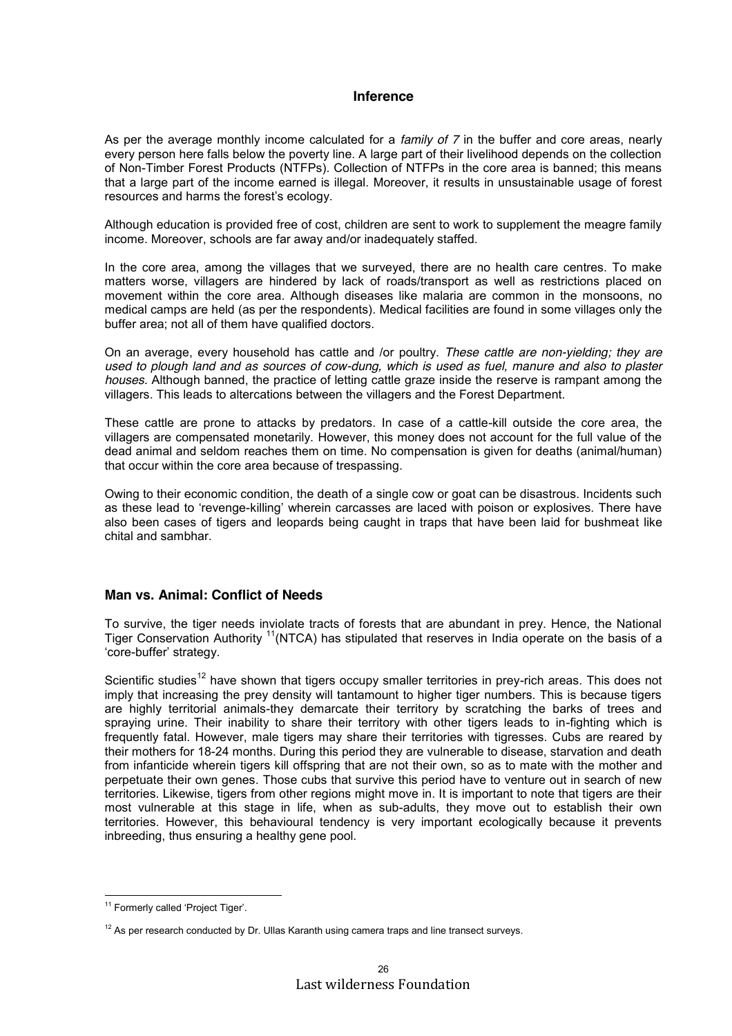## Inference

As per the average monthly income calculated for a *family of 7* in the buffer and core areas, nearly every person here falls below the poverty line. A large part of their livelihood depends on the collection of Non-Timber Forest Products (NTFPs). Collection of NTFPs in the core area is banned; this means that a large part of the income earned is illegal. Moreover, it results in unsustainable usage of forest resources and harms the forest's ecology.

Although education is provided free of cost, children are sent to work to supplement the meagre family income. Moreover, schools are far away and/or inadequately staffed.

In the core area, among the villages that we surveyed, there are no health care centres. To make matters worse, villagers are hindered by lack of roads/transport as well as restrictions placed on movement within the core area. Although diseases like malaria are common in the monsoons, no medical camps are held (as per the respondents). Medical facilities are found in some villages only the buffer area; not all of them have qualified doctors.

On an average, every household has cattle and /or poultry. *These cattle are non-yielding; they are used to plough land and as sources of cow-dung, which is used as fuel, manure and also to plaster houses.* Although banned, the practice of letting cattle graze inside the reserve is rampant among the villagers. This leads to altercations between the villagers and the Forest Department.

These cattle are prone to attacks by predators. In case of a cattle-kill outside the core area, the villagers are compensated monetarily. However, this money does not account for the full value of the dead animal and seldom reaches them on time. No compensation is given for deaths (animal/human) that occur within the core area because of trespassing.

Owing to their economic condition, the death of a single cow or goat can be disastrous. Incidents such as these lead to 'revenge-killing' wherein carcasses are laced with poison or explosives. There have also been cases of tigers and leopards being caught in traps that have been laid for bushmeat like chital and sambhar.

## Man vs. Animal: Conflict of Needs

To survive, the tiger needs inviolate tracts of forests that are abundant in prey. Hence, the National Tiger Conservation Authority [11](NTCA) has stipulated that reserves in India operate on the basis of a 'core-buffer' strategy.

Scientific studies[12] have shown that tigers occupy smaller territories in prey-rich areas. This does not imply that increasing the prey density will tantamount to higher tiger numbers. This is because tigers are highly territorial animals-they demarcate their territory by scratching the barks of trees and spraying urine. Their inability to share their territory with other tigers leads to in-fighting which is frequently fatal. However, male tigers may share their territories with tigresses. Cubs are reared by their mothers for 18-24 months. During this period they are vulnerable to disease, starvation and death from infanticide wherein tigers kill offspring that are not their own, so as to mate with the mother and perpetuate their own genes. Those cubs that survive this period have to venture out in search of new territories. Likewise, tigers from other regions might move in. It is important to note that tigers are their most vulnerable at this stage in life, when as sub-adults, they move out to establish their own territories. However, this behavioural tendency is very important ecologically because it prevents inbreeding, thus ensuring a healthy gene pool.

---

[11] Formerly called 'Project Tiger'.

[12] As per research conducted by Dr. Ullas Karanth using camera traps and line transect surveys.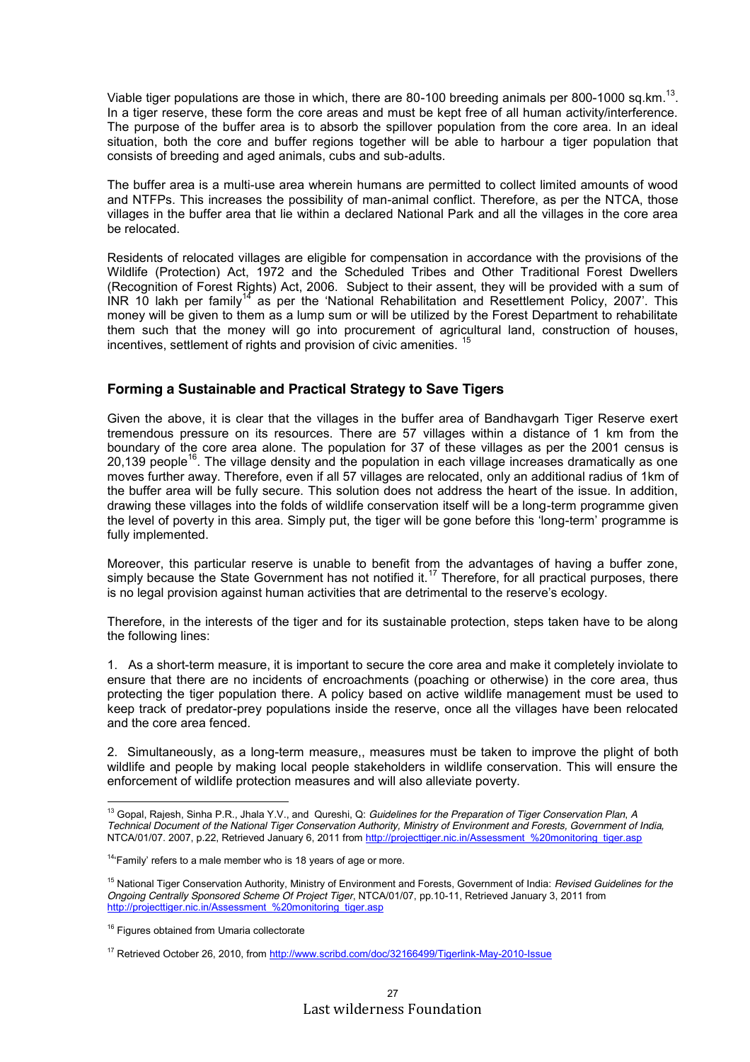Viable tiger populations are those in which, there are 80-100 breeding animals per 800-1000 sq.km.[13]. In a tiger reserve, these form the core areas and must be kept free of all human activity/interference. The purpose of the buffer area is to absorb the spillover population from the core area. In an ideal situation, both the core and buffer regions together will be able to harbour a tiger population that consists of breeding and aged animals, cubs and sub-adults.

The buffer area is a multi-use area wherein humans are permitted to collect limited amounts of wood and NTFPs. This increases the possibility of man-animal conflict. Therefore, as per the NTCA, those villages in the buffer area that lie within a declared National Park and all the villages in the core area be relocated.

Residents of relocated villages are eligible for compensation in accordance with the provisions of the Wildlife (Protection) Act, 1972 and the Scheduled Tribes and Other Traditional Forest Dwellers (Recognition of Forest Rights) Act, 2006. Subject to their assent, they will be provided with a sum of INR 10 lakh per family[14] as per the 'National Rehabilitation and Resettlement Policy, 2007'. This money will be given to them as a lump sum or will be utilized by the Forest Department to rehabilitate them such that the money will go into procurement of agricultural land, construction of houses, incentives, settlement of rights and provision of civic amenities. [15]

### Forming a Sustainable and Practical Strategy to Save Tigers

Given the above, it is clear that the villages in the buffer area of Bandhavgarh Tiger Reserve exert tremendous pressure on its resources. There are 57 villages within a distance of 1 km from the boundary of the core area alone. The population for 37 of these villages as per the 2001 census is 20,139 people[16]. The village density and the population in each village increases dramatically as one moves further away. Therefore, even if all 57 villages are relocated, only an additional radius of 1km of the buffer area will be fully secure. This solution does not address the heart of the issue. In addition, drawing these villages into the folds of wildlife conservation itself will be a long-term programme given the level of poverty in this area. Simply put, the tiger will be gone before this 'long-term' programme is fully implemented.

Moreover, this particular reserve is unable to benefit from the advantages of having a buffer zone, simply because the State Government has not notified it.[17] Therefore, for all practical purposes, there is no legal provision against human activities that are detrimental to the reserve's ecology.

Therefore, in the interests of the tiger and for its sustainable protection, steps taken have to be along the following lines:

1. As a short-term measure, it is important to secure the core area and make it completely inviolate to ensure that there are no incidents of encroachments (poaching or otherwise) in the core area, thus protecting the tiger population there. A policy based on active wildlife management must be used to keep track of predator-prey populations inside the reserve, once all the villages have been relocated and the core area fenced.

2. Simultaneously, as a long-term measure,, measures must be taken to improve the plight of both wildlife and people by making local people stakeholders in wildlife conservation. This will ensure the enforcement of wildlife protection measures and will also alleviate poverty.

---

[13] Gopal, Rajesh, Sinha P.R., Jhala Y.V., and Qureshi, Q: *Guidelines for the Preparation of Tiger Conservation Plan, A Technical Document of the National Tiger Conservation Authority, Ministry of Environment and Forests, Government of India,* NTCA/01/07. 2007, p.22, Retrieved January 6, 2011 from http://projecttiger.nic.in/Assessment_%20monitoring_tiger.asp

[14] 'Family' refers to a male member who is 18 years of age or more.

[15] National Tiger Conservation Authority, Ministry of Environment and Forests, Government of India: *Revised Guidelines for the Ongoing Centrally Sponsored Scheme Of Project Tiger*, NTCA/01/07, pp.10-11, Retrieved January 3, 2011 from http://projecttiger.nic.in/Assessment_%20monitoring_tiger.asp

[16] Figures obtained from Umaria collectorate

[17] Retrieved October 26, 2010, from http://www.scribd.com/doc/32166499/Tigerlink-May-2010-Issue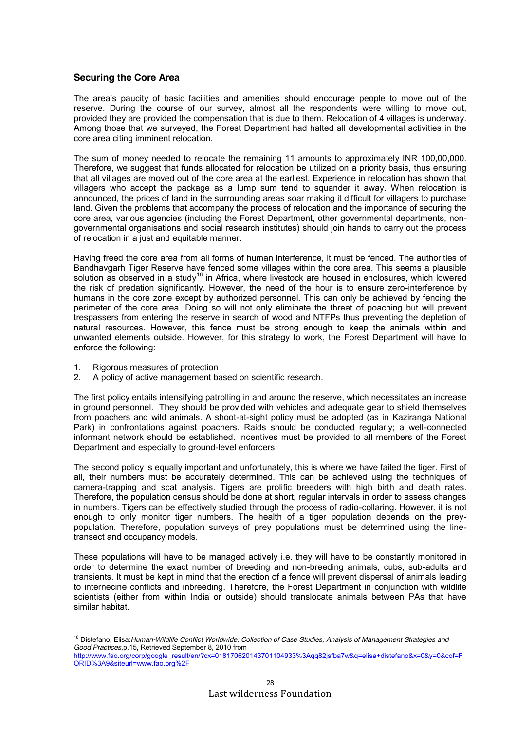## Securing the Core Area

The area's paucity of basic facilities and amenities should encourage people to move out of the reserve. During the course of our survey, almost all the respondents were willing to move out, provided they are provided the compensation that is due to them. Relocation of 4 villages is underway. Among those that we surveyed, the Forest Department had halted all developmental activities in the core area citing imminent relocation.

The sum of money needed to relocate the remaining 11 amounts to approximately INR 100,00,000. Therefore, we suggest that funds allocated for relocation be utilized on a priority basis, thus ensuring that all villages are moved out of the core area at the earliest. Experience in relocation has shown that villagers who accept the package as a lump sum tend to squander it away. When relocation is announced, the prices of land in the surrounding areas soar making it difficult for villagers to purchase land. Given the problems that accompany the process of relocation and the importance of securing the core area, various agencies (including the Forest Department, other governmental departments, non-governmental organisations and social research institutes) should join hands to carry out the process of relocation in a just and equitable manner.

Having freed the core area from all forms of human interference, it must be fenced. The authorities of Bandhavgarh Tiger Reserve have fenced some villages within the core area. This seems a plausible solution as observed in a study[18] in Africa, where livestock are housed in enclosures, which lowered the risk of predation significantly. However, the need of the hour is to ensure zero-interference by humans in the core zone except by authorized personnel. This can only be achieved by fencing the perimeter of the core area. Doing so will not only eliminate the threat of poaching but will prevent trespassers from entering the reserve in search of wood and NTFPs thus preventing the depletion of natural resources. However, this fence must be strong enough to keep the animals within and unwanted elements outside. However, for this strategy to work, the Forest Department will have to enforce the following:

1. Rigorous measures of protection
2. A policy of active management based on scientific research.

The first policy entails intensifying patrolling in and around the reserve, which necessitates an increase in ground personnel. They should be provided with vehicles and adequate gear to shield themselves from poachers and wild animals. A shoot-at-sight policy must be adopted (as in Kaziranga National Park) in confrontations against poachers. Raids should be conducted regularly; a well-connected informant network should be established. Incentives must be provided to all members of the Forest Department and especially to ground-level enforcers.

The second policy is equally important and unfortunately, this is where we have failed the tiger. First of all, their numbers must be accurately determined. This can be achieved using the techniques of camera-trapping and scat analysis. Tigers are prolific breeders with high birth and death rates. Therefore, the population census should be done at short, regular intervals in order to assess changes in numbers. Tigers can be effectively studied through the process of radio-collaring. However, it is not enough to only monitor tiger numbers. The health of a tiger population depends on the prey-population. Therefore, population surveys of prey populations must be determined using the line-transect and occupancy models.

These populations will have to be managed actively i.e. they will have to be constantly monitored in order to determine the exact number of breeding and non-breeding animals, cubs, sub-adults and transients. It must be kept in mind that the erection of a fence will prevent dispersal of animals leading to internecine conflicts and inbreeding. Therefore, the Forest Department in conjunction with wildlife scientists (either from within India or outside) should translocate animals between PAs that have similar habitat.

---

[18] Distefano, Elisa: *Human-Wildlife Conflict Worldwide: Collection of Case Studies, Analysis of Management Strategies and Good Practices*, p.15, Retrieved September 8, 2010 from http://www.fao.org/corp/google_result/en/?cx=018170620143701104933%3Aqq82jsfba7w&q=elisa+distefano&x=0&y=0&cof=FORID%3A9&siteurl=www.fao.org%2F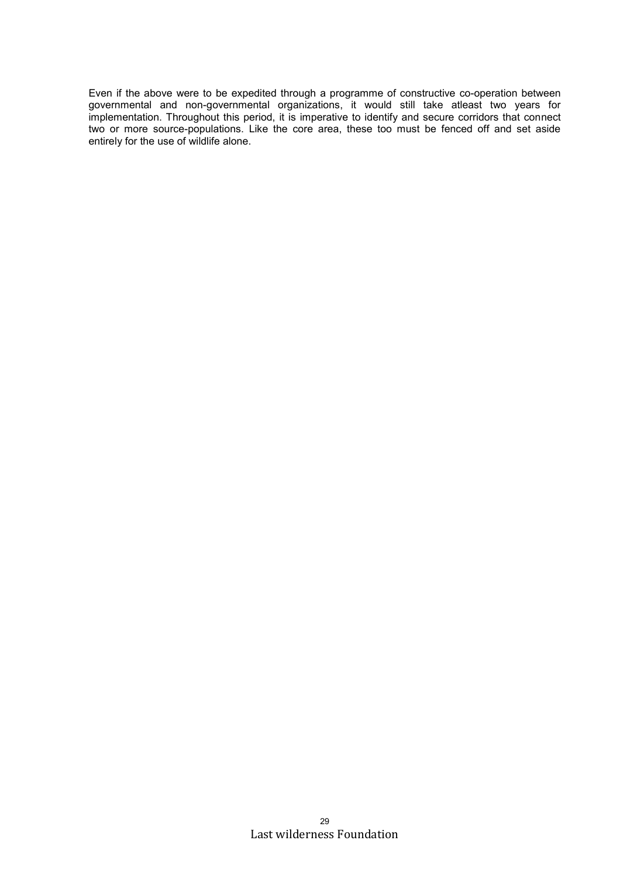Even if the above were to be expedited through a programme of constructive co-operation between governmental and non-governmental organizations, it would still take atleast two years for implementation. Throughout this period, it is imperative to identify and secure corridors that connect two or more source-populations. Like the core area, these too must be fenced off and set aside entirely for the use of wildlife alone.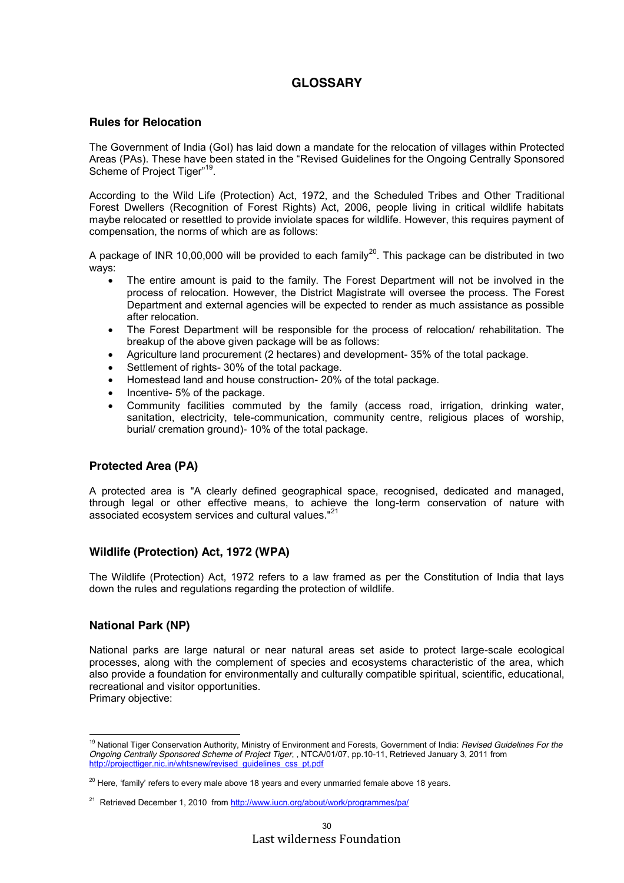# GLOSSARY

## Rules for Relocation

The Government of India (GoI) has laid down a mandate for the relocation of villages within Protected Areas (PAs). These have been stated in the "Revised Guidelines for the Ongoing Centrally Sponsored Scheme of Project Tiger"[19].

According to the Wild Life (Protection) Act, 1972, and the Scheduled Tribes and Other Traditional Forest Dwellers (Recognition of Forest Rights) Act, 2006, people living in critical wildlife habitats maybe relocated or resettled to provide inviolate spaces for wildlife. However, this requires payment of compensation, the norms of which are as follows:

A package of INR 10,00,000 will be provided to each family[20]. This package can be distributed in two ways:

- The entire amount is paid to the family. The Forest Department will not be involved in the process of relocation. However, the District Magistrate will oversee the process. The Forest Department and external agencies will be expected to render as much assistance as possible after relocation.
- The Forest Department will be responsible for the process of relocation/ rehabilitation. The breakup of the above given package will be as follows:
- Agriculture land procurement (2 hectares) and development- 35% of the total package.
- Settlement of rights- 30% of the total package.
- Homestead land and house construction- 20% of the total package.
- Incentive- 5% of the package.
- Community facilities commuted by the family (access road, irrigation, drinking water, sanitation, electricity, tele-communication, community centre, religious places of worship, burial/ cremation ground)- 10% of the total package.

## Protected Area (PA)

A protected area is "A clearly defined geographical space, recognised, dedicated and managed, through legal or other effective means, to achieve the long-term conservation of nature with associated ecosystem services and cultural values."[21]

## Wildlife (Protection) Act, 1972 (WPA)

The Wildlife (Protection) Act, 1972 refers to a law framed as per the Constitution of India that lays down the rules and regulations regarding the protection of wildlife.

## National Park (NP)

National parks are large natural or near natural areas set aside to protect large-scale ecological processes, along with the complement of species and ecosystems characteristic of the area, which also provide a foundation for environmentally and culturally compatible spiritual, scientific, educational, recreational and visitor opportunities.
Primary objective:

---

[19] National Tiger Conservation Authority, Ministry of Environment and Forests, Government of India: *Revised Guidelines For the Ongoing Centrally Sponsored Scheme of Project Tiger*, , NTCA/01/07, pp.10-11, Retrieved January 3, 2011 from http://projecttiger.nic.in/whtsnew/revised_guidelines_css_pt.pdf

[20] Here, 'family' refers to every male above 18 years and every unmarried female above 18 years.

[21] Retrieved December 1, 2010 from http://www.iucn.org/about/work/programmes/pa/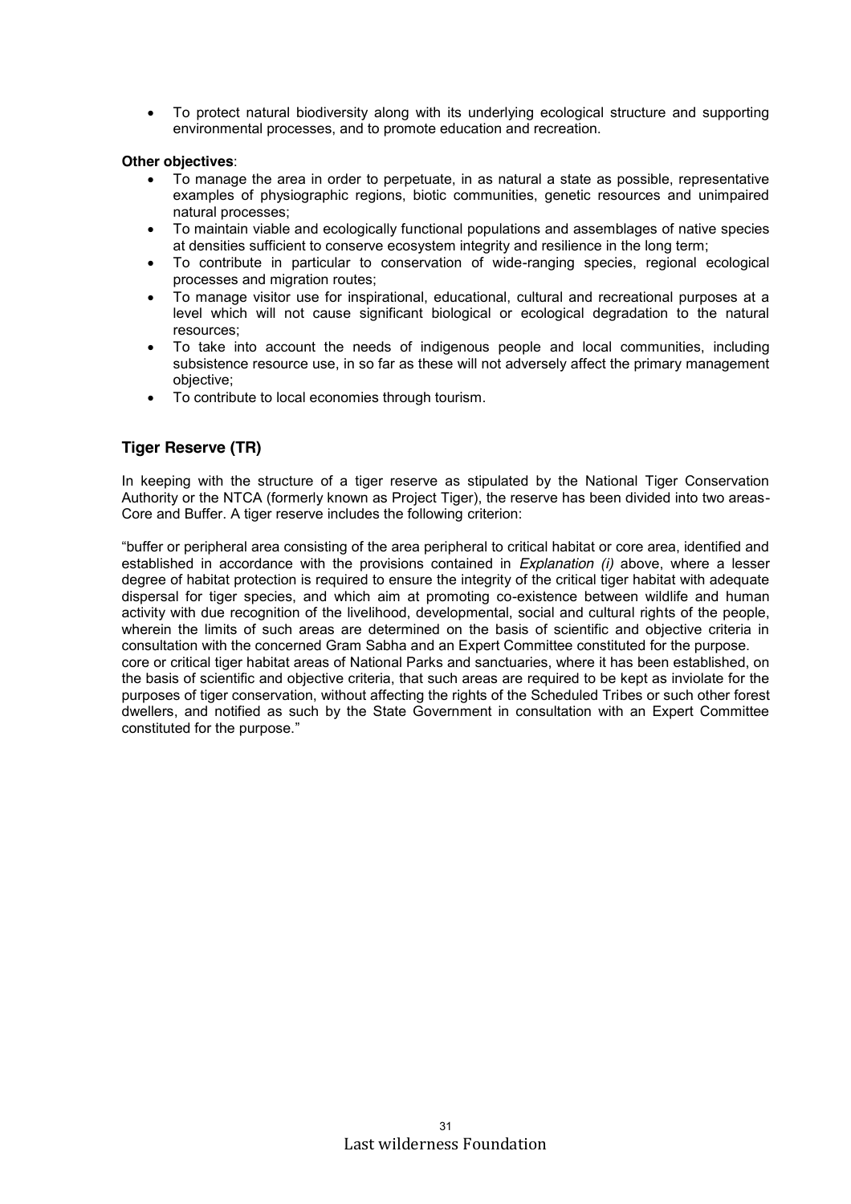- To protect natural biodiversity along with its underlying ecological structure and supporting environmental processes, and to promote education and recreation.

**Other objectives**:

- To manage the area in order to perpetuate, in as natural a state as possible, representative examples of physiographic regions, biotic communities, genetic resources and unimpaired natural processes;
- To maintain viable and ecologically functional populations and assemblages of native species at densities sufficient to conserve ecosystem integrity and resilience in the long term;
- To contribute in particular to conservation of wide-ranging species, regional ecological processes and migration routes;
- To manage visitor use for inspirational, educational, cultural and recreational purposes at a level which will not cause significant biological or ecological degradation to the natural resources;
- To take into account the needs of indigenous people and local communities, including subsistence resource use, in so far as these will not adversely affect the primary management objective;
- To contribute to local economies through tourism.

## Tiger Reserve (TR)

In keeping with the structure of a tiger reserve as stipulated by the National Tiger Conservation Authority or the NTCA (formerly known as Project Tiger), the reserve has been divided into two areas- Core and Buffer. A tiger reserve includes the following criterion:

"buffer or peripheral area consisting of the area peripheral to critical habitat or core area, identified and established in accordance with the provisions contained in *Explanation (i)* above, where a lesser degree of habitat protection is required to ensure the integrity of the critical tiger habitat with adequate dispersal for tiger species, and which aim at promoting co-existence between wildlife and human activity with due recognition of the livelihood, developmental, social and cultural rights of the people, wherein the limits of such areas are determined on the basis of scientific and objective criteria in consultation with the concerned Gram Sabha and an Expert Committee constituted for the purpose.
core or critical tiger habitat areas of National Parks and sanctuaries, where it has been established, on the basis of scientific and objective criteria, that such areas are required to be kept as inviolate for the purposes of tiger conservation, without affecting the rights of the Scheduled Tribes or such other forest dwellers, and notified as such by the State Government in consultation with an Expert Committee constituted for the purpose."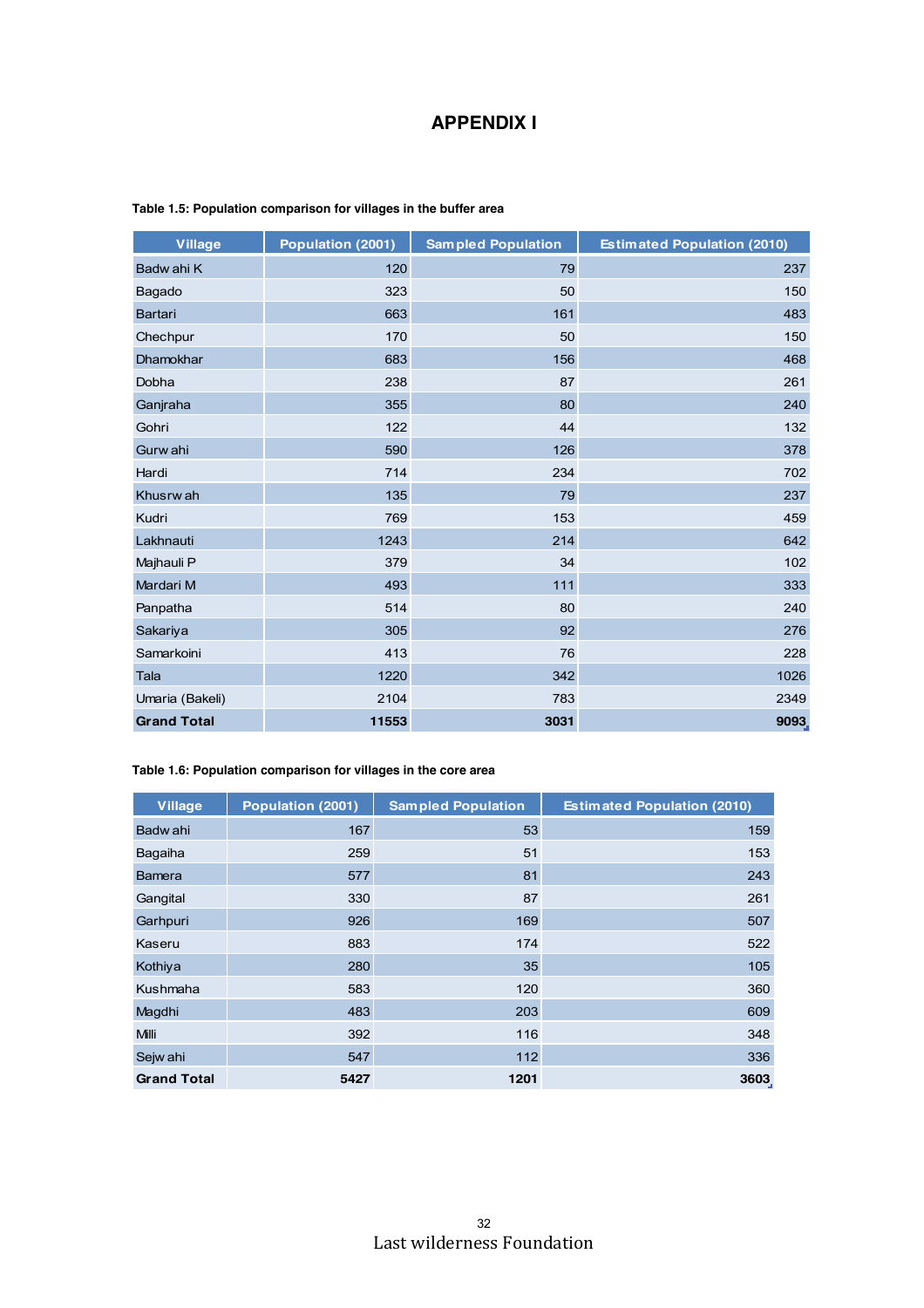# APPENDIX I

**Table 1.5: Population comparison for villages in the buffer area**

| Village | Population (2001) | Sampled Population | Estimated Population (2010) |
|---|---|---|---|
| Badwahi K | 120 | 79 | 237 |
| Bagado | 323 | 50 | 150 |
| Bartari | 663 | 161 | 483 |
| Chechpur | 170 | 50 | 150 |
| Dhamokhar | 683 | 156 | 468 |
| Dobha | 238 | 87 | 261 |
| Ganjraha | 355 | 80 | 240 |
| Gohri | 122 | 44 | 132 |
| Gurwahi | 590 | 126 | 378 |
| Hardi | 714 | 234 | 702 |
| Khusrwah | 135 | 79 | 237 |
| Kudri | 769 | 153 | 459 |
| Lakhnauti | 1243 | 214 | 642 |
| Majhauli P | 379 | 34 | 102 |
| Mardari M | 493 | 111 | 333 |
| Panpatha | 514 | 80 | 240 |
| Sakariya | 305 | 92 | 276 |
| Samarkoini | 413 | 76 | 228 |
| Tala | 1220 | 342 | 1026 |
| Umaria (Bakeli) | 2104 | 783 | 2349 |
| **Grand Total** | **11553** | **3031** | **9093** |

**Table 1.6: Population comparison for villages in the core area**

| Village | Population (2001) | Sampled Population | Estimated Population (2010) |
|---|---|---|---|
| Badwahi | 167 | 53 | 159 |
| Bagaiha | 259 | 51 | 153 |
| Bamera | 577 | 81 | 243 |
| Gangital | 330 | 87 | 261 |
| Garhpuri | 926 | 169 | 507 |
| Kaseru | 883 | 174 | 522 |
| Kothiya | 280 | 35 | 105 |
| Kushmaha | 583 | 120 | 360 |
| Magdhi | 483 | 203 | 609 |
| Milli | 392 | 116 | 348 |
| Sejwahi | 547 | 112 | 336 |
| **Grand Total** | **5427** | **1201** | **3603** |

Last wilderness Foundation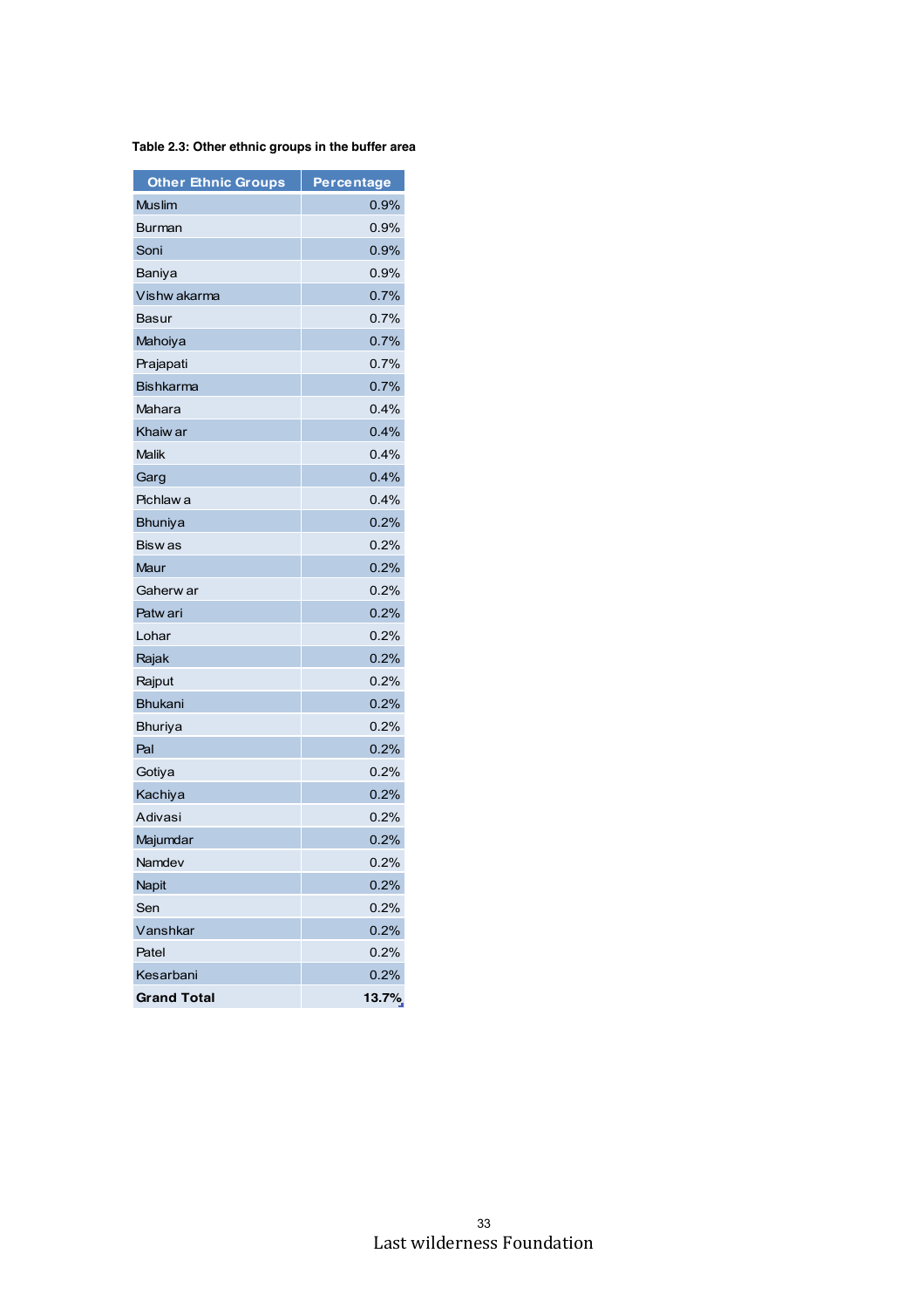**Table 2.3: Other ethnic groups in the buffer area**

| Other Ethnic Groups | Percentage |
|---|---|
| Muslim | 0.9% |
| Burman | 0.9% |
| Soni | 0.9% |
| Baniya | 0.9% |
| Vishwakarma | 0.7% |
| Basur | 0.7% |
| Mahoiya | 0.7% |
| Prajapati | 0.7% |
| Bishkarma | 0.7% |
| Mahara | 0.4% |
| Khaiwar | 0.4% |
| Malik | 0.4% |
| Garg | 0.4% |
| Pichlawa | 0.4% |
| Bhuniya | 0.2% |
| Biswas | 0.2% |
| Maur | 0.2% |
| Gaherwar | 0.2% |
| Patwari | 0.2% |
| Lohar | 0.2% |
| Rajak | 0.2% |
| Rajput | 0.2% |
| Bhukani | 0.2% |
| Bhuriya | 0.2% |
| Pal | 0.2% |
| Gotiya | 0.2% |
| Kachiya | 0.2% |
| Adivasi | 0.2% |
| Majumdar | 0.2% |
| Namdev | 0.2% |
| Napit | 0.2% |
| Sen | 0.2% |
| Vanshkar | 0.2% |
| Patel | 0.2% |
| Kesarbani | 0.2% |
| **Grand Total** | **13.7%** |

Last wilderness Foundation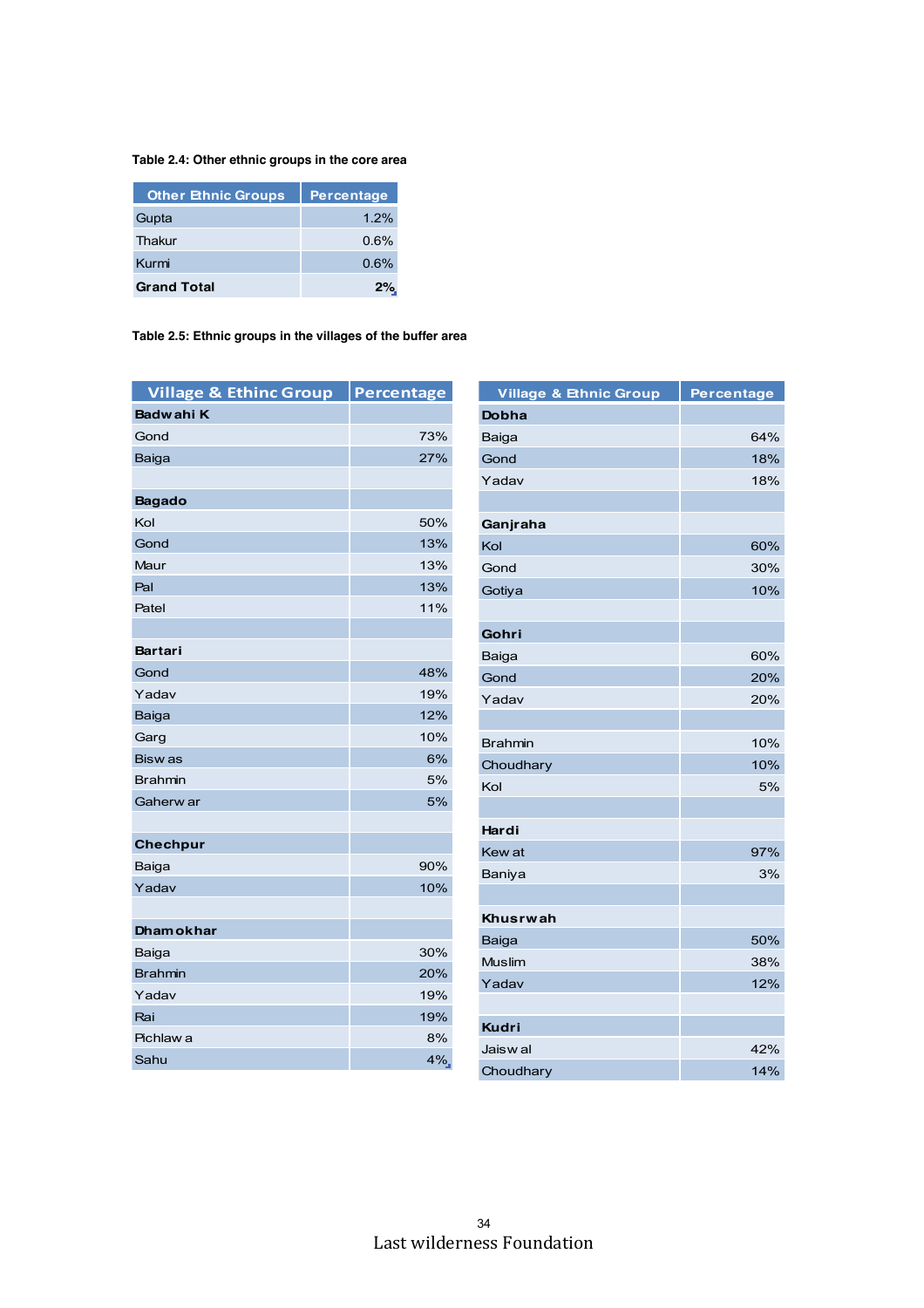**Table 2.4: Other ethnic groups in the core area**

| Other Ethnic Groups | Percentage |
|---|---|
| Gupta | 1.2% |
| Thakur | 0.6% |
| Kurmi | 0.6% |
| **Grand Total** | **2%** |

**Table 2.5: Ethnic groups in the villages of the buffer area**

| Village & Ethinc Group | Percentage |
|---|---|
| **Badwahi K** | |
| Gond | 73% |
| Baiga | 27% |
| | |
| **Bagado** | |
| Kol | 50% |
| Gond | 13% |
| Maur | 13% |
| Pal | 13% |
| Patel | 11% |
| | |
| **Bartari** | |
| Gond | 48% |
| Yadav | 19% |
| Baiga | 12% |
| Garg | 10% |
| Biswas | 6% |
| Brahmin | 5% |
| Gaherwar | 5% |
| | |
| **Chechpur** | |
| Baiga | 90% |
| Yadav | 10% |
| | |
| **Dhamokhar** | |
| Baiga | 30% |
| Brahmin | 20% |
| Yadav | 19% |
| Rai | 19% |
| Pichlawa | 8% |
| Sahu | 4% |

| Village & Ethnic Group | Percentage |
|---|---|
| **Dobha** | |
| Baiga | 64% |
| Gond | 18% |
| Yadav | 18% |
| | |
| **Ganjraha** | |
| Kol | 60% |
| Gond | 30% |
| Gotiya | 10% |
| | |
| **Gohri** | |
| Baiga | 60% |
| Gond | 20% |
| Yadav | 20% |
| | |
| Brahmin | 10% |
| Choudhary | 10% |
| Kol | 5% |
| | |
| **Hardi** | |
| Kewat | 97% |
| Baniya | 3% |
| | |
| **Khusrwah** | |
| Baiga | 50% |
| Muslim | 38% |
| Yadav | 12% |
| | |
| **Kudri** | |
| Jaiswal | 42% |
| Choudhary | 14% |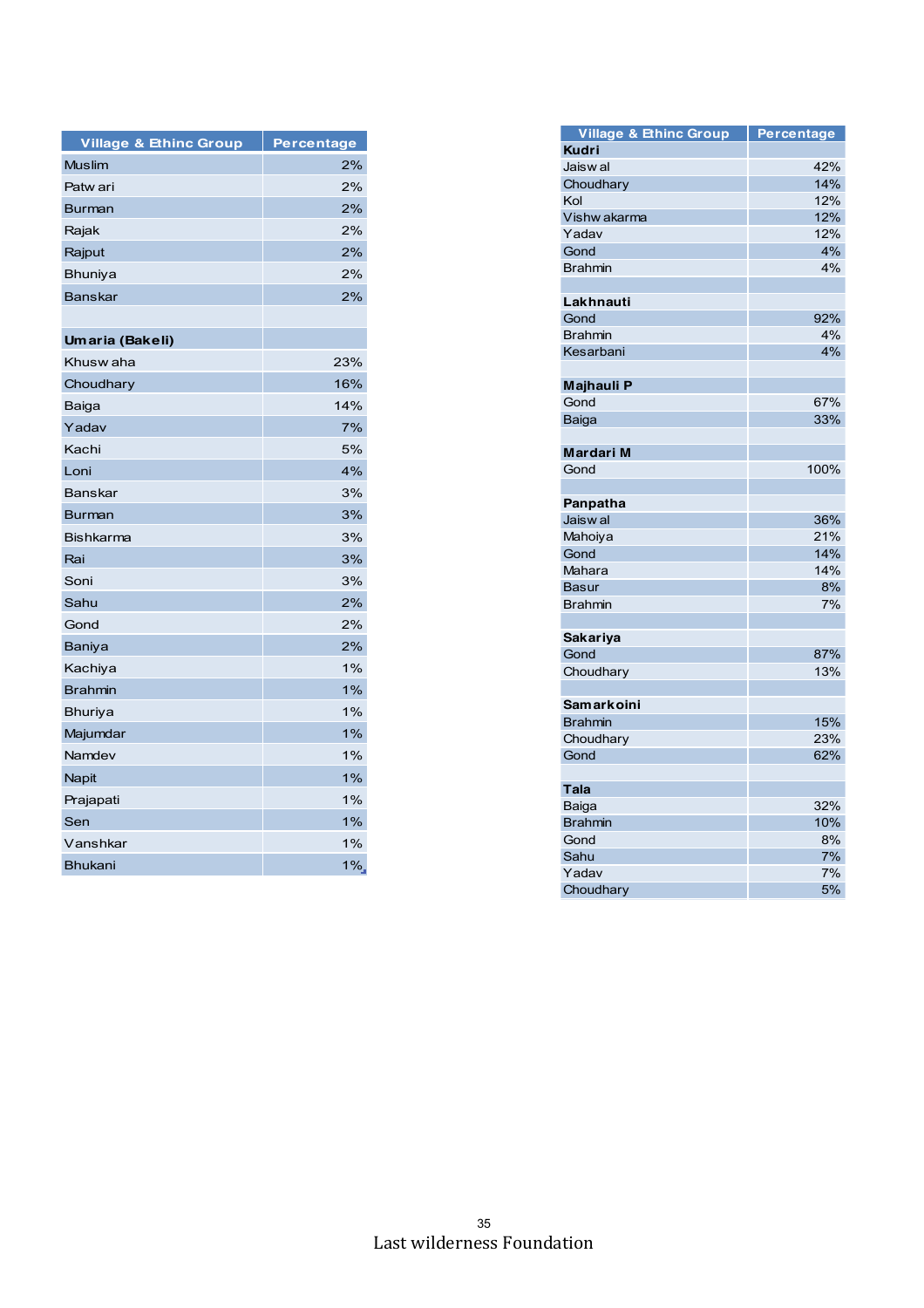| Village & Ethinc Group | Percentage |
|---|---|
| Muslim | 2% |
| Patw ari | 2% |
| Burman | 2% |
| Rajak | 2% |
| Rajput | 2% |
| Bhuniya | 2% |
| Banskar | 2% |
| | |
| **Umaria (Bakeli)** | |
| Khusw aha | 23% |
| Choudhary | 16% |
| Baiga | 14% |
| Yadav | 7% |
| Kachi | 5% |
| Loni | 4% |
| Banskar | 3% |
| Burman | 3% |
| Bishkarma | 3% |
| Rai | 3% |
| Soni | 3% |
| Sahu | 2% |
| Gond | 2% |
| Baniya | 2% |
| Kachiya | 1% |
| Brahmin | 1% |
| Bhuriya | 1% |
| Majumdar | 1% |
| Namdev | 1% |
| Napit | 1% |
| Prajapati | 1% |
| Sen | 1% |
| Vanshkar | 1% |
| Bhukani | 1% |

| Village & Ethinc Group | Percentage |
|---|---|
| **Kudri** | |
| Jaisw al | 42% |
| Choudhary | 14% |
| Kol | 12% |
| Vishw akarma | 12% |
| Yadav | 12% |
| Gond | 4% |
| Brahmin | 4% |
| | |
| **Lakhnauti** | |
| Gond | 92% |
| Brahmin | 4% |
| Kesarbani | 4% |
| | |
| **Majhauli P** | |
| Gond | 67% |
| Baiga | 33% |
| | |
| **Mardari M** | |
| Gond | 100% |
| | |
| **Panpatha** | |
| Jaisw al | 36% |
| Mahoiya | 21% |
| Gond | 14% |
| Mahara | 14% |
| Basur | 8% |
| Brahmin | 7% |
| | |
| **Sakariya** | |
| Gond | 87% |
| Choudhary | 13% |
| | |
| **Samarkoini** | |
| Brahmin | 15% |
| Choudhary | 23% |
| Gond | 62% |
| | |
| **Tala** | |
| Baiga | 32% |
| Brahmin | 10% |
| Gond | 8% |
| Sahu | 7% |
| Yadav | 7% |
| Choudhary | 5% |

Last wilderness Foundation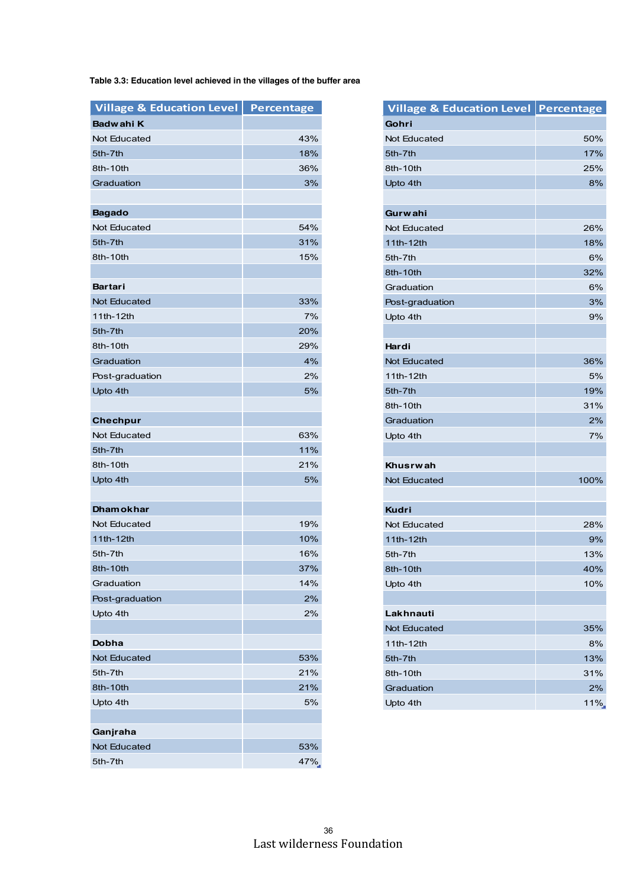**Table 3.3: Education level achieved in the villages of the buffer area**

| Village & Education Level | Percentage |
|---|---|
| **Badwahi K** | |
| Not Educated | 43% |
| 5th-7th | 18% |
| 8th-10th | 36% |
| Graduation | 3% |
| | |
| **Bagado** | |
| Not Educated | 54% |
| 5th-7th | 31% |
| 8th-10th | 15% |
| | |
| **Bartari** | |
| Not Educated | 33% |
| 11th-12th | 7% |
| 5th-7th | 20% |
| 8th-10th | 29% |
| Graduation | 4% |
| Post-graduation | 2% |
| Upto 4th | 5% |
| | |
| **Chechpur** | |
| Not Educated | 63% |
| 5th-7th | 11% |
| 8th-10th | 21% |
| Upto 4th | 5% |
| | |
| **Dhamokhar** | |
| Not Educated | 19% |
| 11th-12th | 10% |
| 5th-7th | 16% |
| 8th-10th | 37% |
| Graduation | 14% |
| Post-graduation | 2% |
| Upto 4th | 2% |
| | |
| **Dobha** | |
| Not Educated | 53% |
| 5th-7th | 21% |
| 8th-10th | 21% |
| Upto 4th | 5% |
| | |
| **Ganjraha** | |
| Not Educated | 53% |
| 5th-7th | 47% |

| Village & Education Level | Percentage |
|---|---|
| **Gohri** | |
| Not Educated | 50% |
| 5th-7th | 17% |
| 8th-10th | 25% |
| Upto 4th | 8% |
| | |
| **Gurwahi** | |
| Not Educated | 26% |
| 11th-12th | 18% |
| 5th-7th | 6% |
| 8th-10th | 32% |
| Graduation | 6% |
| Post-graduation | 3% |
| Upto 4th | 9% |
| | |
| **Hardi** | |
| Not Educated | 36% |
| 11th-12th | 5% |
| 5th-7th | 19% |
| 8th-10th | 31% |
| Graduation | 2% |
| Upto 4th | 7% |
| | |
| **Khusrwah** | |
| Not Educated | 100% |
| | |
| **Kudri** | |
| Not Educated | 28% |
| 11th-12th | 9% |
| 5th-7th | 13% |
| 8th-10th | 40% |
| Upto 4th | 10% |
| | |
| **Lakhnauti** | |
| Not Educated | 35% |
| 11th-12th | 8% |
| 5th-7th | 13% |
| 8th-10th | 31% |
| Graduation | 2% |
| Upto 4th | 11% |

Last wilderness Foundation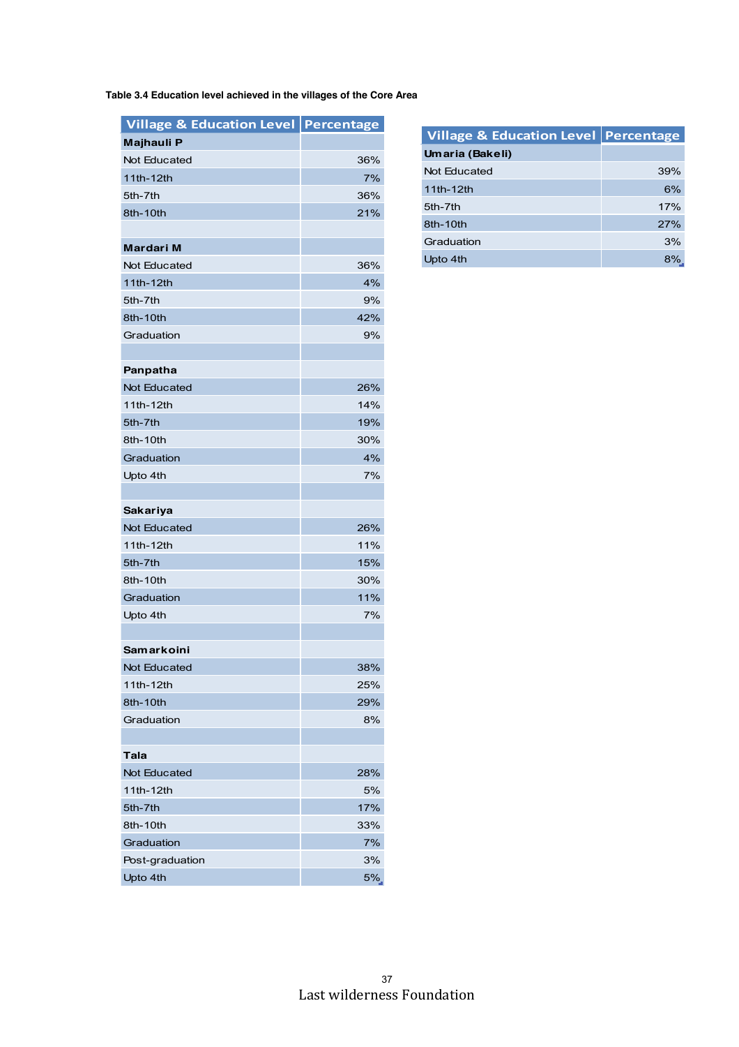**Table 3.4 Education level achieved in the villages of the Core Area**

| Village & Education Level | Percentage |
|---|---|
| **Majhauli P** | |
| Not Educated | 36% |
| 11th-12th | 7% |
| 5th-7th | 36% |
| 8th-10th | 21% |
| | |
| **Mardari M** | |
| Not Educated | 36% |
| 11th-12th | 4% |
| 5th-7th | 9% |
| 8th-10th | 42% |
| Graduation | 9% |
| | |
| **Panpatha** | |
| Not Educated | 26% |
| 11th-12th | 14% |
| 5th-7th | 19% |
| 8th-10th | 30% |
| Graduation | 4% |
| Upto 4th | 7% |
| | |
| **Sakariya** | |
| Not Educated | 26% |
| 11th-12th | 11% |
| 5th-7th | 15% |
| 8th-10th | 30% |
| Graduation | 11% |
| Upto 4th | 7% |
| | |
| **Samarkoini** | |
| Not Educated | 38% |
| 11th-12th | 25% |
| 8th-10th | 29% |
| Graduation | 8% |
| | |
| **Tala** | |
| Not Educated | 28% |
| 11th-12th | 5% |
| 5th-7th | 17% |
| 8th-10th | 33% |
| Graduation | 7% |
| Post-graduation | 3% |
| Upto 4th | 5% |

| Village & Education Level | Percentage |
|---|---|
| **Umaria (Bakeli)** | |
| Not Educated | 39% |
| 11th-12th | 6% |
| 5th-7th | 17% |
| 8th-10th | 27% |
| Graduation | 3% |
| Upto 4th | 8% |

Last wilderness Foundation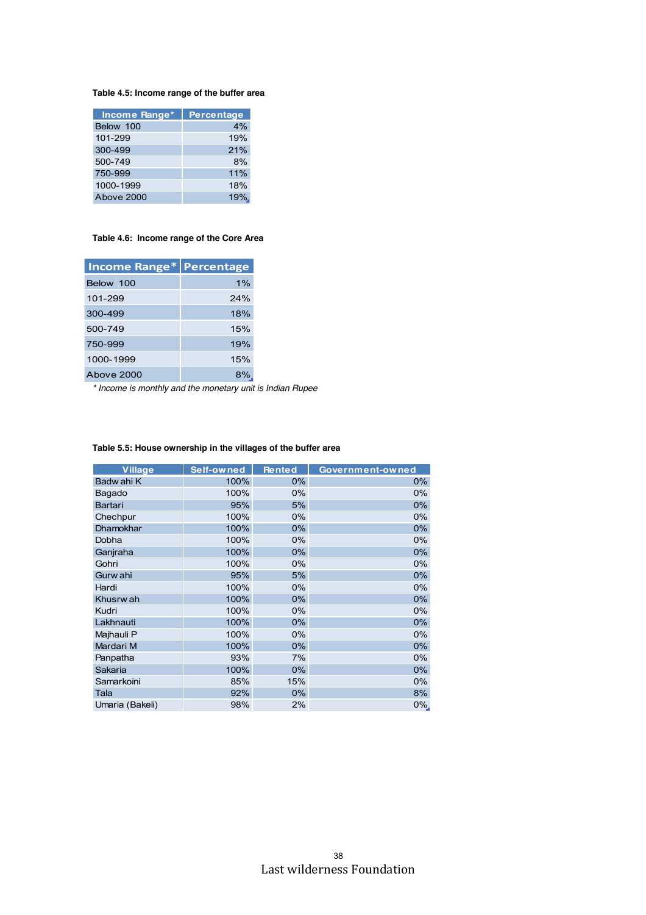**Table 4.5: Income range of the buffer area**

| Income Range* | Percentage |
|---|---|
| Below 100 | 4% |
| 101-299 | 19% |
| 300-499 | 21% |
| 500-749 | 8% |
| 750-999 | 11% |
| 1000-1999 | 18% |
| Above 2000 | 19% |

**Table 4.6: Income range of the Core Area**

| Income Range* | Percentage |
|---|---|
| Below 100 | 1% |
| 101-299 | 24% |
| 300-499 | 18% |
| 500-749 | 15% |
| 750-999 | 19% |
| 1000-1999 | 15% |
| Above 2000 | 8% |

*\* Income is monthly and the monetary unit is Indian Rupee*

**Table 5.5: House ownership in the villages of the buffer area**

| Village | Self-owned | Rented | Government-owned |
|---|---|---|---|
| Badwahi K | 100% | 0% | 0% |
| Bagado | 100% | 0% | 0% |
| Bartari | 95% | 5% | 0% |
| Chechpur | 100% | 0% | 0% |
| Dhamokhar | 100% | 0% | 0% |
| Dobha | 100% | 0% | 0% |
| Ganjraha | 100% | 0% | 0% |
| Gohri | 100% | 0% | 0% |
| Gurwahi | 95% | 5% | 0% |
| Hardi | 100% | 0% | 0% |
| Khusrwah | 100% | 0% | 0% |
| Kudri | 100% | 0% | 0% |
| Lakhnauti | 100% | 0% | 0% |
| Majhauli P | 100% | 0% | 0% |
| Mardari M | 100% | 0% | 0% |
| Panpatha | 93% | 7% | 0% |
| Sakaria | 100% | 0% | 0% |
| Samarkoini | 85% | 15% | 0% |
| Tala | 92% | 0% | 8% |
| Umaria (Bakeli) | 98% | 2% | 0% |

Last wilderness Foundation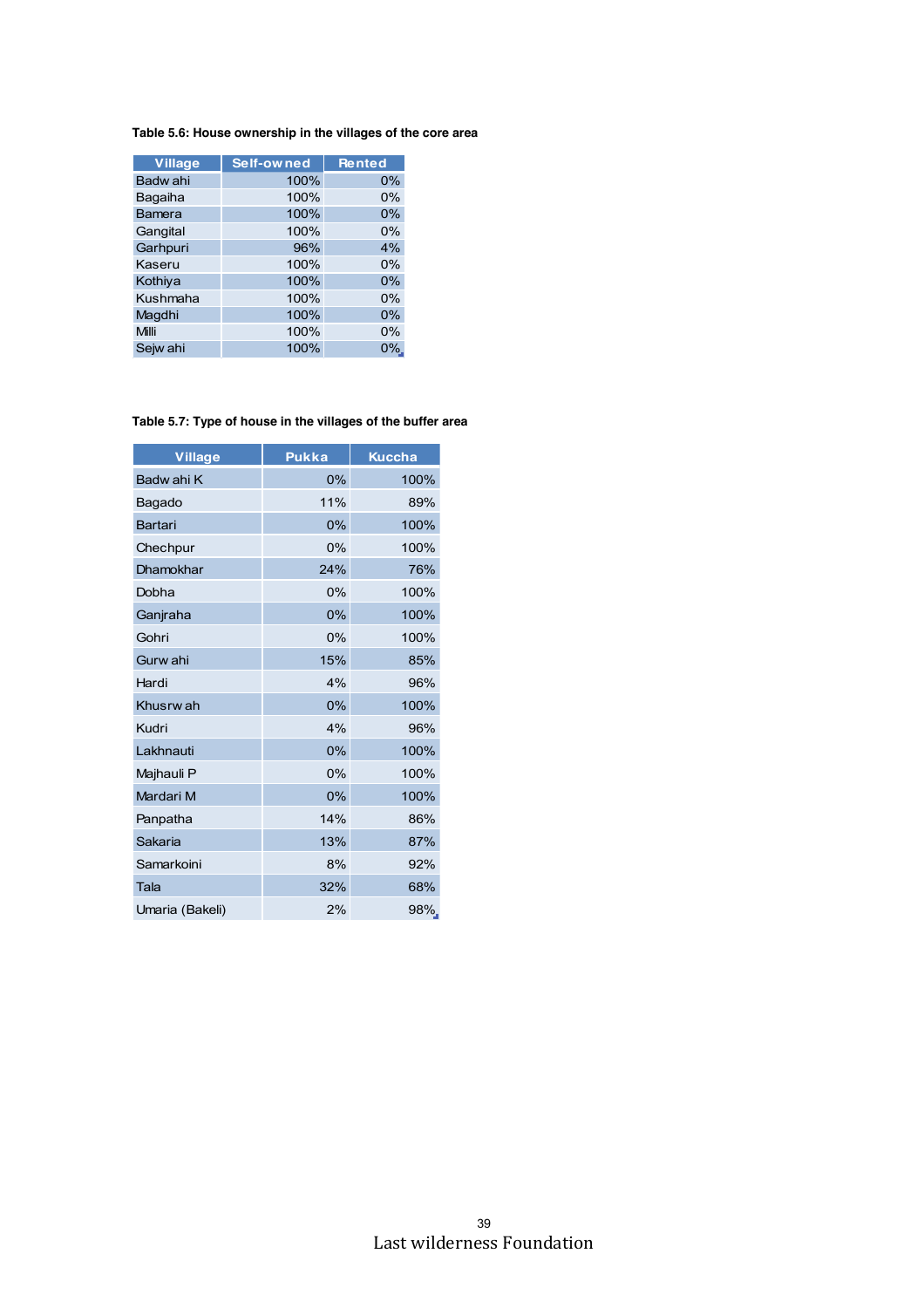**Table 5.6: House ownership in the villages of the core area**

| Village | Self-owned | Rented |
|---|---|---|
| Badwahi | 100% | 0% |
| Bagaiha | 100% | 0% |
| Bamera | 100% | 0% |
| Gangital | 100% | 0% |
| Garhpuri | 96% | 4% |
| Kaseru | 100% | 0% |
| Kothiya | 100% | 0% |
| Kushmaha | 100% | 0% |
| Magdhi | 100% | 0% |
| Milli | 100% | 0% |
| Sejwahi | 100% | 0% |

**Table 5.7: Type of house in the villages of the buffer area**

| Village | Pukka | Kuccha |
|---|---|---|
| Badwahi K | 0% | 100% |
| Bagado | 11% | 89% |
| Bartari | 0% | 100% |
| Chechpur | 0% | 100% |
| Dhamokhar | 24% | 76% |
| Dobha | 0% | 100% |
| Ganjraha | 0% | 100% |
| Gohri | 0% | 100% |
| Gurwahi | 15% | 85% |
| Hardi | 4% | 96% |
| Khusrwah | 0% | 100% |
| Kudri | 4% | 96% |
| Lakhnauti | 0% | 100% |
| Majhauli P | 0% | 100% |
| Mardari M | 0% | 100% |
| Panpatha | 14% | 86% |
| Sakaria | 13% | 87% |
| Samarkoini | 8% | 92% |
| Tala | 32% | 68% |
| Umaria (Bakeli) | 2% | 98% |

Last wilderness Foundation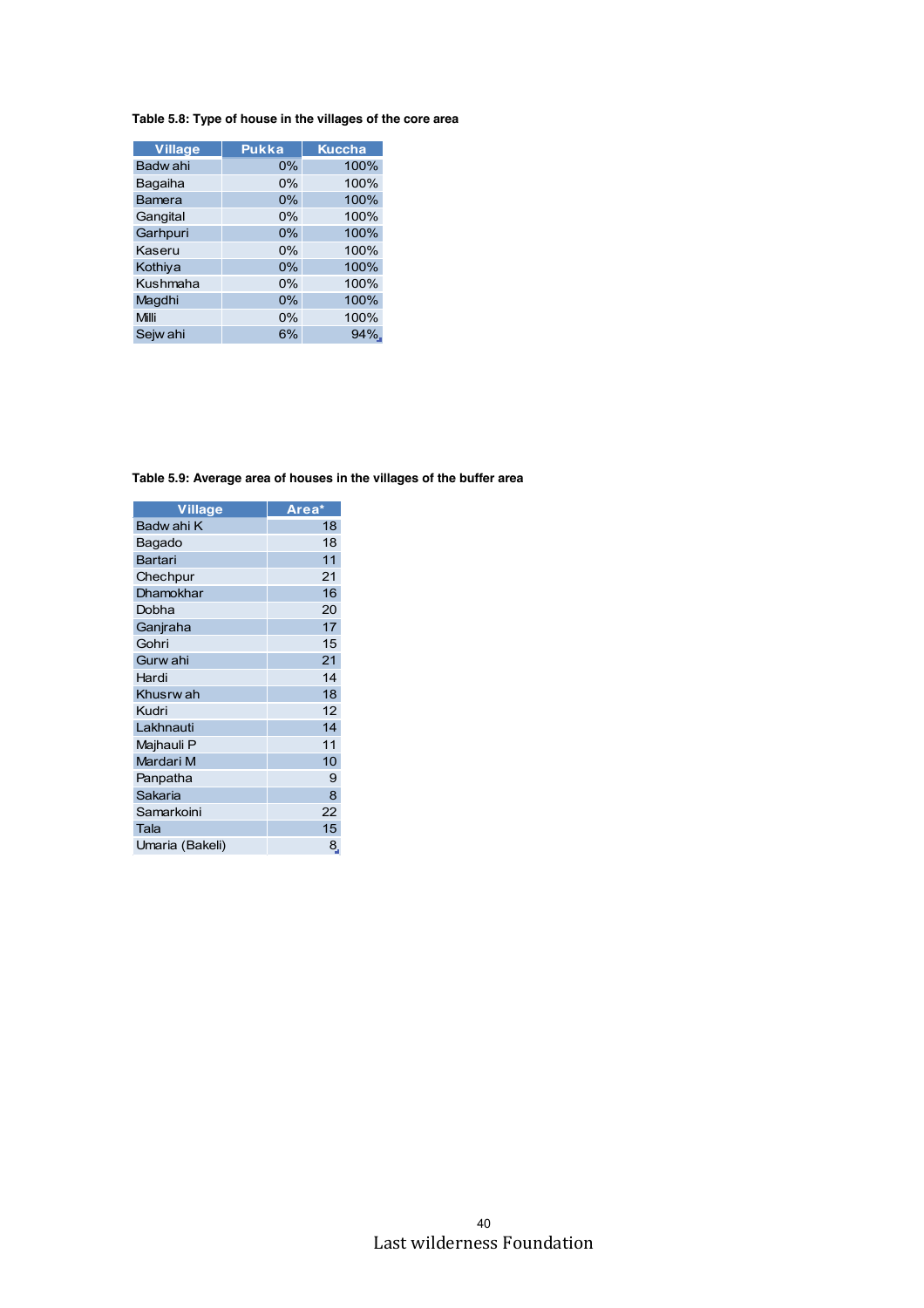**Table 5.8: Type of house in the villages of the core area**

| Village | Pukka | Kuccha |
|---|---|---|
| Badwahi | 0% | 100% |
| Bagaiha | 0% | 100% |
| Bamera | 0% | 100% |
| Gangital | 0% | 100% |
| Garhpuri | 0% | 100% |
| Kaseru | 0% | 100% |
| Kothiya | 0% | 100% |
| Kushmaha | 0% | 100% |
| Magdhi | 0% | 100% |
| Milli | 0% | 100% |
| Sejwahi | 6% | 94% |

**Table 5.9: Average area of houses in the villages of the buffer area**

| Village | Area* |
|---|---|
| Badwahi K | 18 |
| Bagado | 18 |
| Bartari | 11 |
| Chechpur | 21 |
| Dhamokhar | 16 |
| Dobha | 20 |
| Ganjraha | 17 |
| Gohri | 15 |
| Gurwahi | 21 |
| Hardi | 14 |
| Khusrwah | 18 |
| Kudri | 12 |
| Lakhnauti | 14 |
| Majhauli P | 11 |
| Mardari M | 10 |
| Panpatha | 9 |
| Sakaria | 8 |
| Samarkoini | 22 |
| Tala | 15 |
| Umaria (Bakeli) | 8 |

Last wilderness Foundation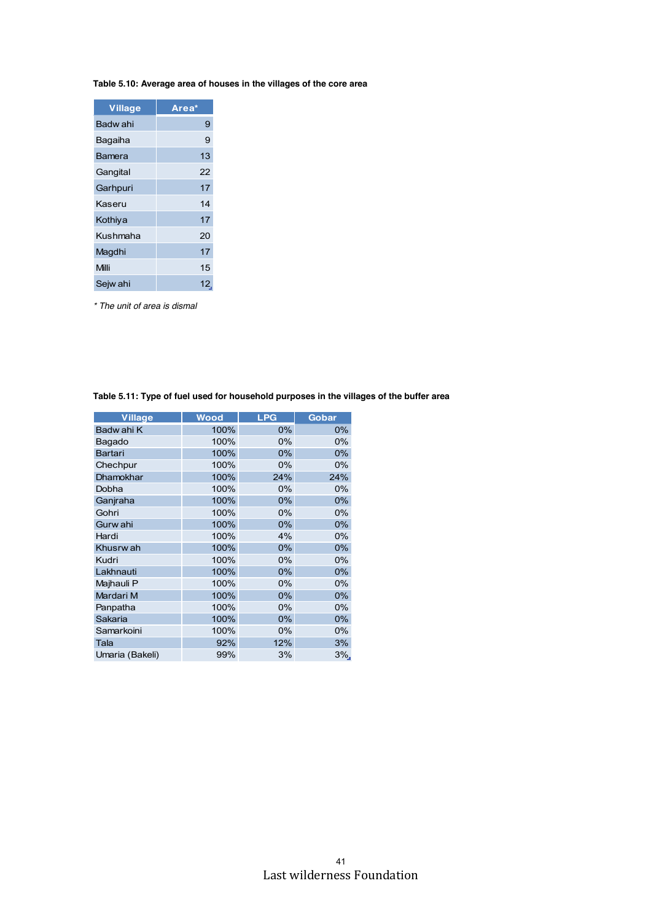**Table 5.10: Average area of houses in the villages of the core area**

| Village | Area* |
|---|---|
| Badwahi | 9 |
| Bagaiha | 9 |
| Bamera | 13 |
| Gangital | 22 |
| Garhpuri | 17 |
| Kaseru | 14 |
| Kothiya | 17 |
| Kushmaha | 20 |
| Magdhi | 17 |
| Milli | 15 |
| Sejwahi | 12 |

*\* The unit of area is dismal*

**Table 5.11: Type of fuel used for household purposes in the villages of the buffer area**

| Village | Wood | LPG | Gobar |
|---|---|---|---|
| Badwahi K | 100% | 0% | 0% |
| Bagado | 100% | 0% | 0% |
| Bartari | 100% | 0% | 0% |
| Chechpur | 100% | 0% | 0% |
| Dhamokhar | 100% | 24% | 24% |
| Dobha | 100% | 0% | 0% |
| Ganjraha | 100% | 0% | 0% |
| Gohri | 100% | 0% | 0% |
| Gurwahi | 100% | 0% | 0% |
| Hardi | 100% | 4% | 0% |
| Khusrwah | 100% | 0% | 0% |
| Kudri | 100% | 0% | 0% |
| Lakhnauti | 100% | 0% | 0% |
| Majhauli P | 100% | 0% | 0% |
| Mardari M | 100% | 0% | 0% |
| Panpatha | 100% | 0% | 0% |
| Sakaria | 100% | 0% | 0% |
| Samarkoini | 100% | 0% | 0% |
| Tala | 92% | 12% | 3% |
| Umaria (Bakeli) | 99% | 3% | 3% |

Last wilderness Foundation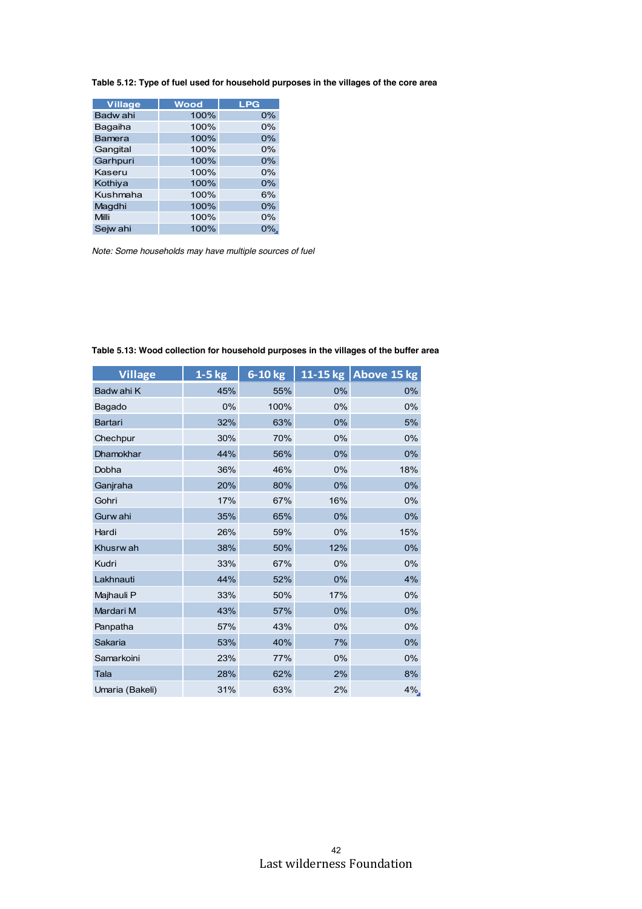**Table 5.12: Type of fuel used for household purposes in the villages of the core area**

| Village | Wood | LPG |
|---|---|---|
| Badw ahi | 100% | 0% |
| Bagaiha | 100% | 0% |
| Bamera | 100% | 0% |
| Gangital | 100% | 0% |
| Garhpuri | 100% | 0% |
| Kaseru | 100% | 0% |
| Kothiya | 100% | 0% |
| Kushmaha | 100% | 6% |
| Magdhi | 100% | 0% |
| Milli | 100% | 0% |
| Sejw ahi | 100% | 0% |

*Note: Some households may have multiple sources of fuel*

**Table 5.13: Wood collection for household purposes in the villages of the buffer area**

| Village | 1-5 kg | 6-10 kg | 11-15 kg | Above 15 kg |
|---|---|---|---|---|
| Badw ahi K | 45% | 55% | 0% | 0% |
| Bagado | 0% | 100% | 0% | 0% |
| Bartari | 32% | 63% | 0% | 5% |
| Chechpur | 30% | 70% | 0% | 0% |
| Dhamokhar | 44% | 56% | 0% | 0% |
| Dobha | 36% | 46% | 0% | 18% |
| Ganjraha | 20% | 80% | 0% | 0% |
| Gohri | 17% | 67% | 16% | 0% |
| Gurw ahi | 35% | 65% | 0% | 0% |
| Hardi | 26% | 59% | 0% | 15% |
| Khusrw ah | 38% | 50% | 12% | 0% |
| Kudri | 33% | 67% | 0% | 0% |
| Lakhnauti | 44% | 52% | 0% | 4% |
| Majhauli P | 33% | 50% | 17% | 0% |
| Mardari M | 43% | 57% | 0% | 0% |
| Panpatha | 57% | 43% | 0% | 0% |
| Sakaria | 53% | 40% | 7% | 0% |
| Samarkoini | 23% | 77% | 0% | 0% |
| Tala | 28% | 62% | 2% | 8% |
| Umaria (Bakeli) | 31% | 63% | 2% | 4% |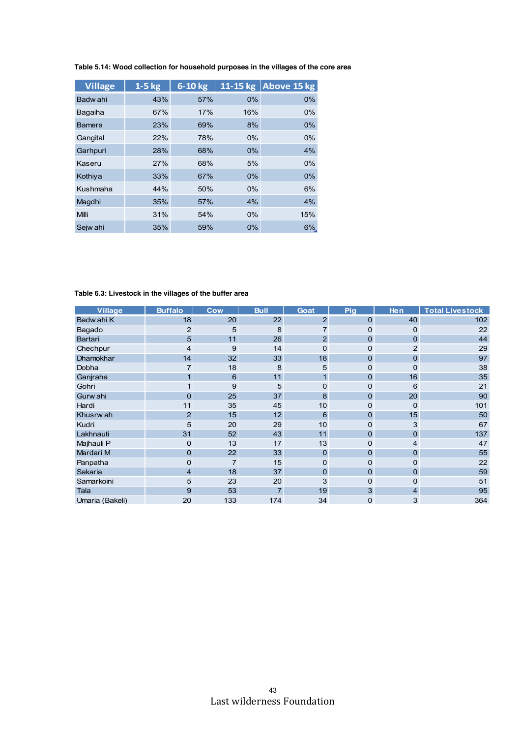**Table 5.14: Wood collection for household purposes in the villages of the core area**

| Village | 1-5 kg | 6-10 kg | 11-15 kg | Above 15 kg |
|---|---|---|---|---|
| Badw ahi | 43% | 57% | 0% | 0% |
| Bagaiha | 67% | 17% | 16% | 0% |
| Bamera | 23% | 69% | 8% | 0% |
| Gangital | 22% | 78% | 0% | 0% |
| Garhpuri | 28% | 68% | 0% | 4% |
| Kaseru | 27% | 68% | 5% | 0% |
| Kothiya | 33% | 67% | 0% | 0% |
| Kushmaha | 44% | 50% | 0% | 6% |
| Magdhi | 35% | 57% | 4% | 4% |
| Milli | 31% | 54% | 0% | 15% |
| Sejw ahi | 35% | 59% | 0% | 6% |

**Table 6.3: Livestock in the villages of the buffer area**

| Village | Buffalo | Cow | Bull | Goat | Pig | Hen | Total Livestock |
|---|---|---|---|---|---|---|---|
| Badw ahi K | 18 | 20 | 22 | 2 | 0 | 40 | 102 |
| Bagado | 2 | 5 | 8 | 7 | 0 | 0 | 22 |
| Bartari | 5 | 11 | 26 | 2 | 0 | 0 | 44 |
| Chechpur | 4 | 9 | 14 | 0 | 0 | 2 | 29 |
| Dhamokhar | 14 | 32 | 33 | 18 | 0 | 0 | 97 |
| Dobha | 7 | 18 | 8 | 5 | 0 | 0 | 38 |
| Ganjraha | 1 | 6 | 11 | 1 | 0 | 16 | 35 |
| Gohri | 1 | 9 | 5 | 0 | 0 | 6 | 21 |
| Gurw ahi | 0 | 25 | 37 | 8 | 0 | 20 | 90 |
| Hardi | 11 | 35 | 45 | 10 | 0 | 0 | 101 |
| Khusrw ah | 2 | 15 | 12 | 6 | 0 | 15 | 50 |
| Kudri | 5 | 20 | 29 | 10 | 0 | 3 | 67 |
| Lakhnauti | 31 | 52 | 43 | 11 | 0 | 0 | 137 |
| Majhauli P | 0 | 13 | 17 | 13 | 0 | 4 | 47 |
| Mardari M | 0 | 22 | 33 | 0 | 0 | 0 | 55 |
| Panpatha | 0 | 7 | 15 | 0 | 0 | 0 | 22 |
| Sakaria | 4 | 18 | 37 | 0 | 0 | 0 | 59 |
| Samarkoini | 5 | 23 | 20 | 3 | 0 | 0 | 51 |
| Tala | 9 | 53 | 7 | 19 | 3 | 4 | 95 |
| Umaria (Bakeli) | 20 | 133 | 174 | 34 | 0 | 3 | 364 |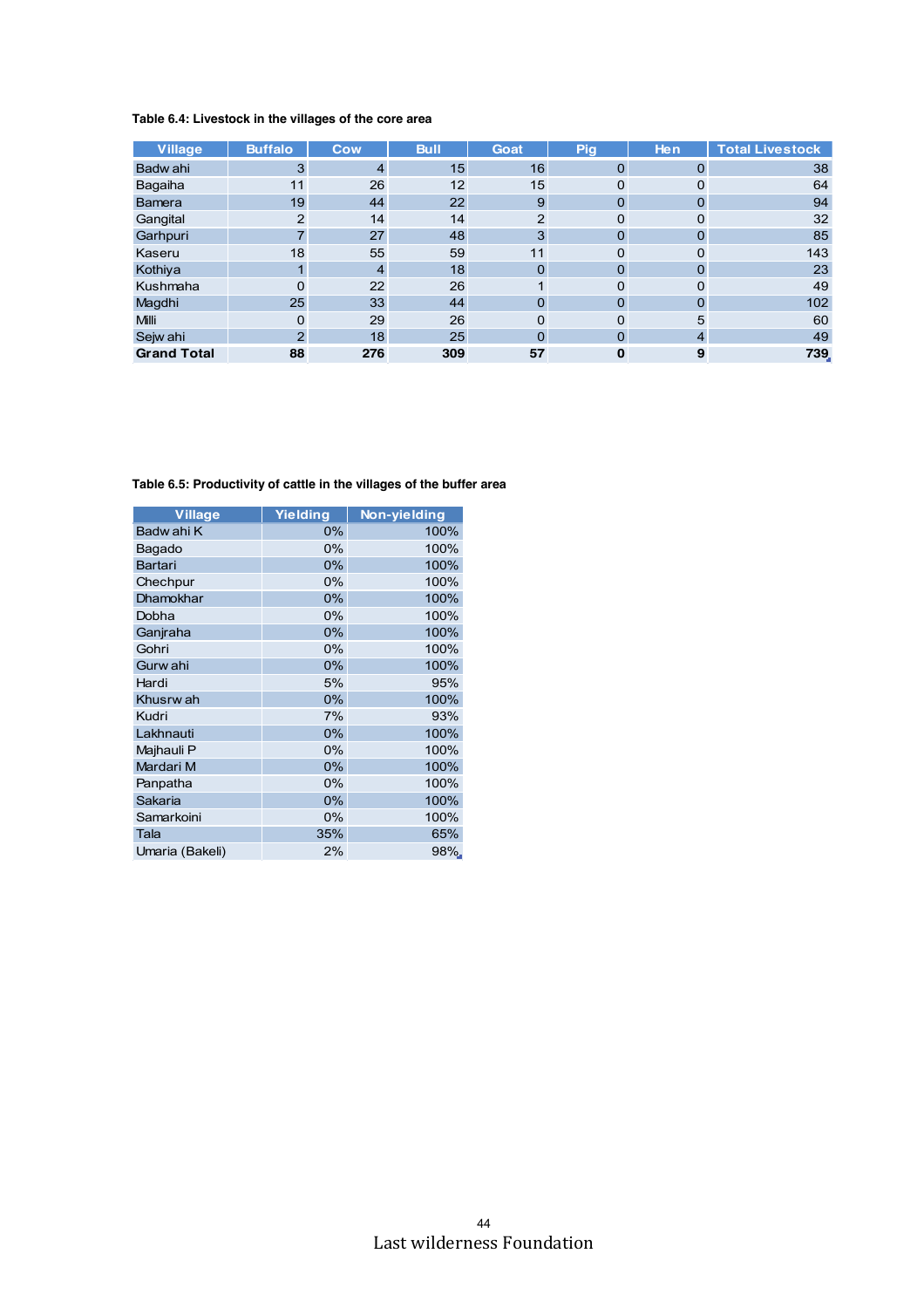**Table 6.4: Livestock in the villages of the core area**

| Village | Buffalo | Cow | Bull | Goat | Pig | Hen | Total Livestock |
|---|---|---|---|---|---|---|---|
| Badw ahi | 3 | 4 | 15 | 16 | 0 | 0 | 38 |
| Bagaiha | 11 | 26 | 12 | 15 | 0 | 0 | 64 |
| Bamera | 19 | 44 | 22 | 9 | 0 | 0 | 94 |
| Gangital | 2 | 14 | 14 | 2 | 0 | 0 | 32 |
| Garhpuri | 7 | 27 | 48 | 3 | 0 | 0 | 85 |
| Kaseru | 18 | 55 | 59 | 11 | 0 | 0 | 143 |
| Kothiya | 1 | 4 | 18 | 0 | 0 | 0 | 23 |
| Kushmaha | 0 | 22 | 26 | 1 | 0 | 0 | 49 |
| Magdhi | 25 | 33 | 44 | 0 | 0 | 0 | 102 |
| Milli | 0 | 29 | 26 | 0 | 0 | 5 | 60 |
| Sejw ahi | 2 | 18 | 25 | 0 | 0 | 4 | 49 |
| **Grand Total** | **88** | **276** | **309** | **57** | **0** | **9** | **739** |

**Table 6.5: Productivity of cattle in the villages of the buffer area**

| Village | Yielding | Non-yielding |
|---|---|---|
| Badw ahi K | 0% | 100% |
| Bagado | 0% | 100% |
| Bartari | 0% | 100% |
| Chechpur | 0% | 100% |
| Dhamokhar | 0% | 100% |
| Dobha | 0% | 100% |
| Ganjraha | 0% | 100% |
| Gohri | 0% | 100% |
| Gurw ahi | 0% | 100% |
| Hardi | 5% | 95% |
| Khusrw ah | 0% | 100% |
| Kudri | 7% | 93% |
| Lakhnauti | 0% | 100% |
| Majhauli P | 0% | 100% |
| Mardari M | 0% | 100% |
| Panpatha | 0% | 100% |
| Sakaria | 0% | 100% |
| Samarkoini | 0% | 100% |
| Tala | 35% | 65% |
| Umaria (Bakeli) | 2% | 98% |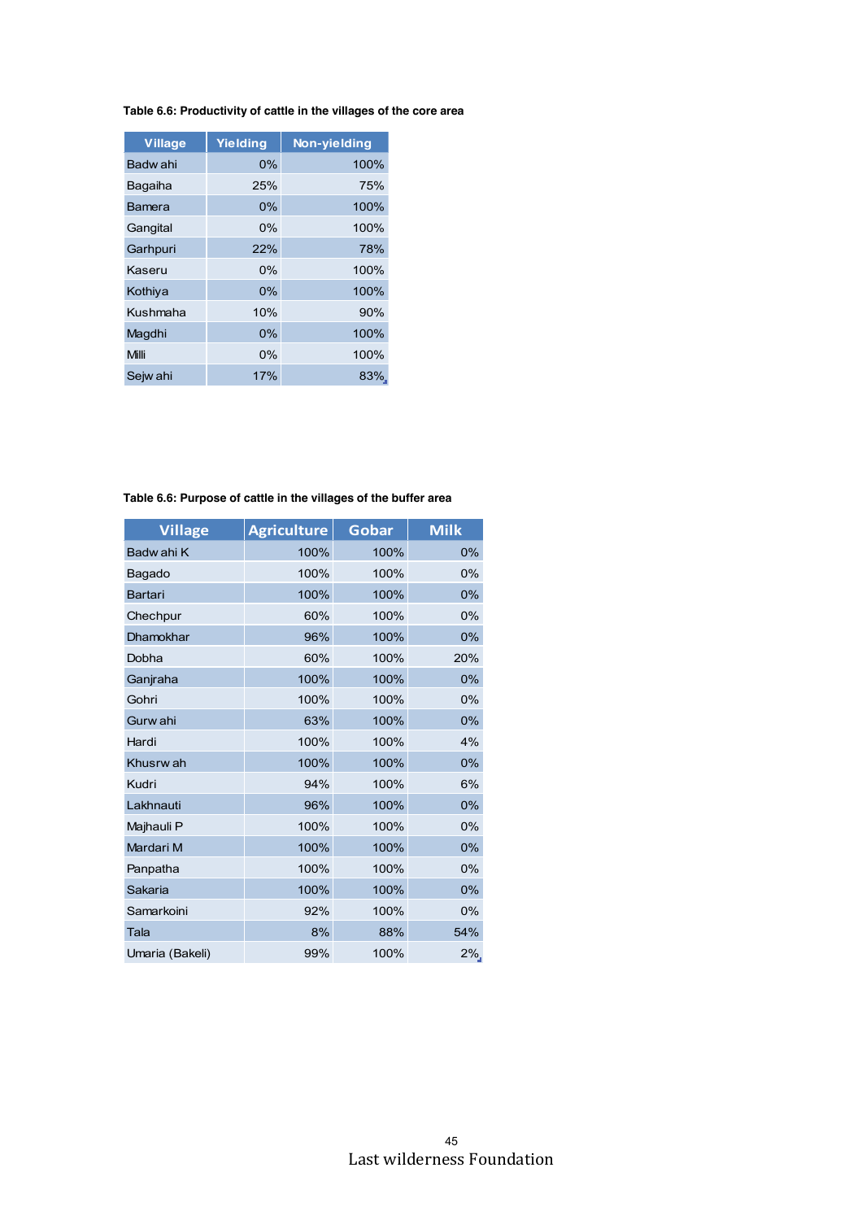**Table 6.6: Productivity of cattle in the villages of the core area**

| Village | Yielding | Non-yielding |
|---|---|---|
| Badw ahi | 0% | 100% |
| Bagaiha | 25% | 75% |
| Bamera | 0% | 100% |
| Gangital | 0% | 100% |
| Garhpuri | 22% | 78% |
| Kaseru | 0% | 100% |
| Kothiya | 0% | 100% |
| Kushmaha | 10% | 90% |
| Magdhi | 0% | 100% |
| Milli | 0% | 100% |
| Sejw ahi | 17% | 83% |

**Table 6.6: Purpose of cattle in the villages of the buffer area**

| Village | Agriculture | Gobar | Milk |
|---|---|---|---|
| Badw ahi K | 100% | 100% | 0% |
| Bagado | 100% | 100% | 0% |
| Bartari | 100% | 100% | 0% |
| Chechpur | 60% | 100% | 0% |
| Dhamokhar | 96% | 100% | 0% |
| Dobha | 60% | 100% | 20% |
| Ganjraha | 100% | 100% | 0% |
| Gohri | 100% | 100% | 0% |
| Gurw ahi | 63% | 100% | 0% |
| Hardi | 100% | 100% | 4% |
| Khusrw ah | 100% | 100% | 0% |
| Kudri | 94% | 100% | 6% |
| Lakhnauti | 96% | 100% | 0% |
| Majhauli P | 100% | 100% | 0% |
| Mardari M | 100% | 100% | 0% |
| Panpatha | 100% | 100% | 0% |
| Sakaria | 100% | 100% | 0% |
| Samarkoini | 92% | 100% | 0% |
| Tala | 8% | 88% | 54% |
| Umaria (Bakeli) | 99% | 100% | 2% |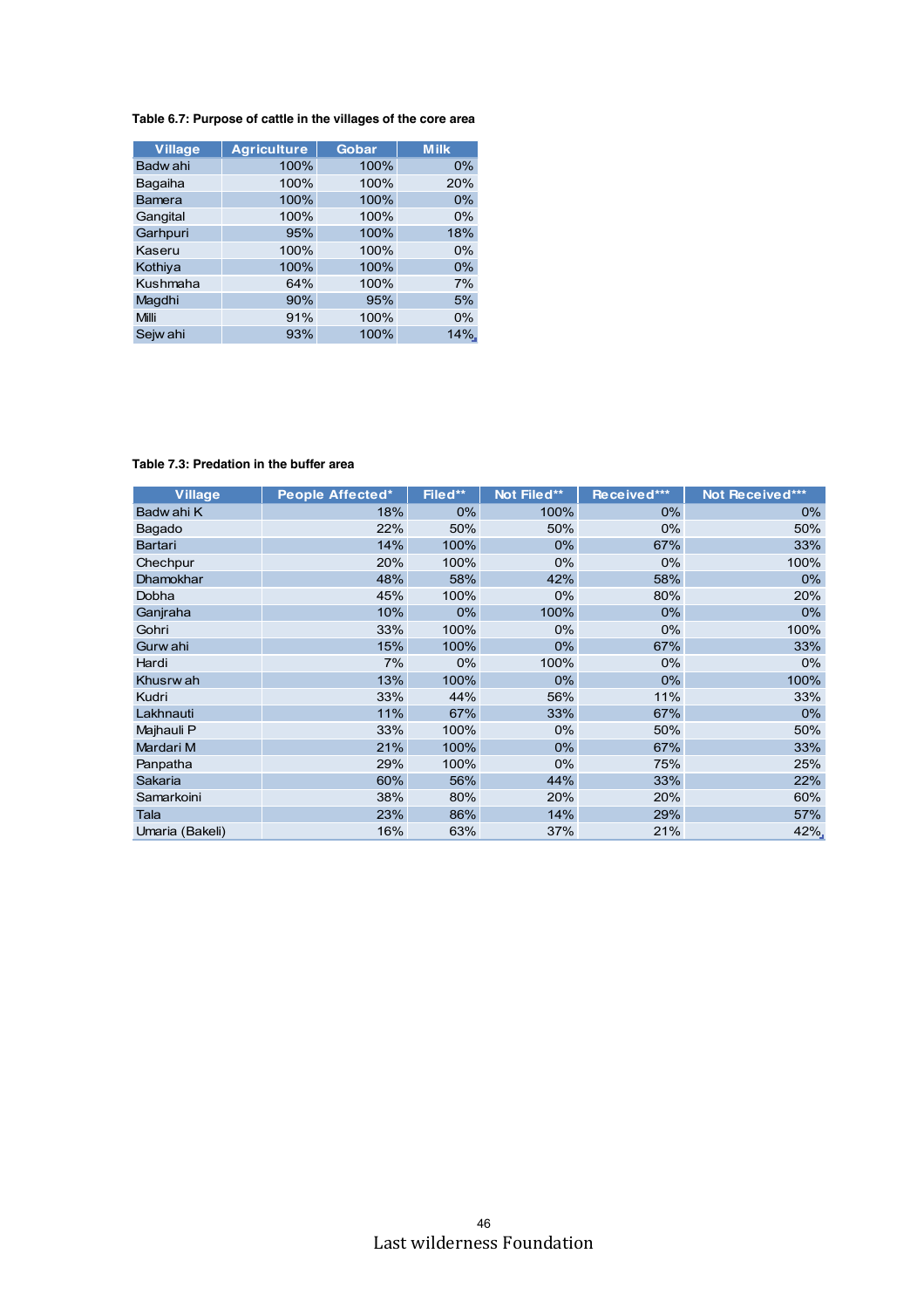**Table 6.7: Purpose of cattle in the villages of the core area**

| Village | Agriculture | Gobar | Milk |
|---|---|---|---|
| Badw ahi | 100% | 100% | 0% |
| Bagaiha | 100% | 100% | 20% |
| Bamera | 100% | 100% | 0% |
| Gangital | 100% | 100% | 0% |
| Garhpuri | 95% | 100% | 18% |
| Kaseru | 100% | 100% | 0% |
| Kothiya | 100% | 100% | 0% |
| Kushmaha | 64% | 100% | 7% |
| Magdhi | 90% | 95% | 5% |
| Milli | 91% | 100% | 0% |
| Sejw ahi | 93% | 100% | 14% |

**Table 7.3: Predation in the buffer area**

| Village | People Affected* | Filed** | Not Filed** | Received*** | Not Received*** |
|---|---|---|---|---|---|
| Badw ahi K | 18% | 0% | 100% | 0% | 0% |
| Bagado | 22% | 50% | 50% | 0% | 50% |
| Bartari | 14% | 100% | 0% | 67% | 33% |
| Chechpur | 20% | 100% | 0% | 0% | 100% |
| Dhamokhar | 48% | 58% | 42% | 58% | 0% |
| Dobha | 45% | 100% | 0% | 80% | 20% |
| Ganjraha | 10% | 0% | 100% | 0% | 0% |
| Gohri | 33% | 100% | 0% | 0% | 100% |
| Gurw ahi | 15% | 100% | 0% | 67% | 33% |
| Hardi | 7% | 0% | 100% | 0% | 0% |
| Khusrw ah | 13% | 100% | 0% | 0% | 100% |
| Kudri | 33% | 44% | 56% | 11% | 33% |
| Lakhnauti | 11% | 67% | 33% | 67% | 0% |
| Majhauli P | 33% | 100% | 0% | 50% | 50% |
| Mardari M | 21% | 100% | 0% | 67% | 33% |
| Panpatha | 29% | 100% | 0% | 75% | 25% |
| Sakaria | 60% | 56% | 44% | 33% | 22% |
| Samarkoini | 38% | 80% | 20% | 20% | 60% |
| Tala | 23% | 86% | 14% | 29% | 57% |
| Umaria (Bakeli) | 16% | 63% | 37% | 21% | 42% |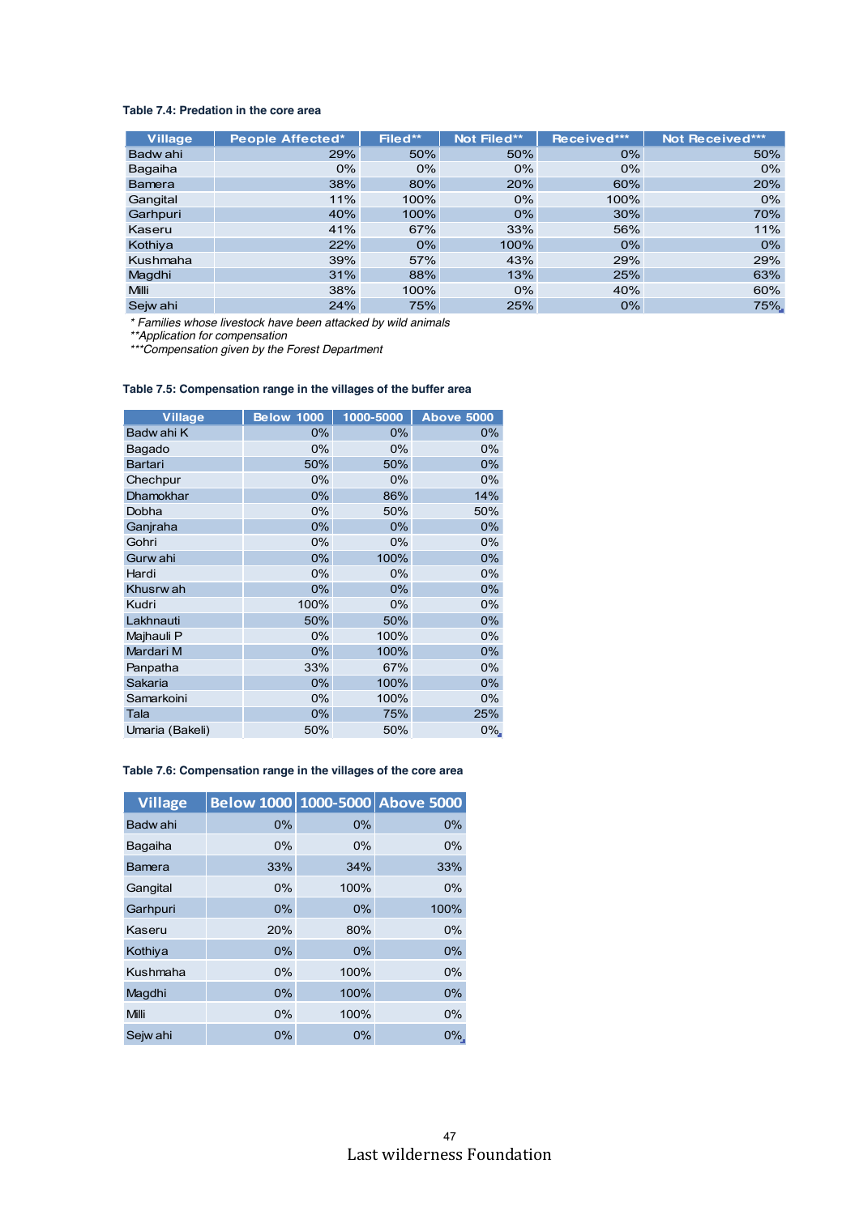**Table 7.4: Predation in the core area**

| Village | People Affected* | Filed** | Not Filed** | Received*** | Not Received*** |
|---|---|---|---|---|---|
| Badwahi | 29% | 50% | 50% | 0% | 50% |
| Bagaiha | 0% | 0% | 0% | 0% | 0% |
| Bamera | 38% | 80% | 20% | 60% | 20% |
| Gangital | 11% | 100% | 0% | 100% | 0% |
| Garhpuri | 40% | 100% | 0% | 30% | 70% |
| Kaseru | 41% | 67% | 33% | 56% | 11% |
| Kothiya | 22% | 0% | 100% | 0% | 0% |
| Kushmaha | 39% | 57% | 43% | 29% | 29% |
| Magdhi | 31% | 88% | 13% | 25% | 63% |
| Milli | 38% | 100% | 0% | 40% | 60% |
| Sejwahi | 24% | 75% | 25% | 0% | 75% |

*\* Families whose livestock have been attacked by wild animals*
*\*\*Application for compensation*
*\*\*\*Compensation given by the Forest Department*

**Table 7.5: Compensation range in the villages of the buffer area**

| Village | Below 1000 | 1000-5000 | Above 5000 |
|---|---|---|---|
| Badwahi K | 0% | 0% | 0% |
| Bagado | 0% | 0% | 0% |
| Bartari | 50% | 50% | 0% |
| Chechpur | 0% | 0% | 0% |
| Dhamokhar | 0% | 86% | 14% |
| Dobha | 0% | 50% | 50% |
| Ganjraha | 0% | 0% | 0% |
| Gohri | 0% | 0% | 0% |
| Gurwahi | 0% | 100% | 0% |
| Hardi | 0% | 0% | 0% |
| Khusrwah | 0% | 0% | 0% |
| Kudri | 100% | 0% | 0% |
| Lakhnauti | 50% | 50% | 0% |
| Majhauli P | 0% | 100% | 0% |
| Mardari M | 0% | 100% | 0% |
| Panpatha | 33% | 67% | 0% |
| Sakaria | 0% | 100% | 0% |
| Samarkoini | 0% | 100% | 0% |
| Tala | 0% | 75% | 25% |
| Umaria (Bakeli) | 50% | 50% | 0% |

**Table 7.6: Compensation range in the villages of the core area**

| Village | Below 1000 | 1000-5000 | Above 5000 |
|---|---|---|---|
| Badwahi | 0% | 0% | 0% |
| Bagaiha | 0% | 0% | 0% |
| Bamera | 33% | 34% | 33% |
| Gangital | 0% | 100% | 0% |
| Garhpuri | 0% | 0% | 100% |
| Kaseru | 20% | 80% | 0% |
| Kothiya | 0% | 0% | 0% |
| Kushmaha | 0% | 100% | 0% |
| Magdhi | 0% | 100% | 0% |
| Milli | 0% | 100% | 0% |
| Sejwahi | 0% | 0% | 0% |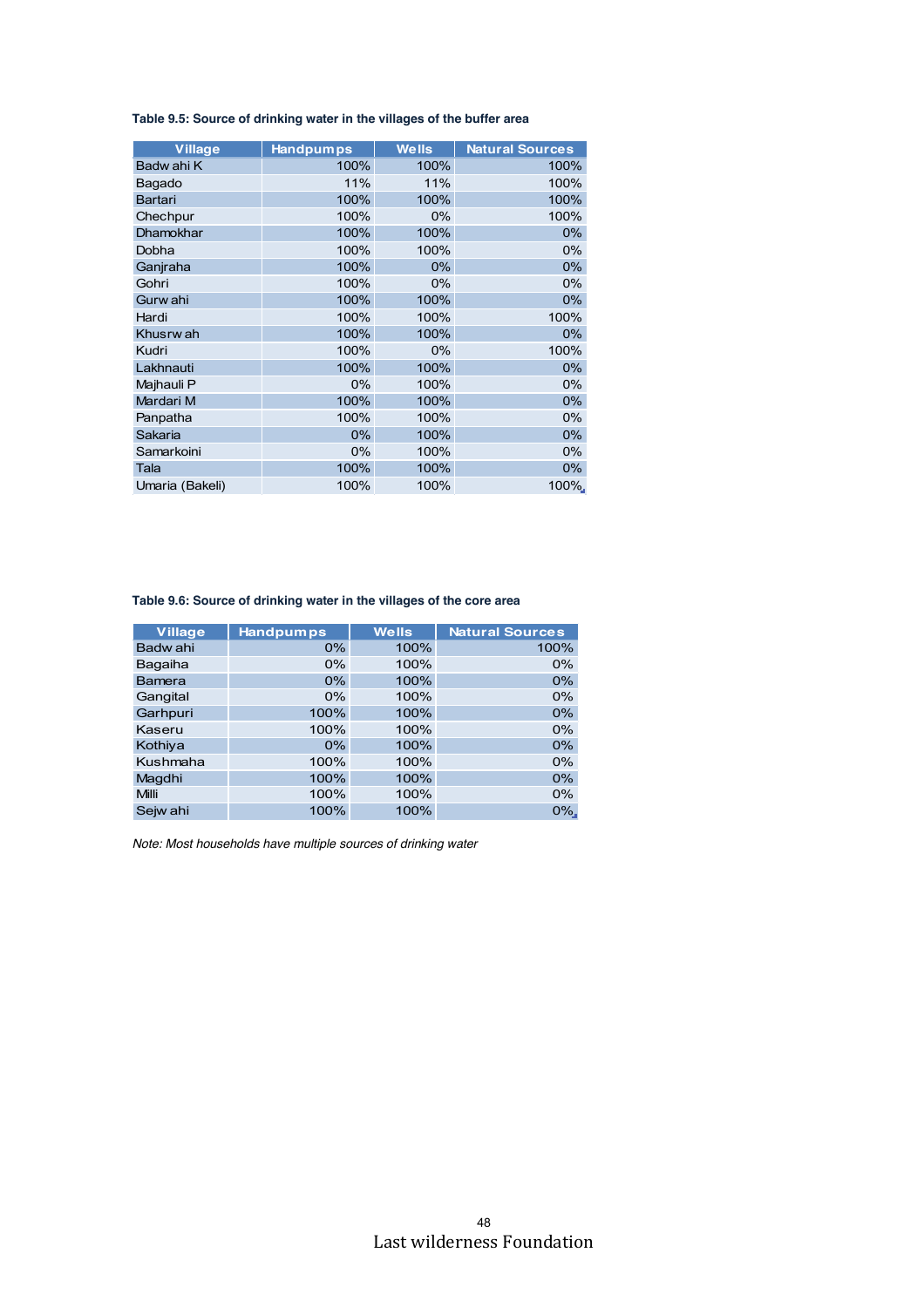**Table 9.5: Source of drinking water in the villages of the buffer area**

| Village | Handpumps | Wells | Natural Sources |
|---|---|---|---|
| Badw ahi K | 100% | 100% | 100% |
| Bagado | 11% | 11% | 100% |
| Bartari | 100% | 100% | 100% |
| Chechpur | 100% | 0% | 100% |
| Dhamokhar | 100% | 100% | 0% |
| Dobha | 100% | 100% | 0% |
| Ganjraha | 100% | 0% | 0% |
| Gohri | 100% | 0% | 0% |
| Gurw ahi | 100% | 100% | 0% |
| Hardi | 100% | 100% | 100% |
| Khusrw ah | 100% | 100% | 0% |
| Kudri | 100% | 0% | 100% |
| Lakhnauti | 100% | 100% | 0% |
| Majhauli P | 0% | 100% | 0% |
| Mardari M | 100% | 100% | 0% |
| Panpatha | 100% | 100% | 0% |
| Sakaria | 0% | 100% | 0% |
| Samarkoini | 0% | 100% | 0% |
| Tala | 100% | 100% | 0% |
| Umaria (Bakeli) | 100% | 100% | 100% |

**Table 9.6: Source of drinking water in the villages of the core area**

| Village | Handpumps | Wells | Natural Sources |
|---|---|---|---|
| Badw ahi | 0% | 100% | 100% |
| Bagaiha | 0% | 100% | 0% |
| Bamera | 0% | 100% | 0% |
| Gangital | 0% | 100% | 0% |
| Garhpuri | 100% | 100% | 0% |
| Kaseru | 100% | 100% | 0% |
| Kothiya | 0% | 100% | 0% |
| Kushmaha | 100% | 100% | 0% |
| Magdhi | 100% | 100% | 0% |
| Milli | 100% | 100% | 0% |
| Sejw ahi | 100% | 100% | 0% |

*Note: Most households have multiple sources of drinking water*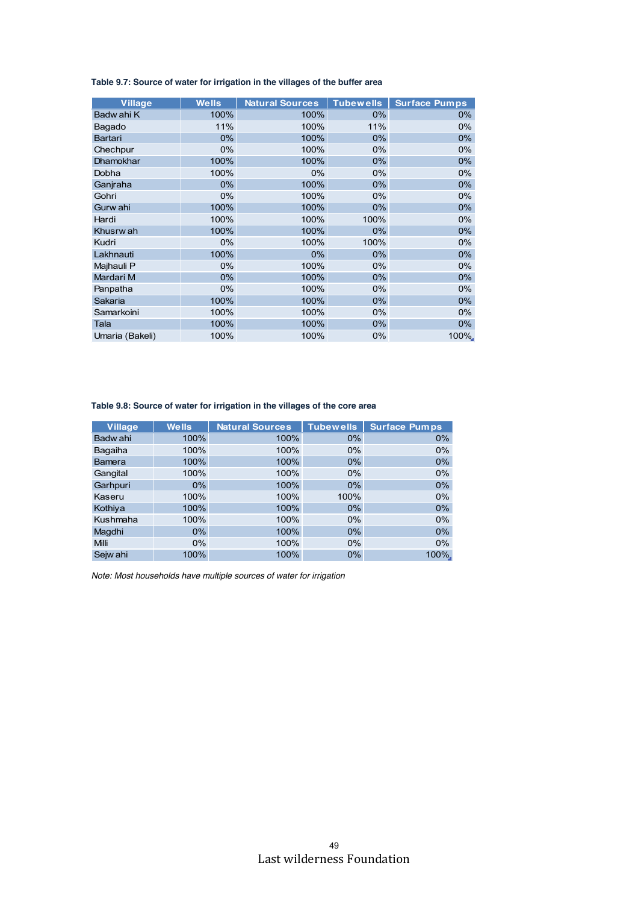**Table 9.7: Source of water for irrigation in the villages of the buffer area**

| Village | Wells | Natural Sources | Tubewells | Surface Pumps |
|---|---|---|---|---|
| Badwahi K | 100% | 100% | 0% | 0% |
| Bagado | 11% | 100% | 11% | 0% |
| Bartari | 0% | 100% | 0% | 0% |
| Chechpur | 0% | 100% | 0% | 0% |
| Dhamokhar | 100% | 100% | 0% | 0% |
| Dobha | 100% | 0% | 0% | 0% |
| Ganjraha | 0% | 100% | 0% | 0% |
| Gohri | 0% | 100% | 0% | 0% |
| Gurwahi | 100% | 100% | 0% | 0% |
| Hardi | 100% | 100% | 100% | 0% |
| Khusrwah | 100% | 100% | 0% | 0% |
| Kudri | 0% | 100% | 100% | 0% |
| Lakhnauti | 100% | 0% | 0% | 0% |
| Majhauli P | 0% | 100% | 0% | 0% |
| Mardari M | 0% | 100% | 0% | 0% |
| Panpatha | 0% | 100% | 0% | 0% |
| Sakaria | 100% | 100% | 0% | 0% |
| Samarkoini | 100% | 100% | 0% | 0% |
| Tala | 100% | 100% | 0% | 0% |
| Umaria (Bakeli) | 100% | 100% | 0% | 100% |

**Table 9.8: Source of water for irrigation in the villages of the core area**

| Village | Wells | Natural Sources | Tubewells | Surface Pumps |
|---|---|---|---|---|
| Badwahi | 100% | 100% | 0% | 0% |
| Bagaiha | 100% | 100% | 0% | 0% |
| Bamera | 100% | 100% | 0% | 0% |
| Gangital | 100% | 100% | 0% | 0% |
| Garhpuri | 0% | 100% | 0% | 0% |
| Kaseru | 100% | 100% | 100% | 0% |
| Kothiya | 100% | 100% | 0% | 0% |
| Kushmaha | 100% | 100% | 0% | 0% |
| Magdhi | 0% | 100% | 0% | 0% |
| Milli | 0% | 100% | 0% | 0% |
| Sejwahi | 100% | 100% | 0% | 100% |

*Note: Most households have multiple sources of water for irrigation*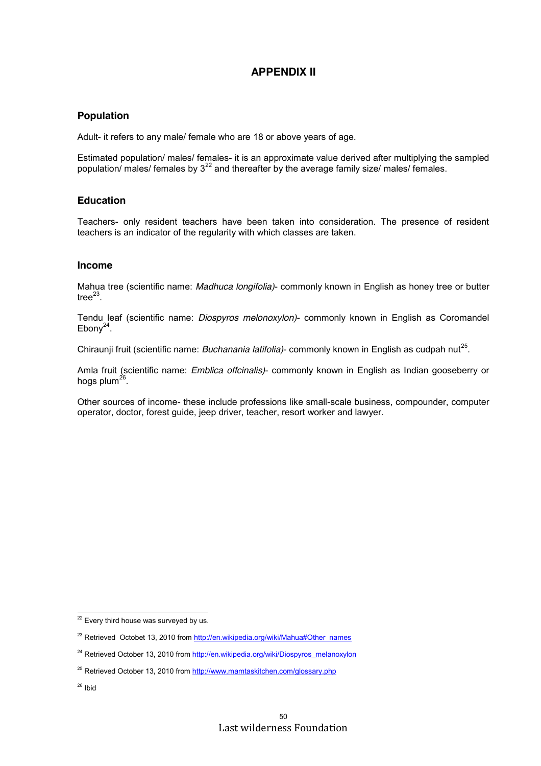# APPENDIX II

## Population

Adult- it refers to any male/ female who are 18 or above years of age.

Estimated population/ males/ females- it is an approximate value derived after multiplying the sampled population/ males/ females by 3[22] and thereafter by the average family size/ males/ females.

## Education

Teachers- only resident teachers have been taken into consideration. The presence of resident teachers is an indicator of the regularity with which classes are taken.

## Income

Mahua tree (scientific name: *Madhuca longifolia)*- commonly known in English as honey tree or butter tree[23].

Tendu leaf (scientific name: *Diospyros melonoxylon)*- commonly known in English as Coromandel Ebony[24].

Chiraunji fruit (scientific name: *Buchanania latifolia)*- commonly known in English as cudpah nut[25].

Amla fruit (scientific name: *Emblica offcinalis)*- commonly known in English as Indian gooseberry or hogs plum[26].

Other sources of income- these include professions like small-scale business, compounder, computer operator, doctor, forest guide, jeep driver, teacher, resort worker and lawyer.

---

[22] Every third house was surveyed by us.

[23] Retrieved Octobet 13, 2010 from http://en.wikipedia.org/wiki/Mahua#Other_names

[24] Retrieved October 13, 2010 from http://en.wikipedia.org/wiki/Diospyros_melanoxylon

[25] Retrieved October 13, 2010 from http://www.mamtaskitchen.com/glossary.php

[26] Ibid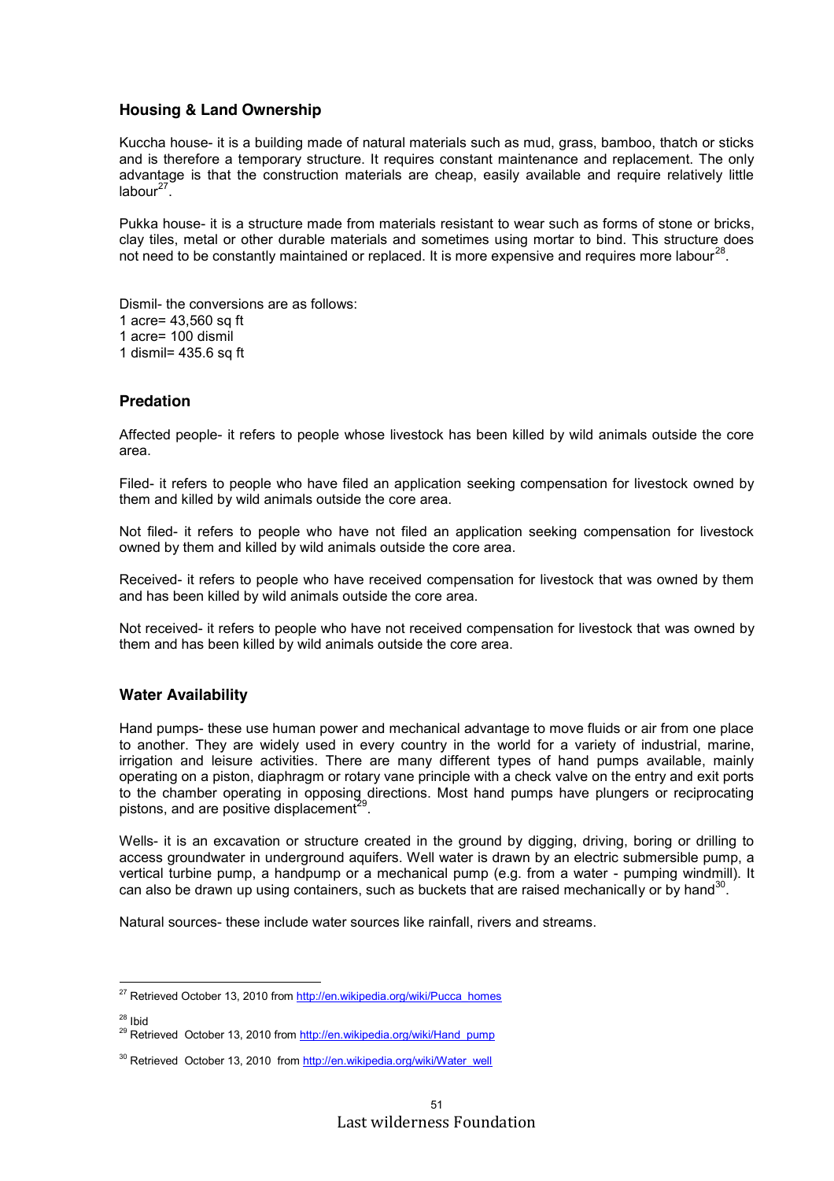## Housing & Land Ownership

Kuccha house- it is a building made of natural materials such as mud, grass, bamboo, thatch or sticks and is therefore a temporary structure. It requires constant maintenance and replacement. The only advantage is that the construction materials are cheap, easily available and require relatively little labour[27].

Pukka house- it is a structure made from materials resistant to wear such as forms of stone or bricks, clay tiles, metal or other durable materials and sometimes using mortar to bind. This structure does not need to be constantly maintained or replaced. It is more expensive and requires more labour[28].

Dismil- the conversions are as follows:
1 acre= 43,560 sq ft
1 acre= 100 dismil
1 dismil= 435.6 sq ft

## Predation

Affected people- it refers to people whose livestock has been killed by wild animals outside the core area.

Filed- it refers to people who have filed an application seeking compensation for livestock owned by them and killed by wild animals outside the core area.

Not filed- it refers to people who have not filed an application seeking compensation for livestock owned by them and killed by wild animals outside the core area.

Received- it refers to people who have received compensation for livestock that was owned by them and has been killed by wild animals outside the core area.

Not received- it refers to people who have not received compensation for livestock that was owned by them and has been killed by wild animals outside the core area.

## Water Availability

Hand pumps- these use human power and mechanical advantage to move fluids or air from one place to another. They are widely used in every country in the world for a variety of industrial, marine, irrigation and leisure activities. There are many different types of hand pumps available, mainly operating on a piston, diaphragm or rotary vane principle with a check valve on the entry and exit ports to the chamber operating in opposing directions. Most hand pumps have plungers or reciprocating pistons, and are positive displacement[29].

Wells- it is an excavation or structure created in the ground by digging, driving, boring or drilling to access groundwater in underground aquifers. Well water is drawn by an electric submersible pump, a vertical turbine pump, a handpump or a mechanical pump (e.g. from a water - pumping windmill). It can also be drawn up using containers, such as buckets that are raised mechanically or by hand[30].

Natural sources- these include water sources like rainfall, rivers and streams.

---

[27] Retrieved October 13, 2010 from http://en.wikipedia.org/wiki/Pucca_homes

[28] Ibid

[29] Retrieved October 13, 2010 from http://en.wikipedia.org/wiki/Hand_pump

[30] Retrieved October 13, 2010 from http://en.wikipedia.org/wiki/Water_well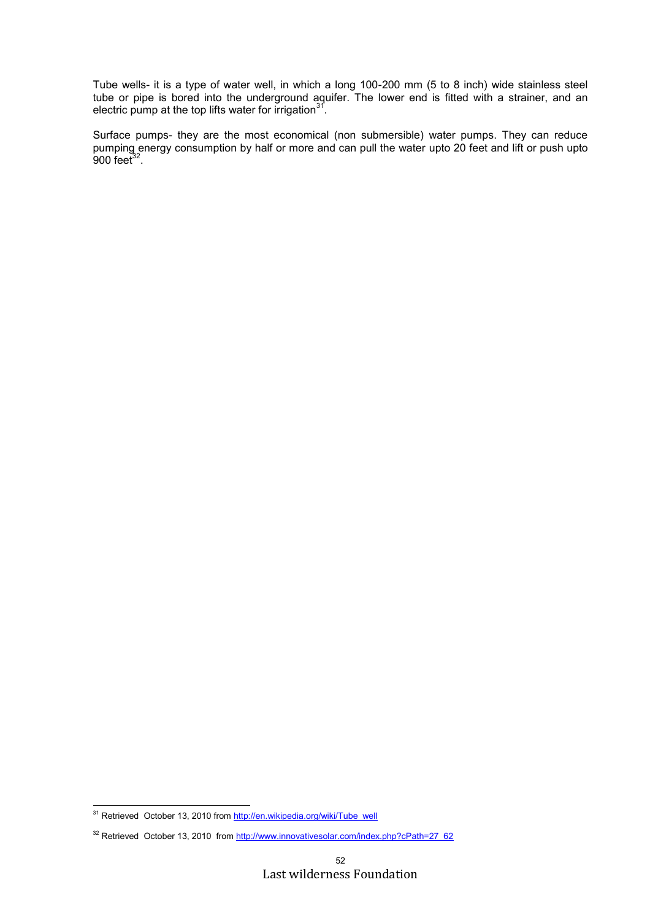Tube wells- it is a type of water well, in which a long 100-200 mm (5 to 8 inch) wide stainless steel tube or pipe is bored into the underground aquifer. The lower end is fitted with a strainer, and an electric pump at the top lifts water for irrigation[31].

Surface pumps- they are the most economical (non submersible) water pumps. They can reduce pumping energy consumption by half or more and can pull the water upto 20 feet and lift or push upto 900 feet[32].

---

[31] Retrieved October 13, 2010 from http://en.wikipedia.org/wiki/Tube_well

[32] Retrieved October 13, 2010 from http://www.innovativesolar.com/index.php?cPath=27_62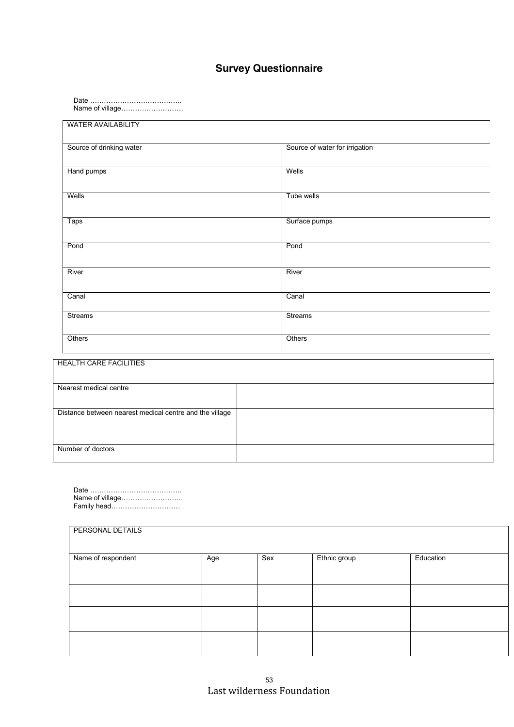# Survey Questionnaire

Date ………………………………….
Name of village………………………

| WATER AVAILABILITY | |
|---|---|
| Source of drinking water | Source of water for irrigation |
| Hand pumps | Wells |
| Wells | Tube wells |
| Taps | Surface pumps |
| Pond | Pond |
| River | River |
| Canal | Canal |
| Streams | Streams |
| Others | Others |

| HEALTH CARE FACILITIES | |
|---|---|
| Nearest medical centre | |
| Distance between nearest medical centre and the village | |
| Number of doctors | |

Date ………………………………….
Name of village……………………...
Family head…………………………

| PERSONAL DETAILS | | | | |
|---|---|---|---|---|
| Name of respondent | Age | Sex | Ethnic group | Education |
| | | | | |
| | | | | |
| | | | | |

Last wilderness Foundation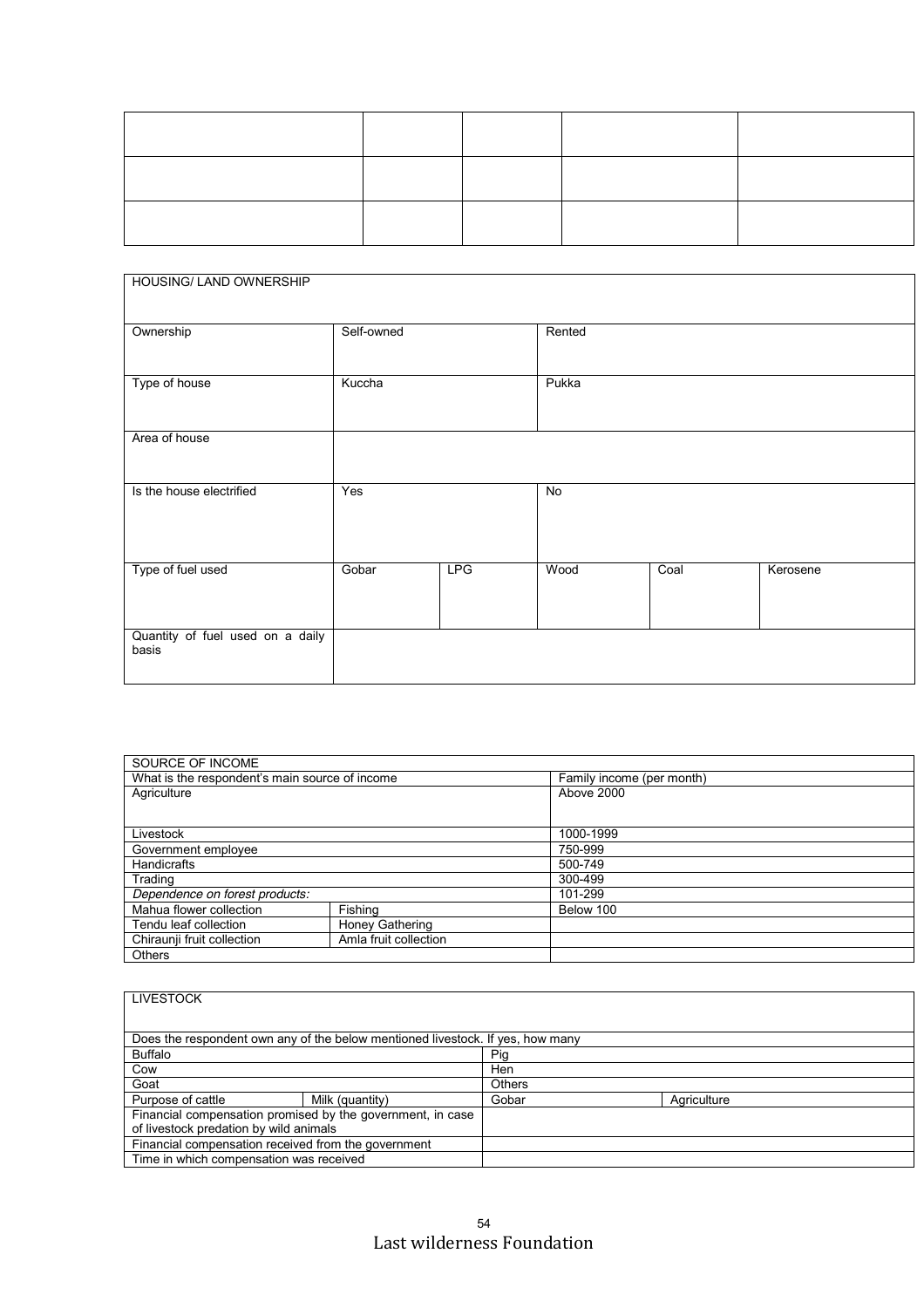| | | | | |
|---|---|---|---|---|
| | | | | |
| | | | | |
| | | | | |

| HOUSING/ LAND OWNERSHIP | | | | | |
|---|---|---|---|---|---|
| Ownership | Self-owned | | Rented | | |
| Type of house | Kuccha | | Pukka | | |
| Area of house | | | | | |
| Is the house electrified | Yes | | No | | |
| Type of fuel used | Gobar | LPG | Wood | Coal | Kerosene |
| Quantity of fuel used on a daily basis | | | | | |

| SOURCE OF INCOME | | |
|---|---|---|
| What is the respondent's main source of income | | Family income (per month) |
| Agriculture | | Above 2000 |
| Livestock | | 1000-1999 |
| Government employee | | 750-999 |
| Handicrafts | | 500-749 |
| Trading | | 300-499 |
| *Dependence on forest products:* | | 101-299 |
| Mahua flower collection | Fishing | Below 100 |
| Tendu leaf collection | Honey Gathering | |
| Chiraunji fruit collection | Amla fruit collection | |
| Others | | |

| LIVESTOCK | | | |
|---|---|---|---|
| Does the respondent own any of the below mentioned livestock. If yes, how many | | | |
| Buffalo | | Pig | |
| Cow | | Hen | |
| Goat | | Others | |
| Purpose of cattle | Milk (quantity) | Gobar | Agriculture |
| Financial compensation promised by the government, in case of livestock predation by wild animals | | | |
| Financial compensation received from the government | | | |
| Time in which compensation was received | | | |

Last wilderness Foundation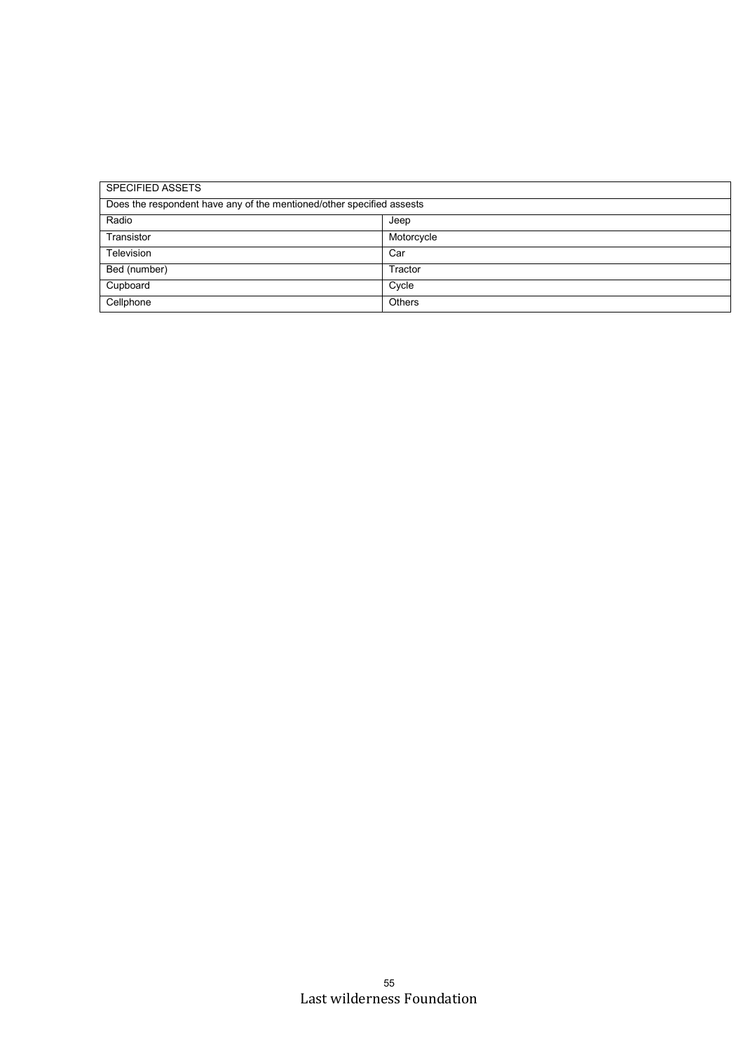| SPECIFIED ASSETS | |
|---|---|
| Does the respondent have any of the mentioned/other specified assests | |
| Radio | Jeep |
| Transistor | Motorcycle |
| Television | Car |
| Bed (number) | Tractor |
| Cupboard | Cycle |
| Cellphone | Others |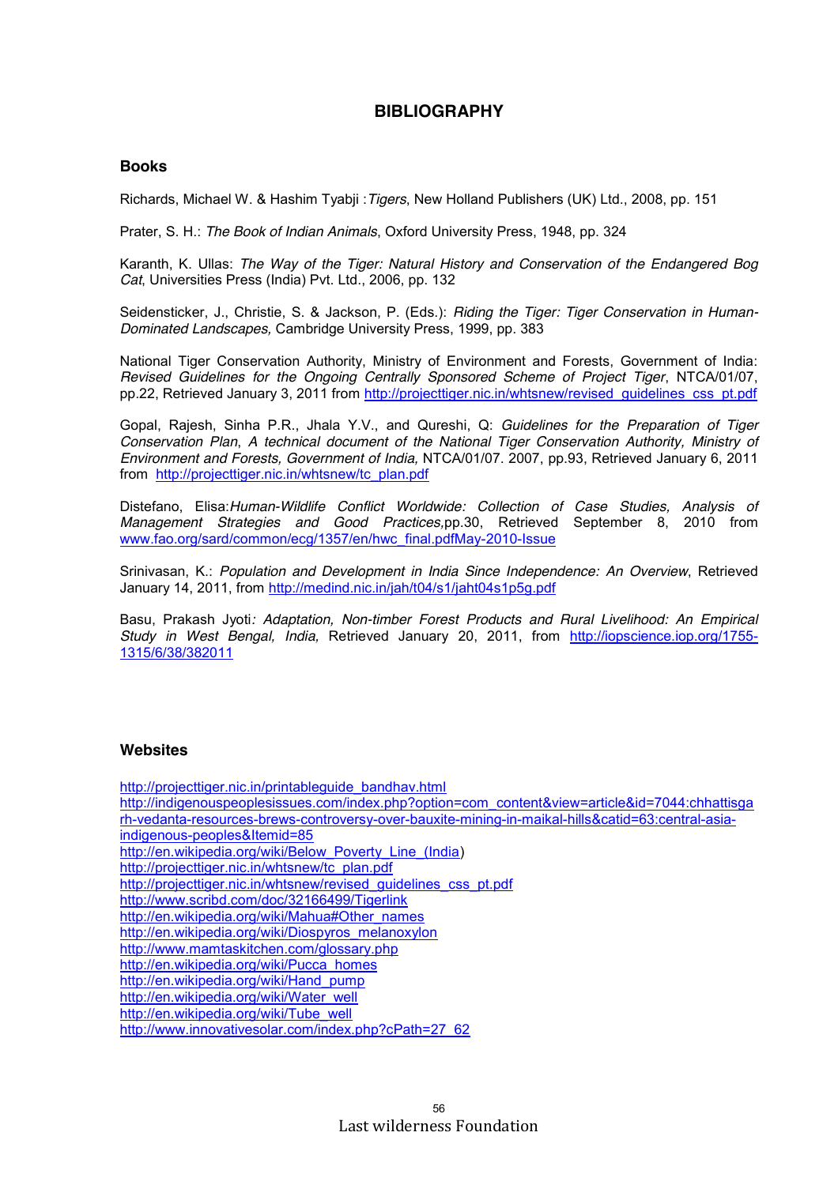# BIBLIOGRAPHY

## Books

Richards, Michael W. & Hashim Tyabji :*Tigers*, New Holland Publishers (UK) Ltd., 2008, pp. 151

Prater, S. H.: *The Book of Indian Animals*, Oxford University Press, 1948, pp. 324

Karanth, K. Ullas: *The Way of the Tiger: Natural History and Conservation of the Endangered Bog Cat*, Universities Press (India) Pvt. Ltd., 2006, pp. 132

Seidensticker, J., Christie, S. & Jackson, P. (Eds.): *Riding the Tiger: Tiger Conservation in Human-Dominated Landscapes,* Cambridge University Press, 1999, pp. 383

National Tiger Conservation Authority, Ministry of Environment and Forests, Government of India: *Revised Guidelines for the Ongoing Centrally Sponsored Scheme of Project Tiger*, NTCA/01/07, pp.22, Retrieved January 3, 2011 from http://projecttiger.nic.in/whtsnew/revised_guidelines_css_pt.pdf

Gopal, Rajesh, Sinha P.R., Jhala Y.V., and Qureshi, Q: *Guidelines for the Preparation of Tiger Conservation Plan*, *A technical document of the National Tiger Conservation Authority, Ministry of Environment and Forests, Government of India,* NTCA/01/07. 2007, pp.93, Retrieved January 6, 2011 from http://projecttiger.nic.in/whtsnew/tc_plan.pdf

Distefano, Elisa:*Human-Wildlife Conflict Worldwide: Collection of Case Studies, Analysis of Management Strategies and Good Practices,*pp.30, Retrieved September 8, 2010 from www.fao.org/sard/common/ecg/1357/en/hwc_final.pdfMay-2010-Issue

Srinivasan, K.: *Population and Development in India Since Independence: An Overview*, Retrieved January 14, 2011, from http://medind.nic.in/jah/t04/s1/jaht04s1p5g.pdf

Basu, Prakash Jyoti*: Adaptation, Non-timber Forest Products and Rural Livelihood: An Empirical Study in West Bengal, India,* Retrieved January 20, 2011, from http://iopscience.iop.org/1755-1315/6/38/382011

## Websites

http://projecttiger.nic.in/printableguide_bandhav.html
http://indigenouspeoplesissues.com/index.php?option=com_content&view=article&id=7044:chhattisgarh-vedanta-resources-brews-controversy-over-bauxite-mining-in-maikal-hills&catid=63:central-asia-indigenous-peoples&Itemid=85
http://en.wikipedia.org/wiki/Below_Poverty_Line_(India))
http://projecttiger.nic.in/whtsnew/tc_plan.pdf
http://projecttiger.nic.in/whtsnew/revised_guidelines_css_pt.pdf
http://www.scribd.com/doc/32166499/Tigerlink
http://en.wikipedia.org/wiki/Mahua#Other_names
http://en.wikipedia.org/wiki/Diospyros_melanoxylon
http://www.mamtaskitchen.com/glossary.php
http://en.wikipedia.org/wiki/Pucca_homes
http://en.wikipedia.org/wiki/Hand_pump
http://en.wikipedia.org/wiki/Water_well
http://en.wikipedia.org/wiki/Tube_well
http://www.innovativesolar.com/index.php?cPath=27_62